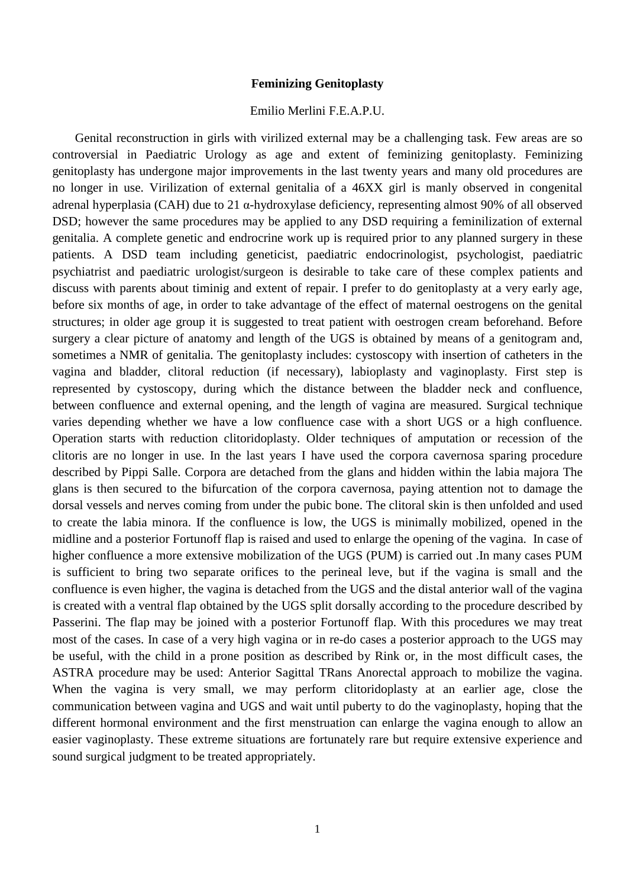# Feminizing Genitoplasty

Emilio Merlini F.E.A.P.U.

Genital reconstruction in girls with virilized external may be a challenging task. Few areas are so controversial in Paediatric Urology as age and extent of feminizing genitoplasty. Feminizing genitoplasty has undergone major improvements in the last twenty years and many old procedures are no longer in use. Virilization of external genitalia of a 46XX girl is manly observed in congenital adrenal hyperplasia (CAH) due to 21 α-hydroxylase deficiency, representing almost 90% of all observed DSD; however the same procedures may be applied to any DSD requiring a feminilization of external genitalia. A complete genetic and endrocrine work up is required prior to any planned surgery in these patients. A DSD team including geneticist, paediatric endocrinologist, psychologist, paediatric psychiatrist and paediatric urologist/surgeon is desirable to take care of these complex patients and discuss with parents about timinig and extent of repair. I prefer to do genitoplasty at a very early age, before six months of age, in order to take advantage of the effect of maternal oestrogens on the genital structures; in older age group it is suggested to treat patient with oestrogen cream beforehand. Before surgery a clear picture of anatomy and length of the UGS is obtained by means of a genitogram and, sometimes a NMR of genitalia. The genitoplasty includes: cystoscopy with insertion of catheters in the vagina and bladder, clitoral reduction (if necessary), labioplasty and vaginoplasty. First step is represented by cystoscopy, during which the distance between the bladder neck and confluence, between confluence and external opening, and the length of vagina are measured. Surgical technique varies depending whether we have a low confluence case with a short UGS or a high confluence. Operation starts with reduction clitoridoplasty. Older techniques of amputation or recession of the clitoris are no longer in use. In the last years I have used the corpora cavernosa sparing procedure described by Pippi Salle. Corpora are detached from the glans and hidden within the labia majora The glans is then secured to the bifurcation of the corpora cavernosa, paying attention not to damage the dorsal vessels and nerves coming from under the pubic bone. The clitoral skin is then unfolded and used to create the labia minora. If the confluence is low, the UGS is minimally mobilized, opened in the midline and a posterior Fortunoff flap is raised and used to enlarge the opening of the vagina. In case of higher confluence a more extensive mobilization of the UGS (PUM) is carried out .In many cases PUM is sufficient to bring two separate orifices to the perineal leve, but if the vagina is small and the confluence is even higher, the vagina is detached from the UGS and the distal anterior wall of the vagina is created with a ventral flap obtained by the UGS split dorsally according to the procedure described by Passerini. The flap may be joined with a posterior Fortunoff flap. With this procedures we may treat most of the cases. In case of a very high vagina or in re-do cases a posterior approach to the UGS may be useful, with the child in a prone position as described by Rink or, in the most difficult cases, the ASTRA procedure may be used: Anterior Sagittal TRans Anorectal approach to mobilize the vagina. When the vagina is very small, we may perform clitoridoplasty at an earlier age, close the communication between vagina and UGS and wait until puberty to do the vaginoplasty, hoping that the different hormonal environment and the first menstruation can enlarge the vagina enough to allow an easier vaginoplasty. These extreme situations are fortunately rare but require extensive experience and sound surgical judgment to be treated appropriately.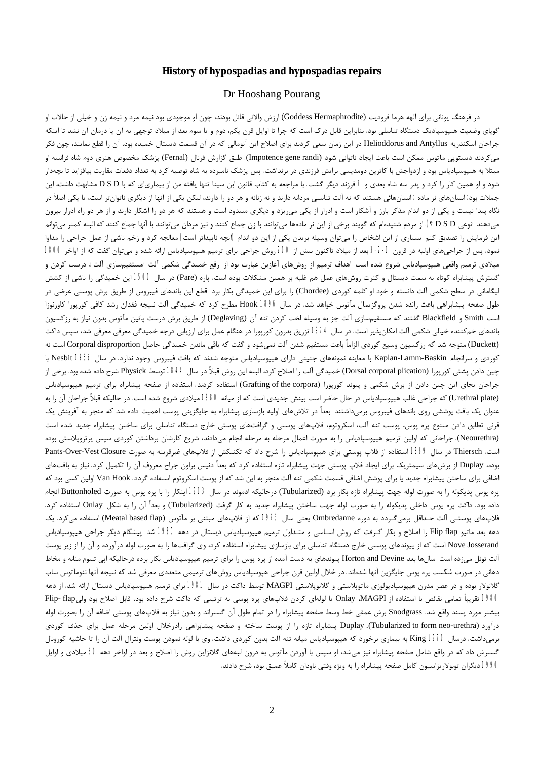## History of hypospadias and hypospadias repairs

Dr Hooshang Pourang

در فرهنگ یونانی برای الهه هرما فرودیت (Goddess Hermaphrodite) ارزش والائی قائل بودند، چون او موجودی بود نیمه مرد و نیمه زن و خیلی از حالات او گویای وضعیت هیپوسپادیک دستگاه تناسلی بود. بنابراین قابل درک است که چرا تا اوایل قرن یکم، دوم و یا سوم بعد از میلاد توجهی به آن یا درمان آن نشد تا اینکه جراحان اسکندریه Helioddorus and Antyllus در این زمان سعی کردند برای اصلاح این آنومالی که در آن قسمت دیستال خمیده بود، آن را قطع نمایند، چون فکر می‌کردند دیستوپی مآتوس ممکن است باعث ایجاد ناتوانی شود (Impotence gene randi). طبق گزارش فرنال (Fernal) پزشک مخصوص هنری دوم شاه فرانسه او مبتلا به هیپوسپادیاس بود و ازدواجش با کاترین دومدیسی برایش فرزندی در برنداشت. پس پزشک نامبرده به شاه توصیه کرد به تعداد دفعات مقاربت بیافزاید تا بچه‌دار شود و او همین کار را کرد و پدر سه شاه بعدی و ۶ فرزند دیگر گشت. با مراجعه به کتاب قانون ابن سینا تنها یافته من از بیماری‌ای که با D S D مشابهت داشت، این جملات بود: انسان‌های نر ماده: انسان‌هائی هستند که نه آلت تناسلی مردانه دارند و نه زنانه و هر دو را دارند، لیکن یکی از آنها از دیگری ناتوان‌تر است، یا یکی اصلاً در نگاه پیدا نیست و یکی از دو اندام مذکر بارز و آشکار است و ادرار از یکی می‌ریزد و دیگری مسدود است و هستند که هر دو را آشکار دارند و از هر دو راه ادرار بیرون می‌دهند (نوعی D S D ؟). از مردم شنیده‌ام که گویند برخی از این نر ماده‌ها می‌توانند با زن جماع کنند و نیز مردان می‌توانند با آنها جماع کنند که البته کمتر می‌توانم این فرمایش را تصدیق کنم. بسیاری از این اشخاص را می‌توان وسیله بریدن یکی از این دو اندام (آنچه ناپیداتر است) معالجه کرد و زخم ناشی از عمل جراحی را مداوا نمود. پس از جراحی‌های اولیه در قرون ۱-۲-۳ بعد از میلاد تاکنون بیش از ۳۰۰ روش جراحی برای ترمیم هیپوسپادیاس ارائه شده و می‌توان گفت که از اواخر ۱۸۰۰ میلادی ترمیم واقعی هیپوسپادیاس شروع شده است. اهداف ترمیم از روش‌های آغازین عبارت بود از: رفع خمیدگی شکمی آلت (مستقیم‌سازی آلت)، درست کردن و گسترش پیشابراه کوتاه به سمت دیستال و کثرت روش‌های عمل هم غلبه بر همین مشکلات بوده است. پاره (Pare) در سال ۱۵۱۰ این خمیدگی را ناشی از کشش لیگامانی در سطح شکمی آلت دانسته و خود او کلمه کوردی (Chordee) را برای این خمیدگی بکار برد. قطع این باندهای فیبروس از طریق برش پوستی عرضی در طول صفحه پیشابراهی باعث رانده شدن پروگزیمال مآتوس خواهد شد. در سال ۱۸۹۶ Hook مطرح کرد که خمیدگی آلت نتیجه فقدان رشد کافی کورپورا کاورنوزا است Smith و Blackfield گفتند که مستقیم‌سازی آلت جز به وسیله لخت کردن تنه آن (Deglaving) از طریق برش درست پائین مآتوس بدون نیاز به رزکسیون باندهای خم‌کننده خیالی شکمی آلت امکان‌پذیر است. در سال ۱۹۷۴ تزریق بدرون کورپورا در هنگام عمل برای ارزیابی درجه خمیدگی معرفی شد، سپس داکت (Duckett) متوجه شد که رزکسیون وسیع کوردی الزاماً باعث مستقیم شدن آلت نمی‌شود و گفت که باقی ماندن خمیدگی حاصل Corporal disproportion است نه کوردی و سرانجام Kaplan-Lamm-Baskin با معاینه نمونه‌های جنینی دارای هیپوسپادیاس متوجه شدند که بافت فیبروس وجود ندارد. در سال ۱۹۶۵ Nesbit با چین دادن پشتی کورپورا (Dorsal corporal plication) خمیدگی آلت را اصلاح کرد، البته این روش قبلاً در سال ۱۸۴۴ توسط Physick شرح داده شده بود. برخی از جراحان بجای این چین دادن از برش شکمی و پیوند کورپورا (Grafting of the corpora) استفاده کردند. استفاده از صفحه پیشابراه برای ترمیم هیپوسپادیاس (Urethral plate) که جراحی غالب هیپوسپادیاس در حال حاضر است بینش جدیدی است که از میانه ۱۹۹۰ میلادی شروع شده است. در حالیکه قبلاً جراحان آن را به عنوان یک بافت پوششی روی باندهای فیبروس در نظر می‌گرفتند و آن را برمی‌داشتند. بعداً در تلاش‌های اولیه بازسازی پیشابراه به جایگزینی پوست اهمیت داده شد که منجر به آفرینش یک قرنی تطابق دادن متنوع پره پوس، پوست تنه آلت، اسکروتوم، فلاپ‌های پوستی و گرافت‌های پوستی خارج دستگاه تناسلی برای ساختن پیشابراه جدید شده است (Neourethra). جراحانی که اولین ترمیم هیپوسپادیاس را به صورت اعمال مرحله به مرحله انجام می‌دادند، شروع کارشان برداشتن کوردی سپس یرتروپلاستی بوده است. Thiersch در سال ۱۸۶۹ استفاده از فلاپ پوستی برای هیپوسپادیاس را شرح داد که تکنیکش از فلاپ‌های غیرقرینه به صورت Pants-Over-Vest Closure بوده، Duplay از برش‌های سیمتریک برای ایجاد فلاپ پوستی جهت پیشابراه تازه استفاده کرد که بعداً دنیس براون جراح معروف آن را تکمیل کرد. نیاز به بافت‌های اضافی برای ساختن پیشابراه جدید یا برای پوشش اضافی قسمت شکمی تنه آلت منجر به این شد که از پوست اسکروتوم استفاده گردد. Van Hook اولین کسی بود که پره پوس پدیکوله را به صورت لوله جهت پیشابراه تازه بکار برد (Tubularized) درحالیکه ادموند در سال ۱۹۱۳ اینکار را با پره پوس به صورت Buttonholed انجام داده بود. داکت پره پوس داخلی پدیکوله را به صورت لوله جهت ساختن پیشابراه جدید به کار گرفت (Tubularized) و بعداً آن را به شکل Onlay استفاده کرد. فلاپ‌های پوستی آلت حداقل برمی‌گردد به دوره Ombredanne یعنی سال ۱۹۳۲ که از فلاپ‌های مبتنی بر مآتوس (Meatal based flap) استفاده می‌کرد. یک دهه بعد ماتیو Flip flap را اصلاح و بکار گرفت که روش اساسی و متداول ترمیم هیپوسپادیاس دیستال در دهه ۱۹۸۰ شد. پیشگام جراحی دیگر جراحی هیپوسپادیاس Nove Josserand است که از پیوندهای پوستی خارج دستگاه تناسلی برای بازسازی پیشابراه استفاده کرد، وی گرافت‌ها را به صورت لوله درآورده و آن را از زیر پوست آلت تونل می‌زده است. سال‌ها بعد Horton and Devine پیوندهای به دست آمده از پره پوس را برای ترمیم هیپوسپادیاس بکار برده درحالیکه اپی تلیوم مثانه و مخاط دهانی در صورت شکست پره پوس جایگزین آنها شده‌اند. در خلال اولین قرن جراحی هیپوسپادیاس روش‌های ترمیمی متعددی معرفی شد که نتیجه آنها نئومآتوس ساب گلانولار بوده و در عصر مدرن هیپوسپادیولوژی مآتوپلاستی و گلانوپلاستی MAGPI توسط داکت در سال ۱۹۸۱ برای ترمیم هیپوسپادیاس دیستال ارائه شد. از دهه ۱۹۹۰ تقریباً تمامی نقائص با استفاده از MAGPI، Onlay یا لوله‌ای کردن فلاپ‌های پره پوسی به ترتیبی که داکت شرح داده بود، قابل اصلاح بود ولی Flip-flap بیشتر مورد پسند واقع شد. Snodgrass برش عمقی خط وسط صفحه پیشابراه را در تمام طول آن گستراند و بدون نیاز به فلاپ‌های پوستی اضافه آن را بصورت لوله درآورد (Tubularized to form neo-urethra). Duplay پیشابراه تازه را از پوست ساخته و صفحه پیشابراهی رادرخلال اولین مرحله عمل برای حذف کوردی برمی‌داشت. درسال ۱۹۷۱ King به بیماری برخورد که هیپوسپادیاس میانه تنه آلت بدون کوردی داشت. وی با لوله نمودن پوست ونترال آلت آن را تا حاشیه کورونال گسترش داد که در واقع شامل صفحه پیشابراه نیز می‌شد، او سپس با آوردن مآتوس به درون لبه‌های گلانزاین روش را اصلاح و بعد در اواخر دهه ۸۰ میلادی و اوایل ۱۹۹۰ دیگران توبولاریزاسیون کامل صفحه پیشابراه را به ویژه وقتی ناودان کاملاً عمیق بود، شرح دادند.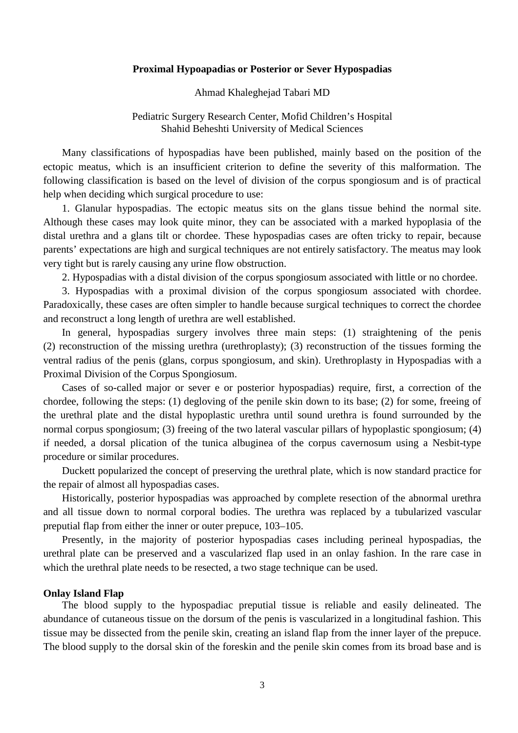**Proximal Hypoapadias or Posterior or Sever Hypospadias**

Ahmad Khaleghejad Tabari MD

Pediatric Surgery Research Center, Mofid Children's Hospital
Shahid Beheshti University of Medical Sciences

Many classifications of hypospadias have been published, mainly based on the position of the ectopic meatus, which is an insufficient criterion to define the severity of this malformation. The following classification is based on the level of division of the corpus spongiosum and is of practical help when deciding which surgical procedure to use:

1. Glanular hypospadias. The ectopic meatus sits on the glans tissue behind the normal site. Although these cases may look quite minor, they can be associated with a marked hypoplasia of the distal urethra and a glans tilt or chordee. These hypospadias cases are often tricky to repair, because parents' expectations are high and surgical techniques are not entirely satisfactory. The meatus may look very tight but is rarely causing any urine flow obstruction.

2. Hypospadias with a distal division of the corpus spongiosum associated with little or no chordee.

3. Hypospadias with a proximal division of the corpus spongiosum associated with chordee. Paradoxically, these cases are often simpler to handle because surgical techniques to correct the chordee and reconstruct a long length of urethra are well established.

In general, hypospadias surgery involves three main steps: (1) straightening of the penis (2) reconstruction of the missing urethra (urethroplasty); (3) reconstruction of the tissues forming the ventral radius of the penis (glans, corpus spongiosum, and skin). Urethroplasty in Hypospadias with a Proximal Division of the Corpus Spongiosum.

Cases of so-called major or sever e or posterior hypospadias) require, first, a correction of the chordee, following the steps: (1) degloving of the penile skin down to its base; (2) for some, freeing of the urethral plate and the distal hypoplastic urethra until sound urethra is found surrounded by the normal corpus spongiosum; (3) freeing of the two lateral vascular pillars of hypoplastic spongiosum; (4) if needed, a dorsal plication of the tunica albuginea of the corpus cavernosum using a Nesbit-type procedure or similar procedures.

Duckett popularized the concept of preserving the urethral plate, which is now standard practice for the repair of almost all hypospadias cases.

Historically, posterior hypospadias was approached by complete resection of the abnormal urethra and all tissue down to normal corporal bodies. The urethra was replaced by a tubularized vascular preputial flap from either the inner or outer prepuce, 103–105.

Presently, in the majority of posterior hypospadias cases including perineal hypospadias, the urethral plate can be preserved and a vascularized flap used in an onlay fashion. In the rare case in which the urethral plate needs to be resected, a two stage technique can be used.

**Onlay Island Flap**

The blood supply to the hypospadiac preputial tissue is reliable and easily delineated. The abundance of cutaneous tissue on the dorsum of the penis is vascularized in a longitudinal fashion. This tissue may be dissected from the penile skin, creating an island flap from the inner layer of the prepuce. The blood supply to the dorsal skin of the foreskin and the penile skin comes from its broad base and is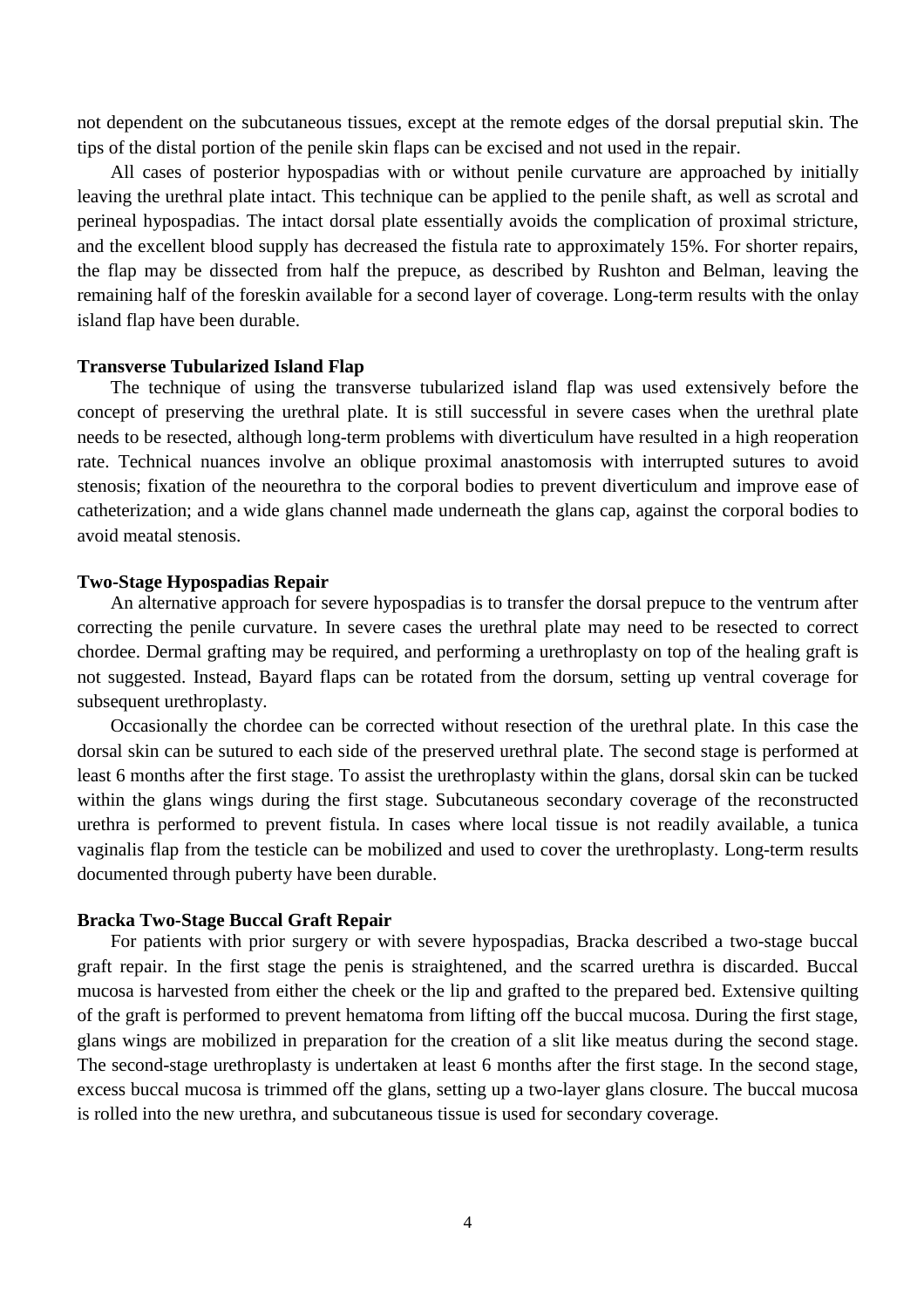not dependent on the subcutaneous tissues, except at the remote edges of the dorsal preputial skin. The tips of the distal portion of the penile skin flaps can be excised and not used in the repair.

All cases of posterior hypospadias with or without penile curvature are approached by initially leaving the urethral plate intact. This technique can be applied to the penile shaft, as well as scrotal and perineal hypospadias. The intact dorsal plate essentially avoids the complication of proximal stricture, and the excellent blood supply has decreased the fistula rate to approximately 15%. For shorter repairs, the flap may be dissected from half the prepuce, as described by Rushton and Belman, leaving the remaining half of the foreskin available for a second layer of coverage. Long-term results with the onlay island flap have been durable.

**Transverse Tubularized Island Flap**

The technique of using the transverse tubularized island flap was used extensively before the concept of preserving the urethral plate. It is still successful in severe cases when the urethral plate needs to be resected, although long-term problems with diverticulum have resulted in a high reoperation rate. Technical nuances involve an oblique proximal anastomosis with interrupted sutures to avoid stenosis; fixation of the neourethra to the corporal bodies to prevent diverticulum and improve ease of catheterization; and a wide glans channel made underneath the glans cap, against the corporal bodies to avoid meatal stenosis.

**Two-Stage Hypospadias Repair**

An alternative approach for severe hypospadias is to transfer the dorsal prepuce to the ventrum after correcting the penile curvature. In severe cases the urethral plate may need to be resected to correct chordee. Dermal grafting may be required, and performing a urethroplasty on top of the healing graft is not suggested. Instead, Bayard flaps can be rotated from the dorsum, setting up ventral coverage for subsequent urethroplasty.

Occasionally the chordee can be corrected without resection of the urethral plate. In this case the dorsal skin can be sutured to each side of the preserved urethral plate. The second stage is performed at least 6 months after the first stage. To assist the urethroplasty within the glans, dorsal skin can be tucked within the glans wings during the first stage. Subcutaneous secondary coverage of the reconstructed urethra is performed to prevent fistula. In cases where local tissue is not readily available, a tunica vaginalis flap from the testicle can be mobilized and used to cover the urethroplasty. Long-term results documented through puberty have been durable.

**Bracka Two-Stage Buccal Graft Repair**

For patients with prior surgery or with severe hypospadias, Bracka described a two-stage buccal graft repair. In the first stage the penis is straightened, and the scarred urethra is discarded. Buccal mucosa is harvested from either the cheek or the lip and grafted to the prepared bed. Extensive quilting of the graft is performed to prevent hematoma from lifting off the buccal mucosa. During the first stage, glans wings are mobilized in preparation for the creation of a slit like meatus during the second stage. The second-stage urethroplasty is undertaken at least 6 months after the first stage. In the second stage, excess buccal mucosa is trimmed off the glans, setting up a two-layer glans closure. The buccal mucosa is rolled into the new urethra, and subcutaneous tissue is used for secondary coverage.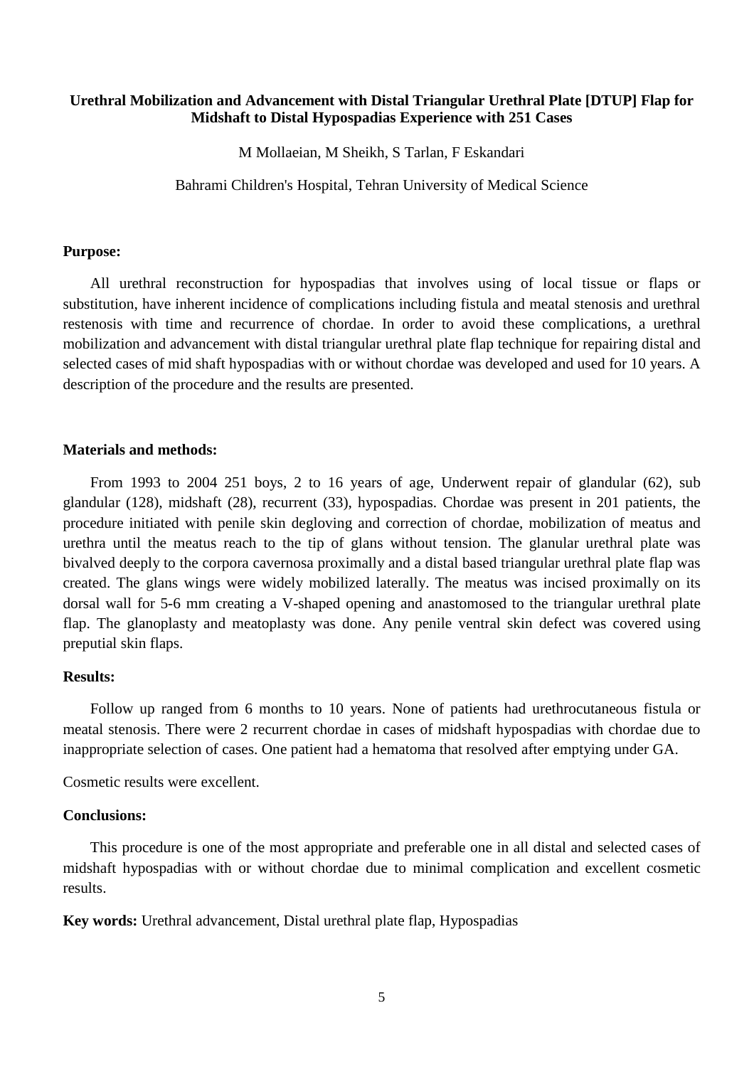**Urethral Mobilization and Advancement with Distal Triangular Urethral Plate [DTUP] Flap for Midshaft to Distal Hypospadias Experience with 251 Cases**

M Mollaeian, M Sheikh, S Tarlan, F Eskandari

Bahrami Children's Hospital, Tehran University of Medical Science

**Purpose:**

All urethral reconstruction for hypospadias that involves using of local tissue or flaps or substitution, have inherent incidence of complications including fistula and meatal stenosis and urethral restenosis with time and recurrence of chordae. In order to avoid these complications, a urethral mobilization and advancement with distal triangular urethral plate flap technique for repairing distal and selected cases of mid shaft hypospadias with or without chordae was developed and used for 10 years. A description of the procedure and the results are presented.

**Materials and methods:**

From 1993 to 2004 251 boys, 2 to 16 years of age, Underwent repair of glandular (62), sub glandular (128), midshaft (28), recurrent (33), hypospadias. Chordae was present in 201 patients, the procedure initiated with penile skin degloving and correction of chordae, mobilization of meatus and urethra until the meatus reach to the tip of glans without tension. The glanular urethral plate was bivalved deeply to the corpora cavernosa proximally and a distal based triangular urethral plate flap was created. The glans wings were widely mobilized laterally. The meatus was incised proximally on its dorsal wall for 5-6 mm creating a V-shaped opening and anastomosed to the triangular urethral plate flap. The glanoplasty and meatoplasty was done. Any penile ventral skin defect was covered using preputial skin flaps.

**Results:**

Follow up ranged from 6 months to 10 years. None of patients had urethrocutaneous fistula or meatal stenosis. There were 2 recurrent chordae in cases of midshaft hypospadias with chordae due to inappropriate selection of cases. One patient had a hematoma that resolved after emptying under GA.

Cosmetic results were excellent.

**Conclusions:**

This procedure is one of the most appropriate and preferable one in all distal and selected cases of midshaft hypospadias with or without chordae due to minimal complication and excellent cosmetic results.

**Key words:** Urethral advancement, Distal urethral plate flap, Hypospadias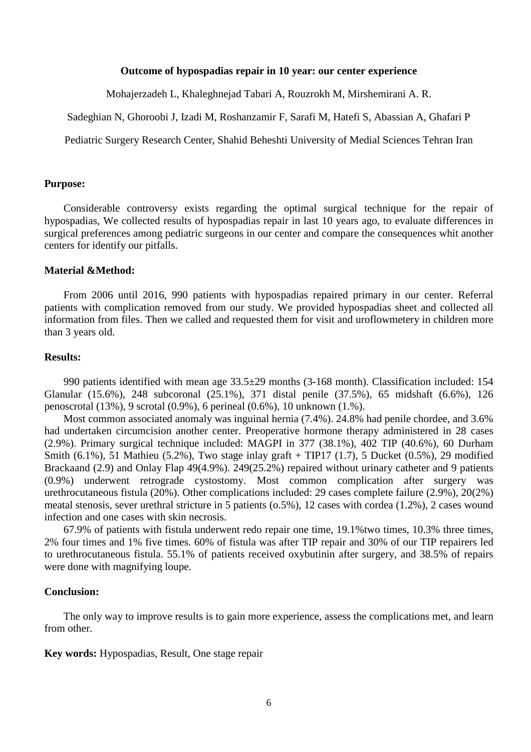**Outcome of hypospadias repair in 10 year: our center experience**

Mohajerzadeh L, Khaleghnejad Tabari A, Rouzrokh M, Mirshemirani A. R.

Sadeghian N, Ghoroobi J, Izadi M, Roshanzamir F, Sarafi M, Hatefi S, Abassian A, Ghafari P

Pediatric Surgery Research Center, Shahid Beheshti University of Medial Sciences Tehran Iran

**Purpose:**

Considerable controversy exists regarding the optimal surgical technique for the repair of hypospadias, We collected results of hypospadias repair in last 10 years ago, to evaluate differences in surgical preferences among pediatric surgeons in our center and compare the consequences whit another centers for identify our pitfalls.

**Material &Method:**

From 2006 until 2016, 990 patients with hypospadias repaired primary in our center. Referral patients with complication removed from our study. We provided hypospadias sheet and collected all information from files. Then we called and requested them for visit and uroflowmetery in children more than 3 years old.

**Results:**

990 patients identified with mean age 33.5±29 months (3-168 month). Classification included: 154 Glanular (15.6%), 248 subcoronal (25.1%), 371 distal penile (37.5%), 65 midshaft (6.6%), 126 penoscrotal (13%), 9 scrotal (0.9%), 6 perineal (0.6%), 10 unknown (1.%).

Most common associated anomaly was inguinal hernia (7.4%). 24.8% had penile chordee, and 3.6% had undertaken circumcision another center. Preoperative hormone therapy administered in 28 cases (2.9%). Primary surgical technique included: MAGPI in 377 (38.1%), 402 TIP (40.6%), 60 Durham Smith (6.1%), 51 Mathieu (5.2%), Two stage inlay graft + TIP17 (1.7), 5 Ducket (0.5%), 29 modified Brackaand (2.9) and Onlay Flap 49(4.9%). 249(25.2%) repaired without urinary catheter and 9 patients (0.9%) underwent retrograde cystostomy. Most common complication after surgery was urethrocutaneous fistula (20%). Other complications included: 29 cases complete failure (2.9%), 20(2%) meatal stenosis, sever urethral stricture in 5 patients (o.5%), 12 cases with cordea (1.2%), 2 cases wound infection and one cases with skin necrosis.

67.9% of patients with fistula underwent redo repair one time, 19.1%two times, 10.3% three times, 2% four times and 1% five times. 60% of fistula was after TIP repair and 30% of our TIP repairers led to urethrocutaneous fistula. 55.1% of patients received oxybutinin after surgery, and 38.5% of repairs were done with magnifying loupe.

**Conclusion:**

The only way to improve results is to gain more experience, assess the complications met, and learn from other.

**Key words:** Hypospadias, Result, One stage repair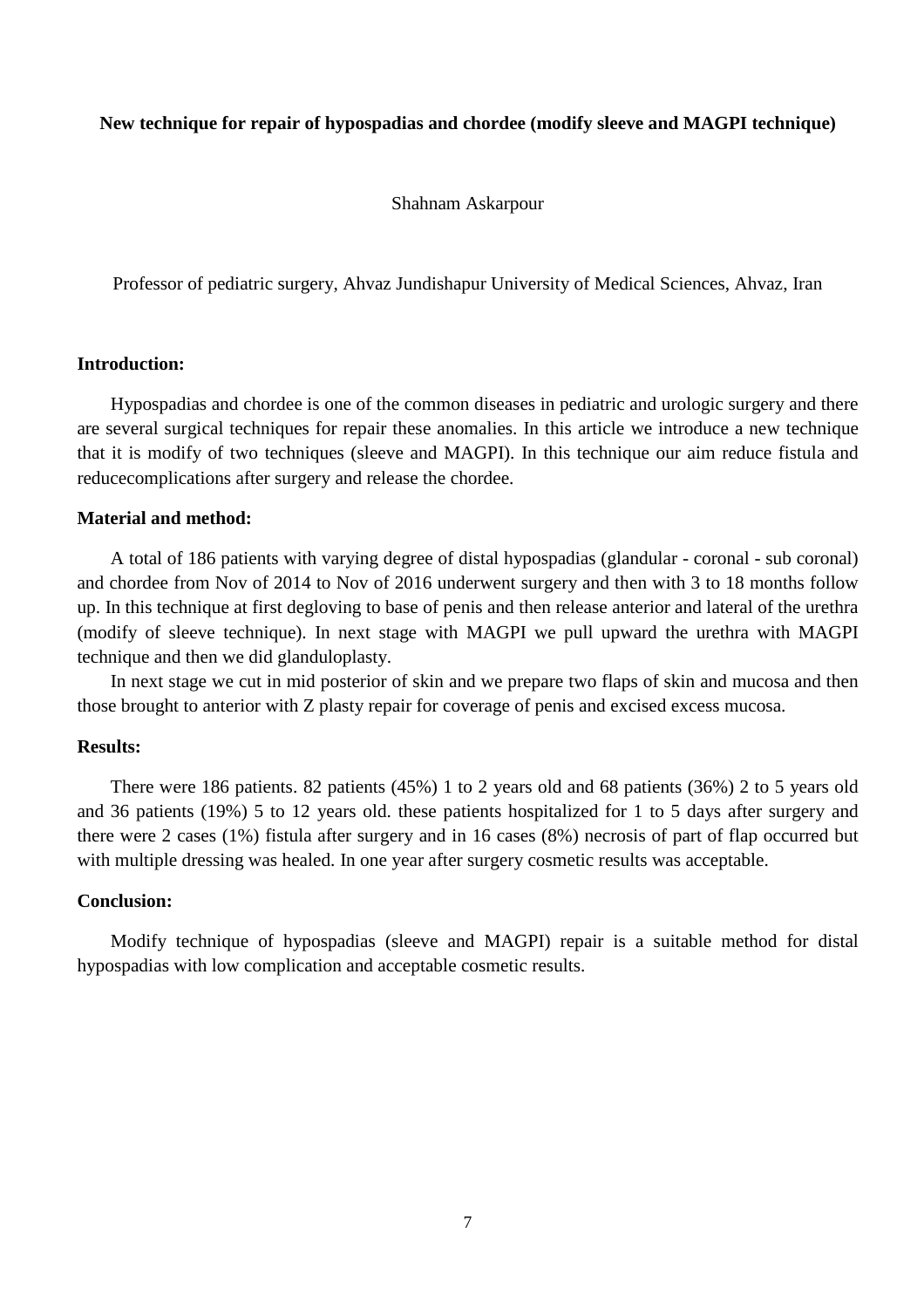**New technique for repair of hypospadias and chordee (modify sleeve and MAGPI technique)**

Shahnam Askarpour

Professor of pediatric surgery, Ahvaz Jundishapur University of Medical Sciences, Ahvaz, Iran

**Introduction:**

Hypospadias and chordee is one of the common diseases in pediatric and urologic surgery and there are several surgical techniques for repair these anomalies. In this article we introduce a new technique that it is modify of two techniques (sleeve and MAGPI). In this technique our aim reduce fistula and reducecomplications after surgery and release the chordee.

**Material and method:**

A total of 186 patients with varying degree of distal hypospadias (glandular - coronal - sub coronal) and chordee from Nov of 2014 to Nov of 2016 underwent surgery and then with 3 to 18 months follow up. In this technique at first degloving to base of penis and then release anterior and lateral of the urethra (modify of sleeve technique). In next stage with MAGPI we pull upward the urethra with MAGPI technique and then we did glanduloplasty.

In next stage we cut in mid posterior of skin and we prepare two flaps of skin and mucosa and then those brought to anterior with Z plasty repair for coverage of penis and excised excess mucosa.

**Results:**

There were 186 patients. 82 patients (45%) 1 to 2 years old and 68 patients (36%) 2 to 5 years old and 36 patients (19%) 5 to 12 years old. these patients hospitalized for 1 to 5 days after surgery and there were 2 cases (1%) fistula after surgery and in 16 cases (8%) necrosis of part of flap occurred but with multiple dressing was healed. In one year after surgery cosmetic results was acceptable.

**Conclusion:**

Modify technique of hypospadias (sleeve and MAGPI) repair is a suitable method for distal hypospadias with low complication and acceptable cosmetic results.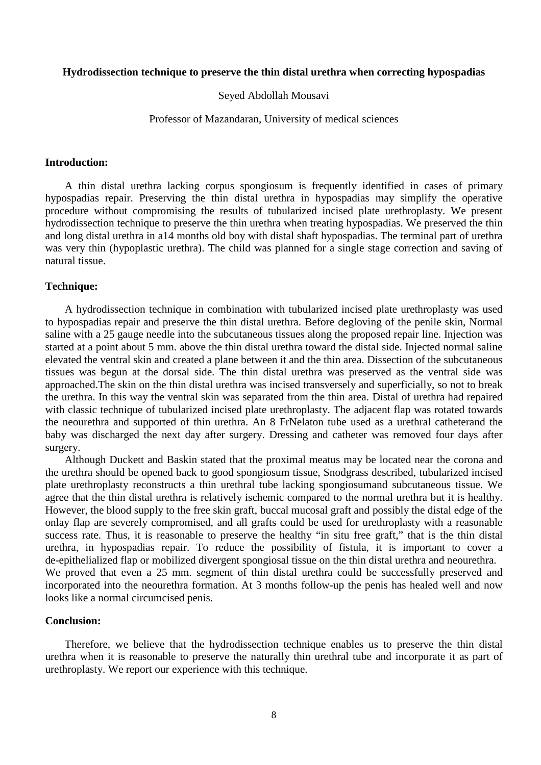**Hydrodissection technique to preserve the thin distal urethra when correcting hypospadias**

Seyed Abdollah Mousavi

Professor of Mazandaran, University of medical sciences

**Introduction:**

A thin distal urethra lacking corpus spongiosum is frequently identified in cases of primary hypospadias repair. Preserving the thin distal urethra in hypospadias may simplify the operative procedure without compromising the results of tubularized incised plate urethroplasty. We present hydrodissection technique to preserve the thin urethra when treating hypospadias. We preserved the thin and long distal urethra in a14 months old boy with distal shaft hypospadias. The terminal part of urethra was very thin (hypoplastic urethra). The child was planned for a single stage correction and saving of natural tissue.

**Technique:**

A hydrodissection technique in combination with tubularized incised plate urethroplasty was used to hypospadias repair and preserve the thin distal urethra. Before degloving of the penile skin, Normal saline with a 25 gauge needle into the subcutaneous tissues along the proposed repair line. Injection was started at a point about 5 mm. above the thin distal urethra toward the distal side. Injected normal saline elevated the ventral skin and created a plane between it and the thin area. Dissection of the subcutaneous tissues was begun at the dorsal side. The thin distal urethra was preserved as the ventral side was approached.The skin on the thin distal urethra was incised transversely and superficially, so not to break the urethra. In this way the ventral skin was separated from the thin area. Distal of urethra had repaired with classic technique of tubularized incised plate urethroplasty. The adjacent flap was rotated towards the neourethra and supported of thin urethra. An 8 FrNelaton tube used as a urethral catheterand the baby was discharged the next day after surgery. Dressing and catheter was removed four days after surgery.

Although Duckett and Baskin stated that the proximal meatus may be located near the corona and the urethra should be opened back to good spongiosum tissue, Snodgrass described, tubularized incised plate urethroplasty reconstructs a thin urethral tube lacking spongiosumand subcutaneous tissue. We agree that the thin distal urethra is relatively ischemic compared to the normal urethra but it is healthy. However, the blood supply to the free skin graft, buccal mucosal graft and possibly the distal edge of the onlay flap are severely compromised, and all grafts could be used for urethroplasty with a reasonable success rate. Thus, it is reasonable to preserve the healthy "in situ free graft," that is the thin distal urethra, in hypospadias repair. To reduce the possibility of fistula, it is important to cover a de-epithelialized flap or mobilized divergent spongiosal tissue on the thin distal urethra and neourethra.
We proved that even a 25 mm. segment of thin distal urethra could be successfully preserved and incorporated into the neourethra formation. At 3 months follow-up the penis has healed well and now looks like a normal circumcised penis.

**Conclusion:**

Therefore, we believe that the hydrodissection technique enables us to preserve the thin distal urethra when it is reasonable to preserve the naturally thin urethral tube and incorporate it as part of urethroplasty. We report our experience with this technique.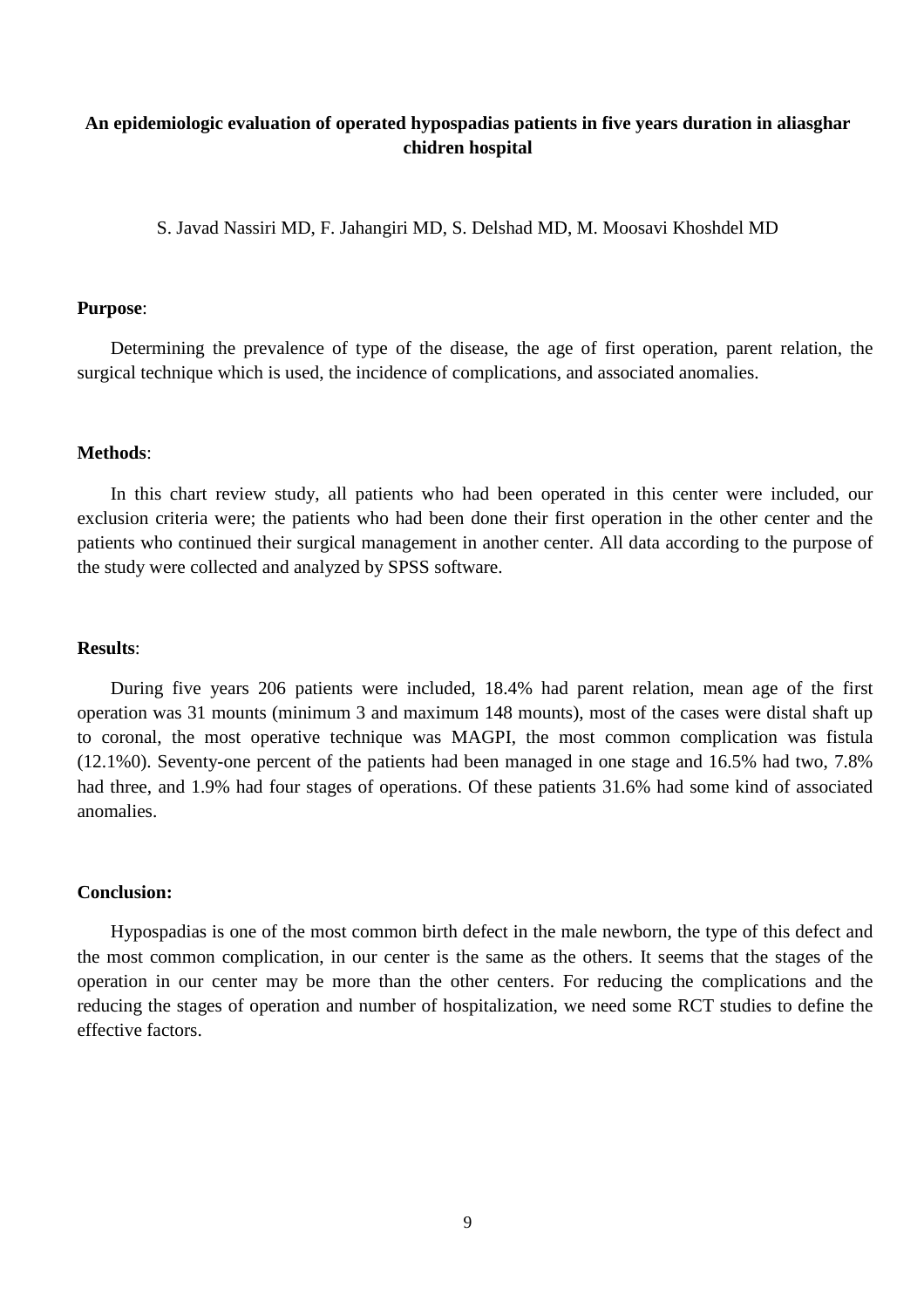**An epidemiologic evaluation of operated hypospadias patients in five years duration in aliasghar chidren hospital**

S. Javad Nassiri MD, F. Jahangiri MD, S. Delshad MD, M. Moosavi Khoshdel MD

**Purpose**:

Determining the prevalence of type of the disease, the age of first operation, parent relation, the surgical technique which is used, the incidence of complications, and associated anomalies.

**Methods**:

In this chart review study, all patients who had been operated in this center were included, our exclusion criteria were; the patients who had been done their first operation in the other center and the patients who continued their surgical management in another center. All data according to the purpose of the study were collected and analyzed by SPSS software.

**Results**:

During five years 206 patients were included, 18.4% had parent relation, mean age of the first operation was 31 mounts (minimum 3 and maximum 148 mounts), most of the cases were distal shaft up to coronal, the most operative technique was MAGPI, the most common complication was fistula (12.1%0). Seventy-one percent of the patients had been managed in one stage and 16.5% had two, 7.8% had three, and 1.9% had four stages of operations. Of these patients 31.6% had some kind of associated anomalies.

**Conclusion:**

Hypospadias is one of the most common birth defect in the male newborn, the type of this defect and the most common complication, in our center is the same as the others. It seems that the stages of the operation in our center may be more than the other centers. For reducing the complications and the reducing the stages of operation and number of hospitalization, we need some RCT studies to define the effective factors.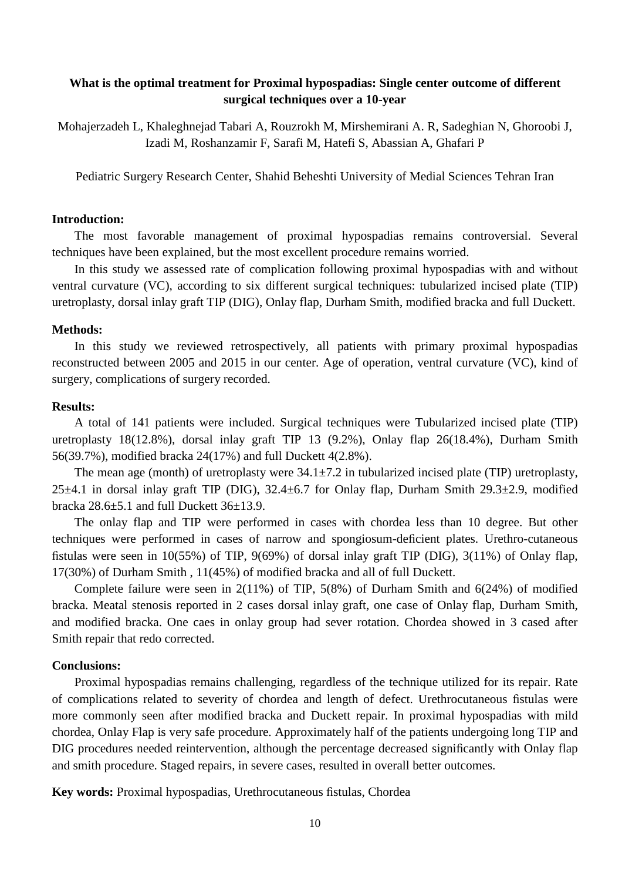## What is the optimal treatment for Proximal hypospadias: Single center outcome of different surgical techniques over a 10-year

Mohajerzadeh L, Khaleghnejad Tabari A, Rouzrokh M, Mirshemirani A. R, Sadeghian N, Ghoroobi J, Izadi M, Roshanzamir F, Sarafi M, Hatefi S, Abassian A, Ghafari P

Pediatric Surgery Research Center, Shahid Beheshti University of Medial Sciences Tehran Iran

**Introduction:**

The most favorable management of proximal hypospadias remains controversial. Several techniques have been explained, but the most excellent procedure remains worried.

In this study we assessed rate of complication following proximal hypospadias with and without ventral curvature (VC), according to six different surgical techniques: tubularized incised plate (TIP) uretroplasty, dorsal inlay graft TIP (DIG), Onlay flap, Durham Smith, modified bracka and full Duckett.

**Methods:**

In this study we reviewed retrospectively, all patients with primary proximal hypospadias reconstructed between 2005 and 2015 in our center. Age of operation, ventral curvature (VC), kind of surgery, complications of surgery recorded.

**Results:**

A total of 141 patients were included. Surgical techniques were Tubularized incised plate (TIP) uretroplasty 18(12.8%), dorsal inlay graft TIP 13 (9.2%), Onlay flap 26(18.4%), Durham Smith 56(39.7%), modified bracka 24(17%) and full Duckett 4(2.8%).

The mean age (month) of uretroplasty were 34.1±7.2 in tubularized incised plate (TIP) uretroplasty, 25±4.1 in dorsal inlay graft TIP (DIG), 32.4±6.7 for Onlay flap, Durham Smith 29.3±2.9, modified bracka 28.6±5.1 and full Duckett 36±13.9.

The onlay flap and TIP were performed in cases with chordea less than 10 degree. But other techniques were performed in cases of narrow and spongiosum-deficient plates. Urethro-cutaneous fistulas were seen in 10(55%) of TIP, 9(69%) of dorsal inlay graft TIP (DIG), 3(11%) of Onlay flap, 17(30%) of Durham Smith , 11(45%) of modified bracka and all of full Duckett.

Complete failure were seen in 2(11%) of TIP, 5(8%) of Durham Smith and 6(24%) of modified bracka. Meatal stenosis reported in 2 cases dorsal inlay graft, one case of Onlay flap, Durham Smith, and modified bracka. One caes in onlay group had sever rotation. Chordea showed in 3 cased after Smith repair that redo corrected.

**Conclusions:**

Proximal hypospadias remains challenging, regardless of the technique utilized for its repair. Rate of complications related to severity of chordea and length of defect. Urethrocutaneous fistulas were more commonly seen after modified bracka and Duckett repair. In proximal hypospadias with mild chordea, Onlay Flap is very safe procedure. Approximately half of the patients undergoing long TIP and DIG procedures needed reintervention, although the percentage decreased significantly with Onlay flap and smith procedure. Staged repairs, in severe cases, resulted in overall better outcomes.

**Key words:** Proximal hypospadias, Urethrocutaneous fistulas, Chordea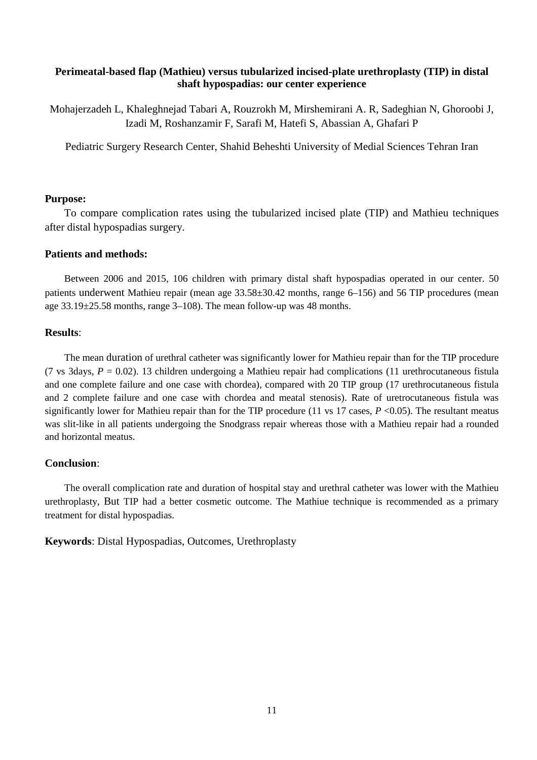**Perimeatal-based flap (Mathieu) versus tubularized incised-plate urethroplasty (TIP) in distal shaft hypospadias: our center experience**

Mohajerzadeh L, Khaleghnejad Tabari A, Rouzrokh M, Mirshemirani A. R, Sadeghian N, Ghoroobi J, Izadi M, Roshanzamir F, Sarafi M, Hatefi S, Abassian A, Ghafari P

Pediatric Surgery Research Center, Shahid Beheshti University of Medial Sciences Tehran Iran

**Purpose:**

To compare complication rates using the tubularized incised plate (TIP) and Mathieu techniques after distal hypospadias surgery.

**Patients and methods:**

Between 2006 and 2015, 106 children with primary distal shaft hypospadias operated in our center. 50 patients underwent Mathieu repair (mean age 33.58±30.42 months, range 6–156) and 56 TIP procedures (mean age 33.19±25.58 months, range 3–108). The mean follow-up was 48 months.

**Results**:

The mean duration of urethral catheter was significantly lower for Mathieu repair than for the TIP procedure (7 vs 3days, $P = 0.02$). 13 children undergoing a Mathieu repair had complications (11 urethrocutaneous fistula and one complete failure and one case with chordea), compared with 20 TIP group (17 urethrocutaneous fistula and 2 complete failure and one case with chordea and meatal stenosis). Rate of uretrocutaneous fistula was significantly lower for Mathieu repair than for the TIP procedure (11 vs 17 cases, $P < 0.05$). The resultant meatus was slit-like in all patients undergoing the Snodgrass repair whereas those with a Mathieu repair had a rounded and horizontal meatus.

**Conclusion**:

The overall complication rate and duration of hospital stay and urethral catheter was lower with the Mathieu urethroplasty, But TIP had a better cosmetic outcome. The Mathiue technique is recommended as a primary treatment for distal hypospadias.

**Keywords**: Distal Hypospadias, Outcomes, Urethroplasty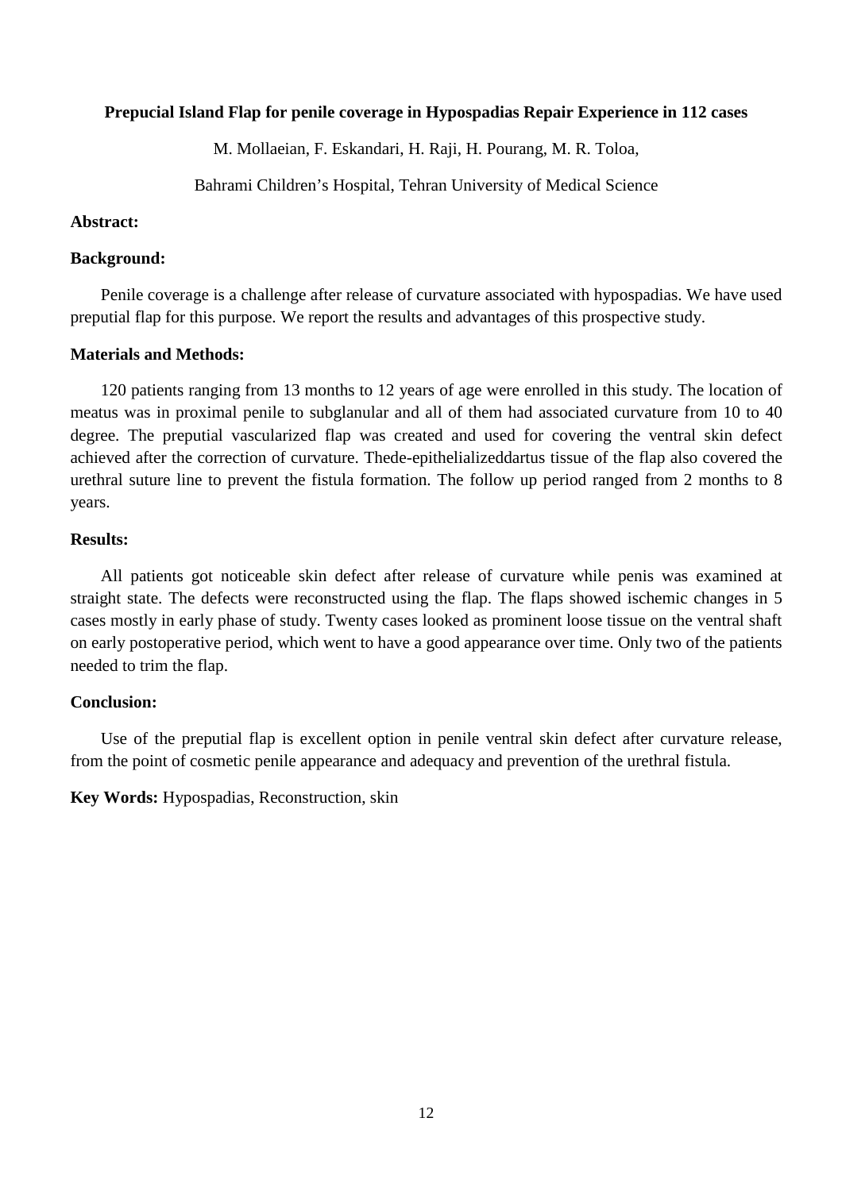**Prepucial Island Flap for penile coverage in Hypospadias Repair Experience in 112 cases**

M. Mollaeian, F. Eskandari, H. Raji, H. Pourang, M. R. Toloa,

Bahrami Children's Hospital, Tehran University of Medical Science

**Abstract:**

**Background:**

Penile coverage is a challenge after release of curvature associated with hypospadias. We have used preputial flap for this purpose. We report the results and advantages of this prospective study.

**Materials and Methods:**

120 patients ranging from 13 months to 12 years of age were enrolled in this study. The location of meatus was in proximal penile to subglanular and all of them had associated curvature from 10 to 40 degree. The preputial vascularized flap was created and used for covering the ventral skin defect achieved after the correction of curvature. Thede-epithelializeddartus tissue of the flap also covered the urethral suture line to prevent the fistula formation. The follow up period ranged from 2 months to 8 years.

**Results:**

All patients got noticeable skin defect after release of curvature while penis was examined at straight state. The defects were reconstructed using the flap. The flaps showed ischemic changes in 5 cases mostly in early phase of study. Twenty cases looked as prominent loose tissue on the ventral shaft on early postoperative period, which went to have a good appearance over time. Only two of the patients needed to trim the flap.

**Conclusion:**

Use of the preputial flap is excellent option in penile ventral skin defect after curvature release, from the point of cosmetic penile appearance and adequacy and prevention of the urethral fistula.

**Key Words:** Hypospadias, Reconstruction, skin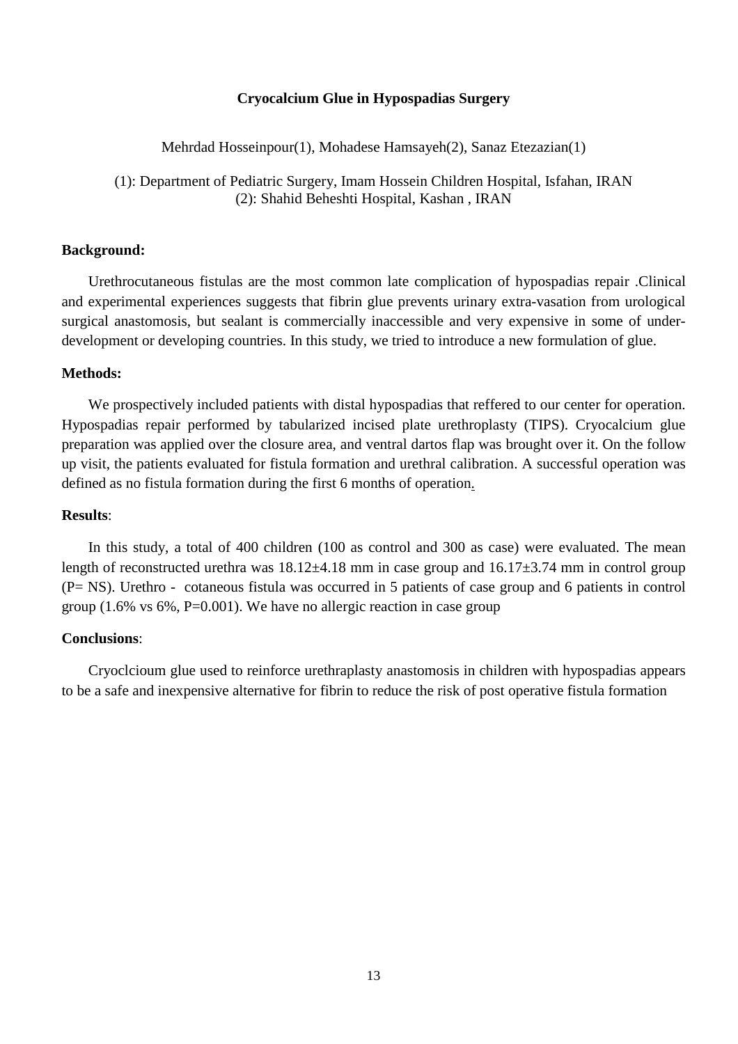**Cryocalcium Glue in Hypospadias Surgery**

Mehrdad Hosseinpour(1), Mohadese Hamsayeh(2), Sanaz Etezazian(1)

(1): Department of Pediatric Surgery, Imam Hossein Children Hospital, Isfahan, IRAN
(2): Shahid Beheshti Hospital, Kashan , IRAN

**Background:**

Urethrocutaneous fistulas are the most common late complication of hypospadias repair .Clinical and experimental experiences suggests that fibrin glue prevents urinary extra-vasation from urological surgical anastomosis, but sealant is commercially inaccessible and very expensive in some of under-development or developing countries. In this study, we tried to introduce a new formulation of glue.

**Methods:**

We prospectively included patients with distal hypospadias that reffered to our center for operation. Hypospadias repair performed by tabularized incised plate urethroplasty (TIPS). Cryocalcium glue preparation was applied over the closure area, and ventral dartos flap was brought over it. On the follow up visit, the patients evaluated for fistula formation and urethral calibration. A successful operation was defined as no fistula formation during the first 6 months of operation.

**Results**:

In this study, a total of 400 children (100 as control and 300 as case) were evaluated. The mean length of reconstructed urethra was 18.12±4.18 mm in case group and 16.17±3.74 mm in control group (P= NS). Urethro - cotaneous fistula was occurred in 5 patients of case group and 6 patients in control group (1.6% vs 6%, P=0.001). We have no allergic reaction in case group

**Conclusions**:

Cryoclcioum glue used to reinforce urethraplasty anastomosis in children with hypospadias appears to be a safe and inexpensive alternative for fibrin to reduce the risk of post operative fistula formation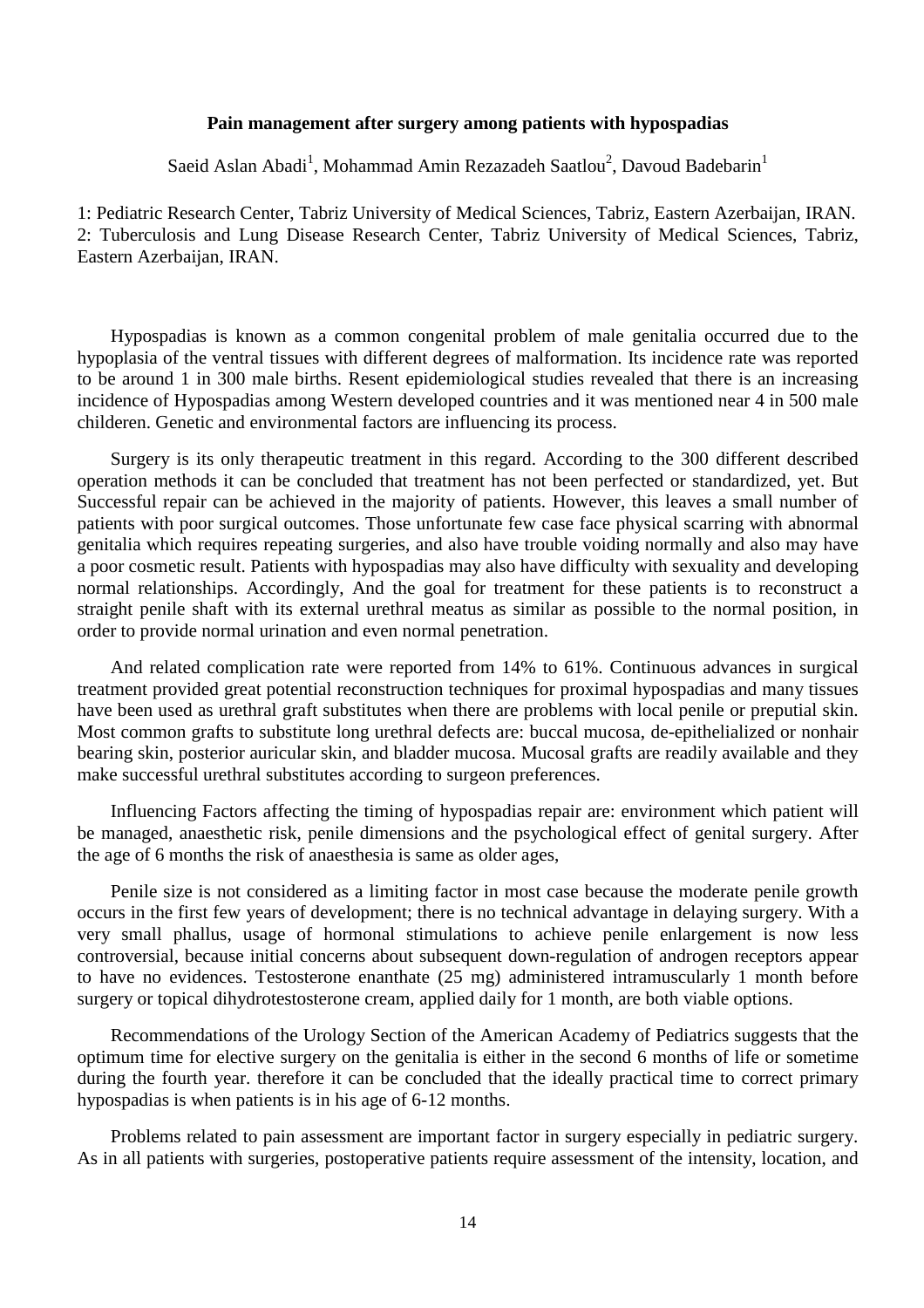**Pain management after surgery among patients with hypospadias**

Saeid Aslan Abadi[1], Mohammad Amin Rezazadeh Saatlou[2], Davoud Badebarin[1]

1: Pediatric Research Center, Tabriz University of Medical Sciences, Tabriz, Eastern Azerbaijan, IRAN.
2: Tuberculosis and Lung Disease Research Center, Tabriz University of Medical Sciences, Tabriz, Eastern Azerbaijan, IRAN.

Hypospadias is known as a common congenital problem of male genitalia occurred due to the hypoplasia of the ventral tissues with different degrees of malformation. Its incidence rate was reported to be around 1 in 300 male births. Resent epidemiological studies revealed that there is an increasing incidence of Hypospadias among Western developed countries and it was mentioned near 4 in 500 male childeren. Genetic and environmental factors are influencing its process.

Surgery is its only therapeutic treatment in this regard. According to the 300 different described operation methods it can be concluded that treatment has not been perfected or standardized, yet. But Successful repair can be achieved in the majority of patients. However, this leaves a small number of patients with poor surgical outcomes. Those unfortunate few case face physical scarring with abnormal genitalia which requires repeating surgeries, and also have trouble voiding normally and also may have a poor cosmetic result. Patients with hypospadias may also have difficulty with sexuality and developing normal relationships. Accordingly, And the goal for treatment for these patients is to reconstruct a straight penile shaft with its external urethral meatus as similar as possible to the normal position, in order to provide normal urination and even normal penetration.

And related complication rate were reported from 14% to 61%. Continuous advances in surgical treatment provided great potential reconstruction techniques for proximal hypospadias and many tissues have been used as urethral graft substitutes when there are problems with local penile or preputial skin. Most common grafts to substitute long urethral defects are: buccal mucosa, de-epithelialized or nonhair bearing skin, posterior auricular skin, and bladder mucosa. Mucosal grafts are readily available and they make successful urethral substitutes according to surgeon preferences.

Influencing Factors affecting the timing of hypospadias repair are: environment which patient will be managed, anaesthetic risk, penile dimensions and the psychological effect of genital surgery. After the age of 6 months the risk of anaesthesia is same as older ages,

Penile size is not considered as a limiting factor in most case because the moderate penile growth occurs in the first few years of development; there is no technical advantage in delaying surgery. With a very small phallus, usage of hormonal stimulations to achieve penile enlargement is now less controversial, because initial concerns about subsequent down-regulation of androgen receptors appear to have no evidences. Testosterone enanthate (25 mg) administered intramuscularly 1 month before surgery or topical dihydrotestosterone cream, applied daily for 1 month, are both viable options.

Recommendations of the Urology Section of the American Academy of Pediatrics suggests that the optimum time for elective surgery on the genitalia is either in the second 6 months of life or sometime during the fourth year. therefore it can be concluded that the ideally practical time to correct primary hypospadias is when patients is in his age of 6-12 months.

Problems related to pain assessment are important factor in surgery especially in pediatric surgery. As in all patients with surgeries, postoperative patients require assessment of the intensity, location, and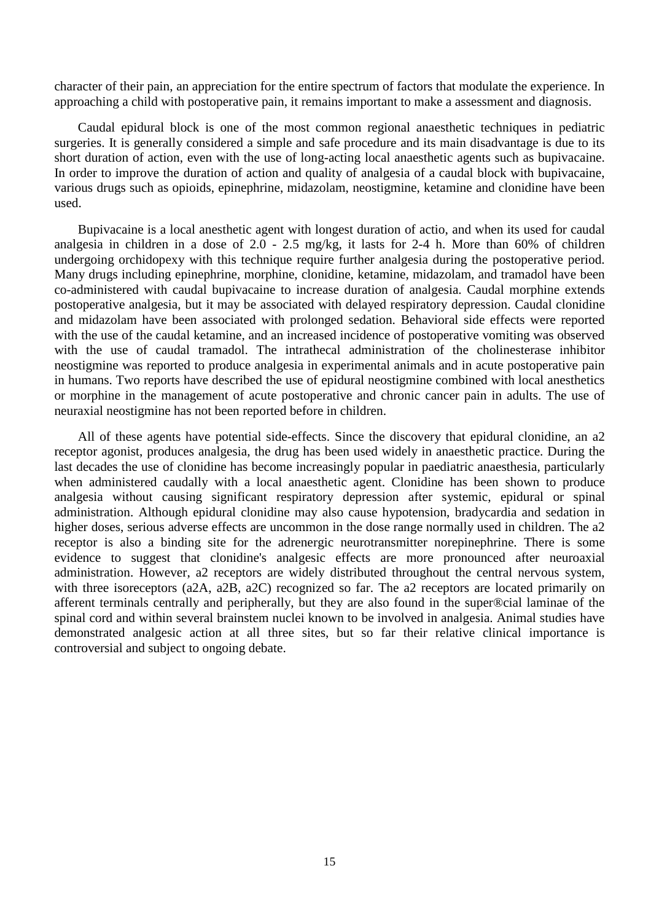character of their pain, an appreciation for the entire spectrum of factors that modulate the experience. In approaching a child with postoperative pain, it remains important to make a assessment and diagnosis.

Caudal epidural block is one of the most common regional anaesthetic techniques in pediatric surgeries. It is generally considered a simple and safe procedure and its main disadvantage is due to its short duration of action, even with the use of long-acting local anaesthetic agents such as bupivacaine. In order to improve the duration of action and quality of analgesia of a caudal block with bupivacaine, various drugs such as opioids, epinephrine, midazolam, neostigmine, ketamine and clonidine have been used.

Bupivacaine is a local anesthetic agent with longest duration of actio, and when its used for caudal analgesia in children in a dose of 2.0 - 2.5 mg/kg, it lasts for 2-4 h. More than 60% of children undergoing orchidopexy with this technique require further analgesia during the postoperative period. Many drugs including epinephrine, morphine, clonidine, ketamine, midazolam, and tramadol have been co-administered with caudal bupivacaine to increase duration of analgesia. Caudal morphine extends postoperative analgesia, but it may be associated with delayed respiratory depression. Caudal clonidine and midazolam have been associated with prolonged sedation. Behavioral side effects were reported with the use of the caudal ketamine, and an increased incidence of postoperative vomiting was observed with the use of caudal tramadol. The intrathecal administration of the cholinesterase inhibitor neostigmine was reported to produce analgesia in experimental animals and in acute postoperative pain in humans. Two reports have described the use of epidural neostigmine combined with local anesthetics or morphine in the management of acute postoperative and chronic cancer pain in adults. The use of neuraxial neostigmine has not been reported before in children.

All of these agents have potential side-effects. Since the discovery that epidural clonidine, an a2 receptor agonist, produces analgesia, the drug has been used widely in anaesthetic practice. During the last decades the use of clonidine has become increasingly popular in paediatric anaesthesia, particularly when administered caudally with a local anaesthetic agent. Clonidine has been shown to produce analgesia without causing significant respiratory depression after systemic, epidural or spinal administration. Although epidural clonidine may also cause hypotension, bradycardia and sedation in higher doses, serious adverse effects are uncommon in the dose range normally used in children. The a2 receptor is also a binding site for the adrenergic neurotransmitter norepinephrine. There is some evidence to suggest that clonidine's analgesic effects are more pronounced after neuroaxial administration. However, a2 receptors are widely distributed throughout the central nervous system, with three isoreceptors (a2A, a2B, a2C) recognized so far. The a2 receptors are located primarily on afferent terminals centrally and peripherally, but they are also found in the super®cial laminae of the spinal cord and within several brainstem nuclei known to be involved in analgesia. Animal studies have demonstrated analgesic action at all three sites, but so far their relative clinical importance is controversial and subject to ongoing debate.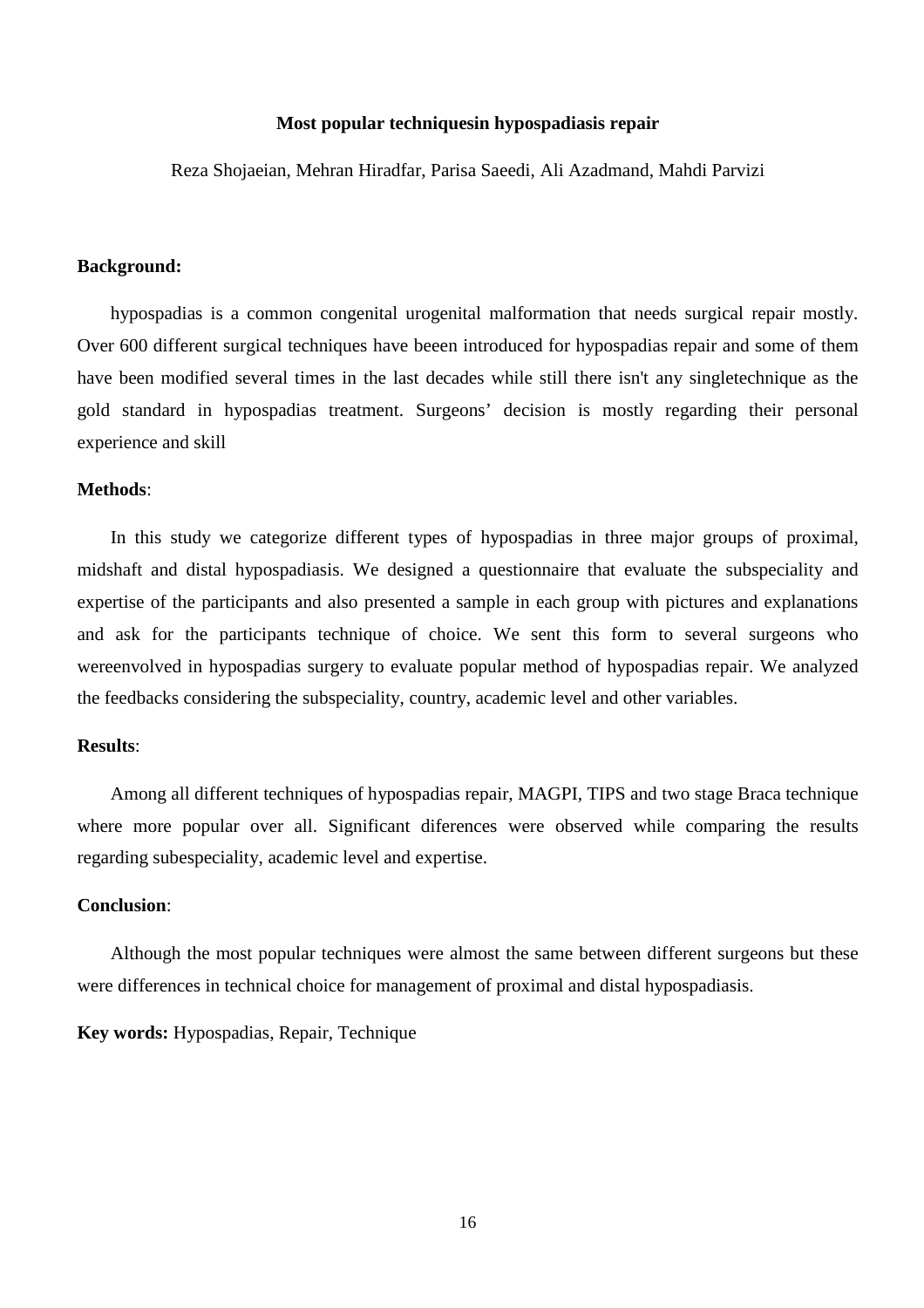**Most popular techniquesin hypospadiasis repair**

Reza Shojaeian, Mehran Hiradfar, Parisa Saeedi, Ali Azadmand, Mahdi Parvizi

**Background:**

hypospadias is a common congenital urogenital malformation that needs surgical repair mostly. Over 600 different surgical techniques have beeen introduced for hypospadias repair and some of them have been modified several times in the last decades while still there isn't any singletechnique as the gold standard in hypospadias treatment. Surgeons' decision is mostly regarding their personal experience and skill

**Methods**:

In this study we categorize different types of hypospadias in three major groups of proximal, midshaft and distal hypospadiasis. We designed a questionnaire that evaluate the subspeciality and expertise of the participants and also presented a sample in each group with pictures and explanations and ask for the participants technique of choice. We sent this form to several surgeons who wereenvolved in hypospadias surgery to evaluate popular method of hypospadias repair. We analyzed the feedbacks considering the subspeciality, country, academic level and other variables.

**Results**:

Among all different techniques of hypospadias repair, MAGPI, TIPS and two stage Braca technique where more popular over all. Significant diferences were observed while comparing the results regarding subespeciality, academic level and expertise.

**Conclusion**:

Although the most popular techniques were almost the same between different surgeons but these were differences in technical choice for management of proximal and distal hypospadiasis.

**Key words:** Hypospadias, Repair, Technique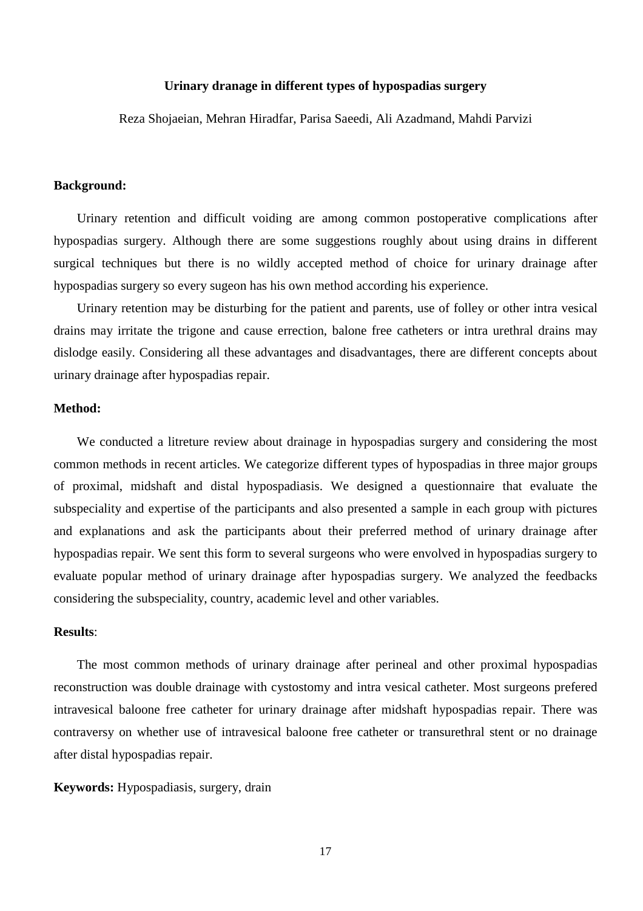## Urinary dranage in different types of hypospadias surgery

Reza Shojaeian, Mehran Hiradfar, Parisa Saeedi, Ali Azadmand, Mahdi Parvizi

### Background:

Urinary retention and difficult voiding are among common postoperative complications after hypospadias surgery. Although there are some suggestions roughly about using drains in different surgical techniques but there is no wildly accepted method of choice for urinary drainage after hypospadias surgery so every sugeon has his own method according his experience.

Urinary retention may be disturbing for the patient and parents, use of folley or other intra vesical drains may irritate the trigone and cause errection, balone free catheters or intra urethral drains may dislodge easily. Considering all these advantages and disadvantages, there are different concepts about urinary drainage after hypospadias repair.

### Method:

We conducted a litreture review about drainage in hypospadias surgery and considering the most common methods in recent articles. We categorize different types of hypospadias in three major groups of proximal, midshaft and distal hypospadiasis. We designed a questionnaire that evaluate the subspeciality and expertise of the participants and also presented a sample in each group with pictures and explanations and ask the participants about their preferred method of urinary drainage after hypospadias repair. We sent this form to several surgeons who were envolved in hypospadias surgery to evaluate popular method of urinary drainage after hypospadias surgery. We analyzed the feedbacks considering the subspeciality, country, academic level and other variables.

### Results:

The most common methods of urinary drainage after perineal and other proximal hypospadias reconstruction was double drainage with cystostomy and intra vesical catheter. Most surgeons prefered intravesical baloone free catheter for urinary drainage after midshaft hypospadias repair. There was contraversy on whether use of intravesical baloone free catheter or transurethral stent or no drainage after distal hypospadias repair.

**Keywords:** Hypospadiasis, surgery, drain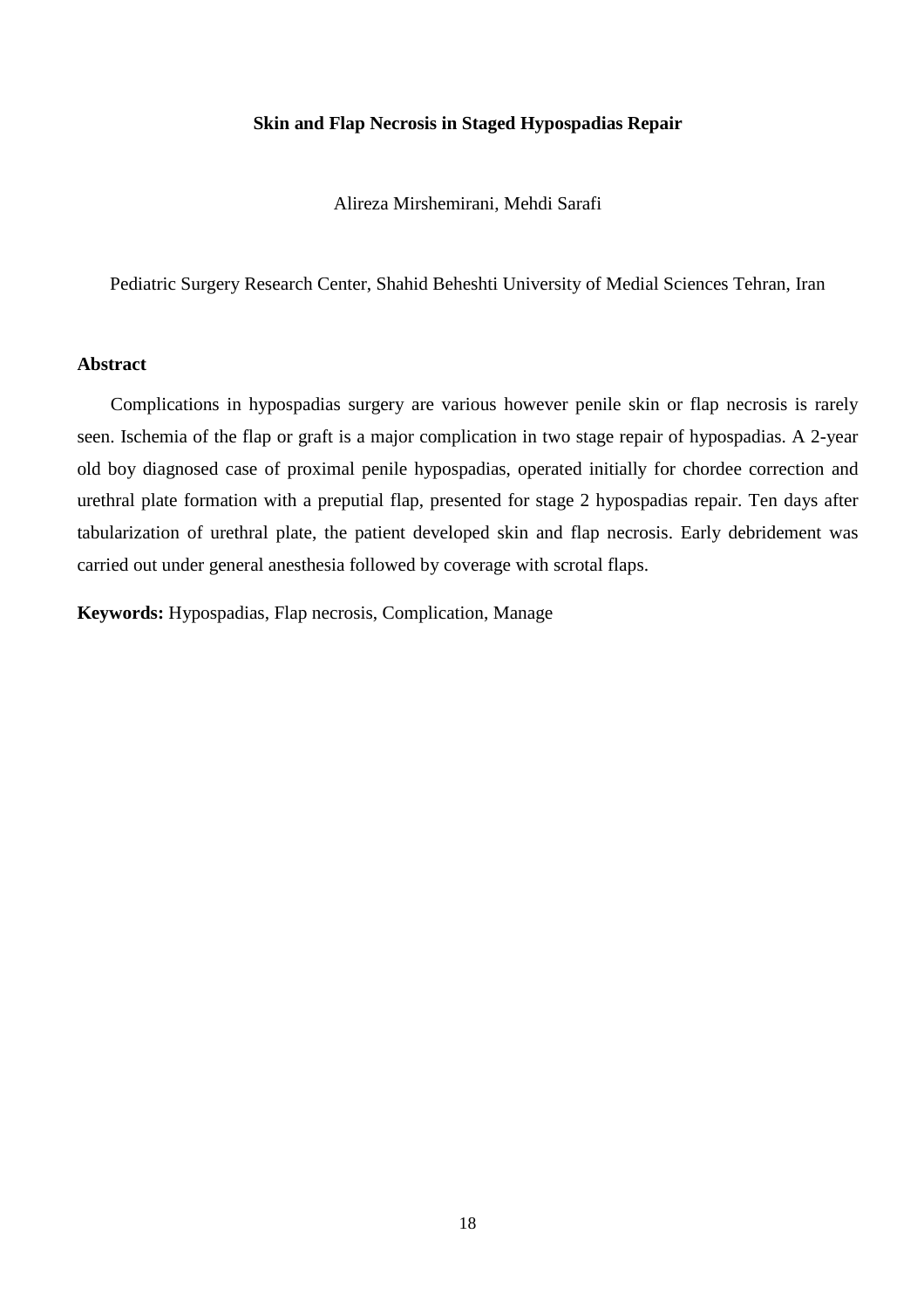# Skin and Flap Necrosis in Staged Hypospadias Repair

Alireza Mirshemirani, Mehdi Sarafi

Pediatric Surgery Research Center, Shahid Beheshti University of Medial Sciences Tehran, Iran

## Abstract

Complications in hypospadias surgery are various however penile skin or flap necrosis is rarely seen. Ischemia of the flap or graft is a major complication in two stage repair of hypospadias. A 2-year old boy diagnosed case of proximal penile hypospadias, operated initially for chordee correction and urethral plate formation with a preputial flap, presented for stage 2 hypospadias repair. Ten days after tabularization of urethral plate, the patient developed skin and flap necrosis. Early debridement was carried out under general anesthesia followed by coverage with scrotal flaps.

**Keywords:** Hypospadias, Flap necrosis, Complication, Manage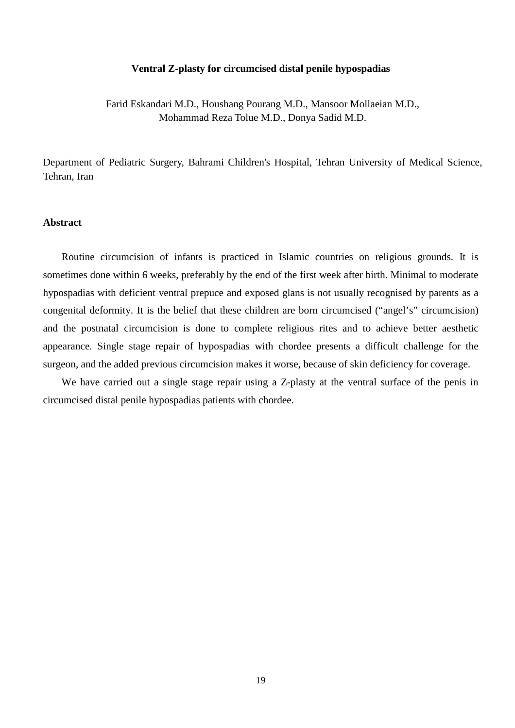# Ventral Z-plasty for circumcised distal penile hypospadias

Farid Eskandari M.D., Houshang Pourang M.D., Mansoor Mollaeian M.D.,
Mohammad Reza Tolue M.D., Donya Sadid M.D.

Department of Pediatric Surgery, Bahrami Children's Hospital, Tehran University of Medical Science, Tehran, Iran

## Abstract

Routine circumcision of infants is practiced in Islamic countries on religious grounds. It is sometimes done within 6 weeks, preferably by the end of the first week after birth. Minimal to moderate hypospadias with deficient ventral prepuce and exposed glans is not usually recognised by parents as a congenital deformity. It is the belief that these children are born circumcised ("angel's" circumcision) and the postnatal circumcision is done to complete religious rites and to achieve better aesthetic appearance. Single stage repair of hypospadias with chordee presents a difficult challenge for the surgeon, and the added previous circumcision makes it worse, because of skin deficiency for coverage.

We have carried out a single stage repair using a Z-plasty at the ventral surface of the penis in circumcised distal penile hypospadias patients with chordee.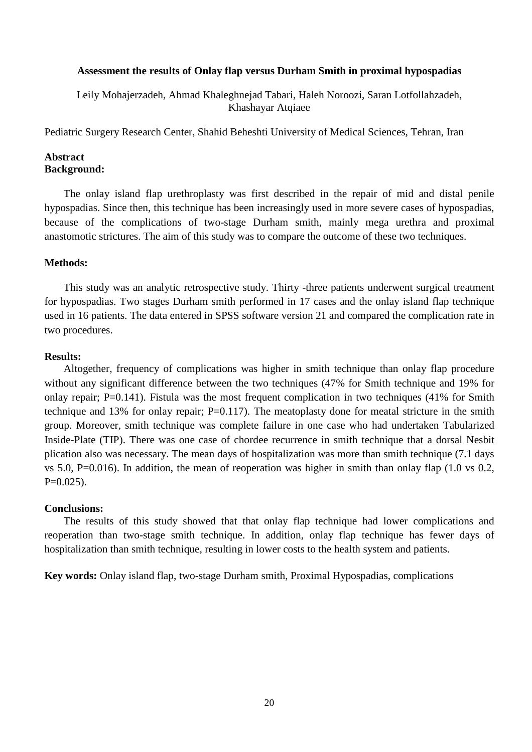**Assessment the results of Onlay flap versus Durham Smith in proximal hypospadias**

Leily Mohajerzadeh, Ahmad Khaleghnejad Tabari, Haleh Noroozi, Saran Lotfollahzadeh, Khashayar Atqiaee

Pediatric Surgery Research Center, Shahid Beheshti University of Medical Sciences, Tehran, Iran

**Abstract**

**Background:**

The onlay island flap urethroplasty was first described in the repair of mid and distal penile hypospadias. Since then, this technique has been increasingly used in more severe cases of hypospadias, because of the complications of two-stage Durham smith, mainly mega urethra and proximal anastomotic strictures. The aim of this study was to compare the outcome of these two techniques.

**Methods:**

This study was an analytic retrospective study. Thirty -three patients underwent surgical treatment for hypospadias. Two stages Durham smith performed in 17 cases and the onlay island flap technique used in 16 patients. The data entered in SPSS software version 21 and compared the complication rate in two procedures.

**Results:**

Altogether, frequency of complications was higher in smith technique than onlay flap procedure without any significant difference between the two techniques (47% for Smith technique and 19% for onlay repair; P=0.141). Fistula was the most frequent complication in two techniques (41% for Smith technique and 13% for onlay repair; P=0.117). The meatoplasty done for meatal stricture in the smith group. Moreover, smith technique was complete failure in one case who had undertaken Tabularized Inside-Plate (TIP). There was one case of chordee recurrence in smith technique that a dorsal Nesbit plication also was necessary. The mean days of hospitalization was more than smith technique (7.1 days vs 5.0, P=0.016). In addition, the mean of reoperation was higher in smith than onlay flap (1.0 vs 0.2, P=0.025).

**Conclusions:**

The results of this study showed that that onlay flap technique had lower complications and reoperation than two-stage smith technique. In addition, onlay flap technique has fewer days of hospitalization than smith technique, resulting in lower costs to the health system and patients.

**Key words:** Onlay island flap, two-stage Durham smith, Proximal Hypospadias, complications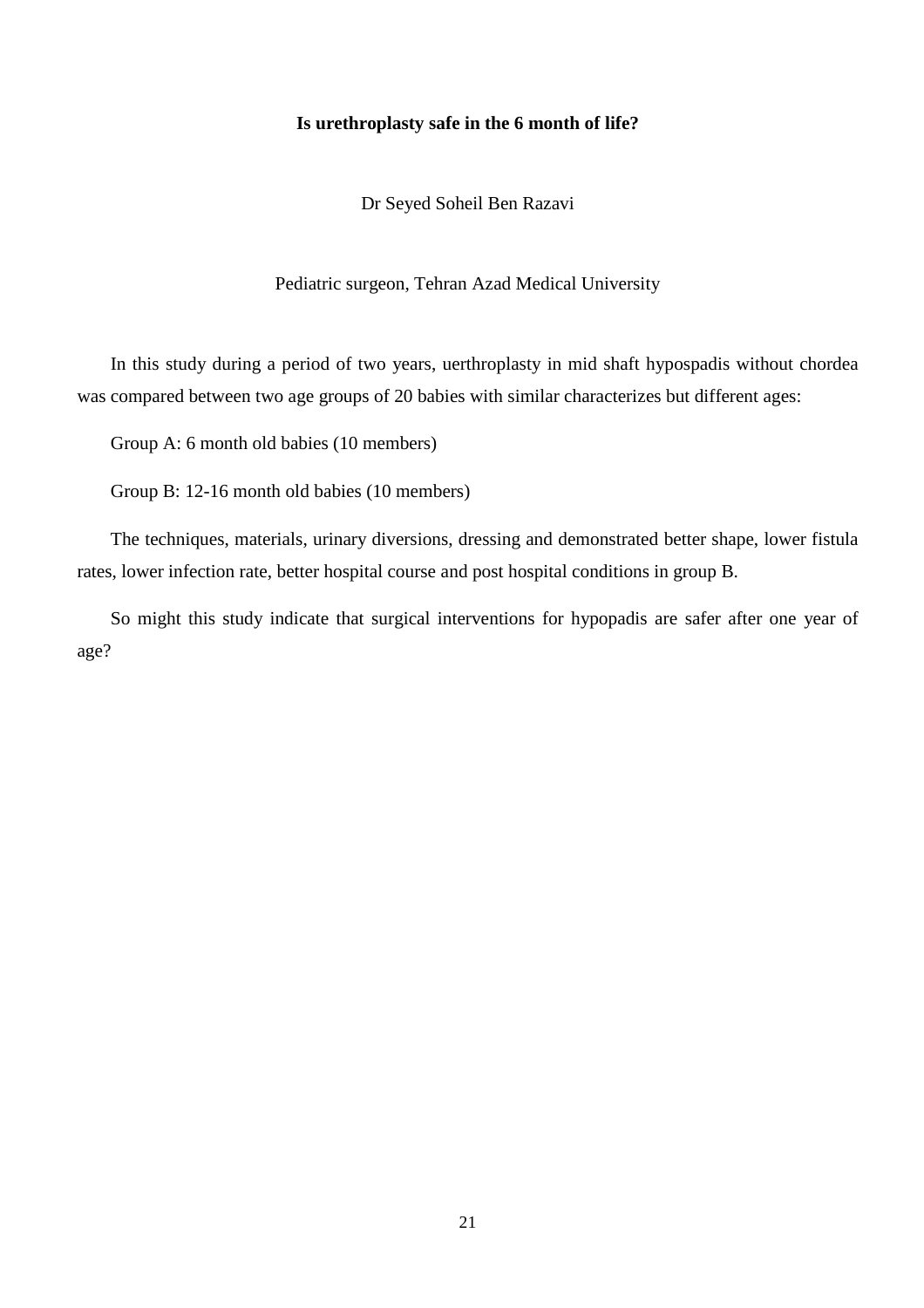**Is urethroplasty safe in the 6 month of life?**

Dr Seyed Soheil Ben Razavi

Pediatric surgeon, Tehran Azad Medical University

In this study during a period of two years, uerthroplasty in mid shaft hypospadis without chordea was compared between two age groups of 20 babies with similar characterizes but different ages:

Group A: 6 month old babies (10 members)

Group B: 12-16 month old babies (10 members)

The techniques, materials, urinary diversions, dressing and demonstrated better shape, lower fistula rates, lower infection rate, better hospital course and post hospital conditions in group B.

So might this study indicate that surgical interventions for hypopadis are safer after one year of age?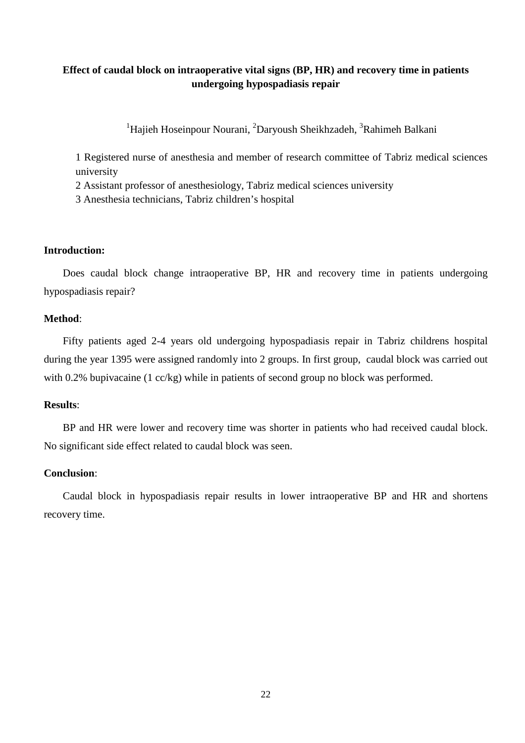**Effect of caudal block on intraoperative vital signs (BP, HR) and recovery time in patients undergoing hypospadiasis repair**

[1]Hajieh Hoseinpour Nourani, [2]Daryoush Sheikhzadeh, [3]Rahimeh Balkani

1 Registered nurse of anesthesia and member of research committee of Tabriz medical sciences university

2 Assistant professor of anesthesiology, Tabriz medical sciences university

3 Anesthesia technicians, Tabriz children's hospital

**Introduction:**

Does caudal block change intraoperative BP, HR and recovery time in patients undergoing hypospadiasis repair?

**Method**:

Fifty patients aged 2-4 years old undergoing hypospadiasis repair in Tabriz childrens hospital during the year 1395 were assigned randomly into 2 groups. In first group, caudal block was carried out with 0.2% bupivacaine (1 cc/kg) while in patients of second group no block was performed.

**Results**:

BP and HR were lower and recovery time was shorter in patients who had received caudal block. No significant side effect related to caudal block was seen.

**Conclusion**:

Caudal block in hypospadiasis repair results in lower intraoperative BP and HR and shortens recovery time.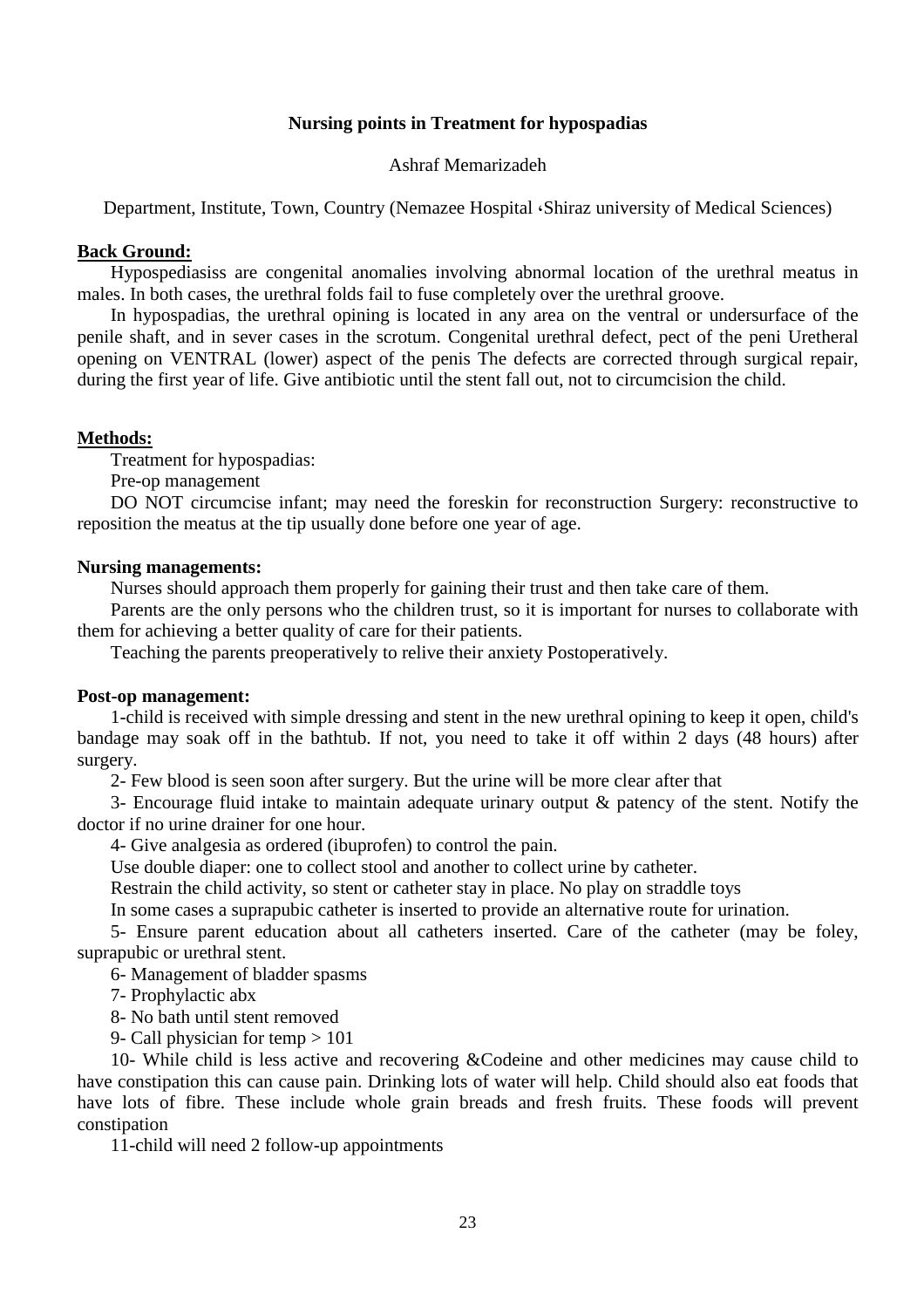## Nursing points in Treatment for hypospadias

Ashraf Memarizadeh

Department, Institute, Town, Country (Nemazee Hospital ،Shiraz university of Medical Sciences)

### Back Ground:

Hypospediasiss are congenital anomalies involving abnormal location of the urethral meatus in males. In both cases, the urethral folds fail to fuse completely over the urethral groove.

In hypospadias, the urethral opining is located in any area on the ventral or undersurface of the penile shaft, and in sever cases in the scrotum. Congenital urethral defect, pect of the peni Uretheral opening on VENTRAL (lower) aspect of the penis The defects are corrected through surgical repair, during the first year of life. Give antibiotic until the stent fall out, not to circumcision the child.

### Methods:

Treatment for hypospadias:

Pre-op management

DO NOT circumcise infant; may need the foreskin for reconstruction Surgery: reconstructive to reposition the meatus at the tip usually done before one year of age.

**Nursing managements:**

Nurses should approach them properly for gaining their trust and then take care of them.

Parents are the only persons who the children trust, so it is important for nurses to collaborate with them for achieving a better quality of care for their patients.

Teaching the parents preoperatively to relive their anxiety Postoperatively.

**Post-op management:**

1-child is received with simple dressing and stent in the new urethral opining to keep it open, child's bandage may soak off in the bathtub. If not, you need to take it off within 2 days (48 hours) after surgery.

2- Few blood is seen soon after surgery. But the urine will be more clear after that

3- Encourage fluid intake to maintain adequate urinary output & patency of the stent. Notify the doctor if no urine drainer for one hour.

4- Give analgesia as ordered (ibuprofen) to control the pain.

Use double diaper: one to collect stool and another to collect urine by catheter.

Restrain the child activity, so stent or catheter stay in place. No play on straddle toys

In some cases a suprapubic catheter is inserted to provide an alternative route for urination.

5- Ensure parent education about all catheters inserted. Care of the catheter (may be foley, suprapubic or urethral stent.

6- Management of bladder spasms

7- Prophylactic abx

8- No bath until stent removed

9- Call physician for temp > 101

10- While child is less active and recovering &Codeine and other medicines may cause child to have constipation this can cause pain. Drinking lots of water will help. Child should also eat foods that have lots of fibre. These include whole grain breads and fresh fruits. These foods will prevent constipation

11-child will need 2 follow-up appointments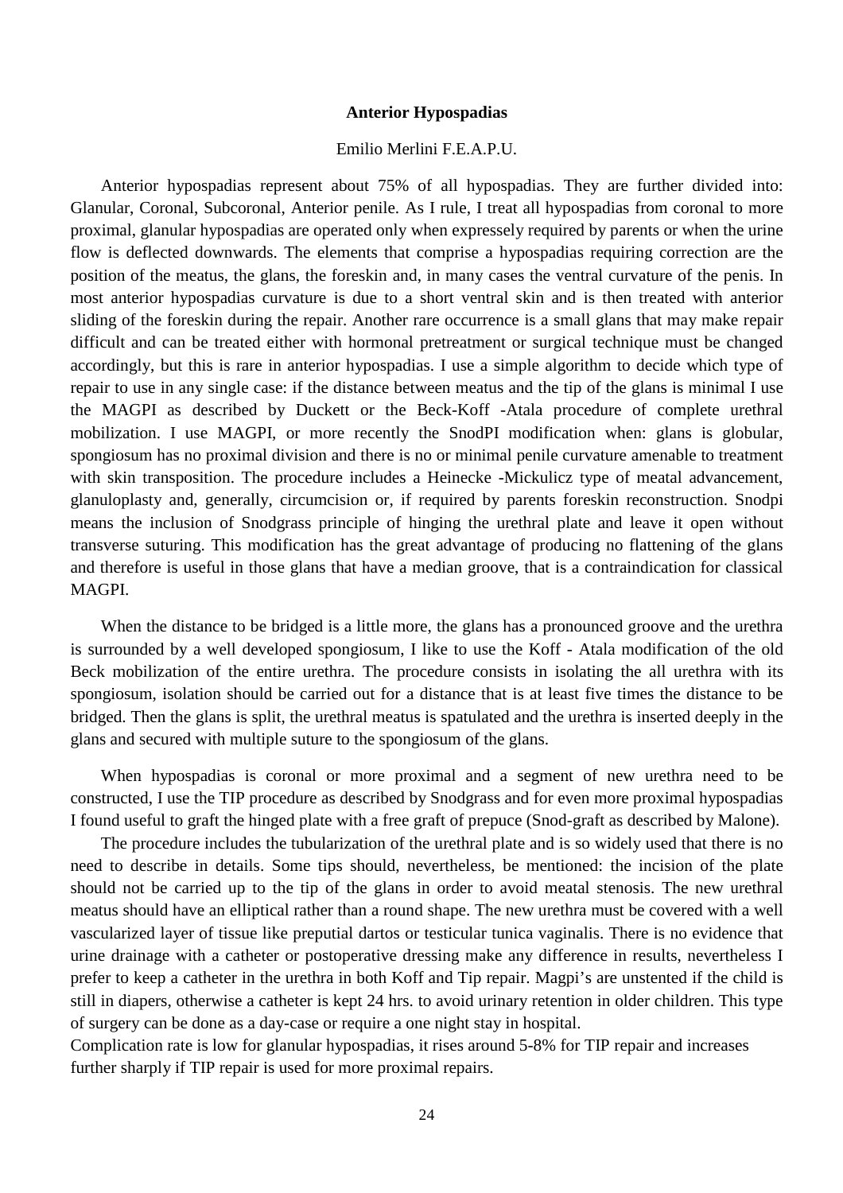# Anterior Hypospadias

Emilio Merlini F.E.A.P.U.

Anterior hypospadias represent about 75% of all hypospadias. They are further divided into: Glanular, Coronal, Subcoronal, Anterior penile. As I rule, I treat all hypospadias from coronal to more proximal, glanular hypospadias are operated only when expressely required by parents or when the urine flow is deflected downwards. The elements that comprise a hypospadias requiring correction are the position of the meatus, the glans, the foreskin and, in many cases the ventral curvature of the penis. In most anterior hypospadias curvature is due to a short ventral skin and is then treated with anterior sliding of the foreskin during the repair. Another rare occurrence is a small glans that may make repair difficult and can be treated either with hormonal pretreatment or surgical technique must be changed accordingly, but this is rare in anterior hypospadias. I use a simple algorithm to decide which type of repair to use in any single case: if the distance between meatus and the tip of the glans is minimal I use the MAGPI as described by Duckett or the Beck-Koff -Atala procedure of complete urethral mobilization. I use MAGPI, or more recently the SnodPI modification when: glans is globular, spongiosum has no proximal division and there is no or minimal penile curvature amenable to treatment with skin transposition. The procedure includes a Heinecke -Mickulicz type of meatal advancement, glanuloplasty and, generally, circumcision or, if required by parents foreskin reconstruction. Snodpi means the inclusion of Snodgrass principle of hinging the urethral plate and leave it open without transverse suturing. This modification has the great advantage of producing no flattening of the glans and therefore is useful in those glans that have a median groove, that is a contraindication for classical MAGPI.

When the distance to be bridged is a little more, the glans has a pronounced groove and the urethra is surrounded by a well developed spongiosum, I like to use the Koff - Atala modification of the old Beck mobilization of the entire urethra. The procedure consists in isolating the all urethra with its spongiosum, isolation should be carried out for a distance that is at least five times the distance to be bridged. Then the glans is split, the urethral meatus is spatulated and the urethra is inserted deeply in the glans and secured with multiple suture to the spongiosum of the glans.

When hypospadias is coronal or more proximal and a segment of new urethra need to be constructed, I use the TIP procedure as described by Snodgrass and for even more proximal hypospadias I found useful to graft the hinged plate with a free graft of prepuce (Snod-graft as described by Malone).

The procedure includes the tubularization of the urethral plate and is so widely used that there is no need to describe in details. Some tips should, nevertheless, be mentioned: the incision of the plate should not be carried up to the tip of the glans in order to avoid meatal stenosis. The new urethral meatus should have an elliptical rather than a round shape. The new urethra must be covered with a well vascularized layer of tissue like preputial dartos or testicular tunica vaginalis. There is no evidence that urine drainage with a catheter or postoperative dressing make any difference in results, nevertheless I prefer to keep a catheter in the urethra in both Koff and Tip repair. Magpi's are unstented if the child is still in diapers, otherwise a catheter is kept 24 hrs. to avoid urinary retention in older children. This type of surgery can be done as a day-case or require a one night stay in hospital.

Complication rate is low for glanular hypospadias, it rises around 5-8% for TIP repair and increases further sharply if TIP repair is used for more proximal repairs.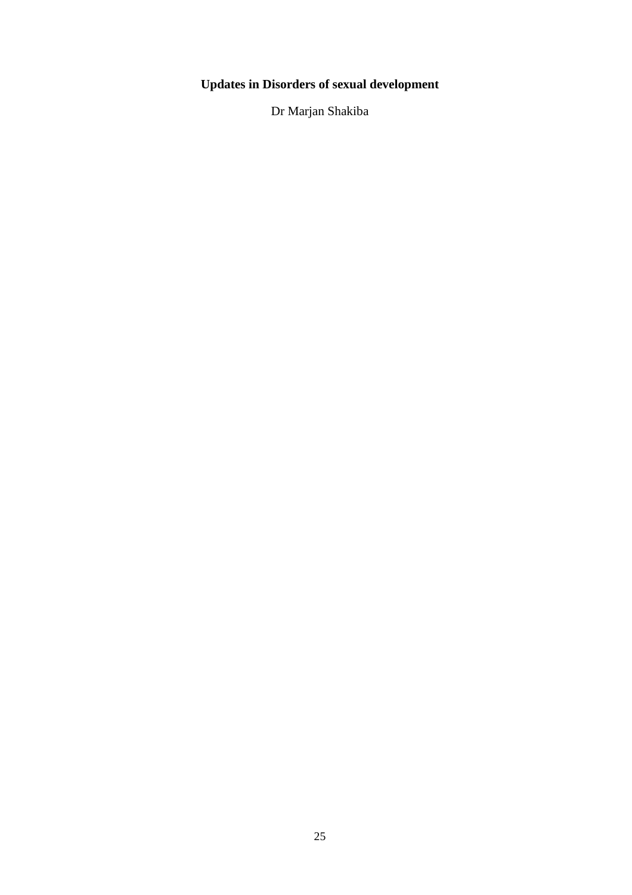**Updates in Disorders of sexual development**

Dr Marjan Shakiba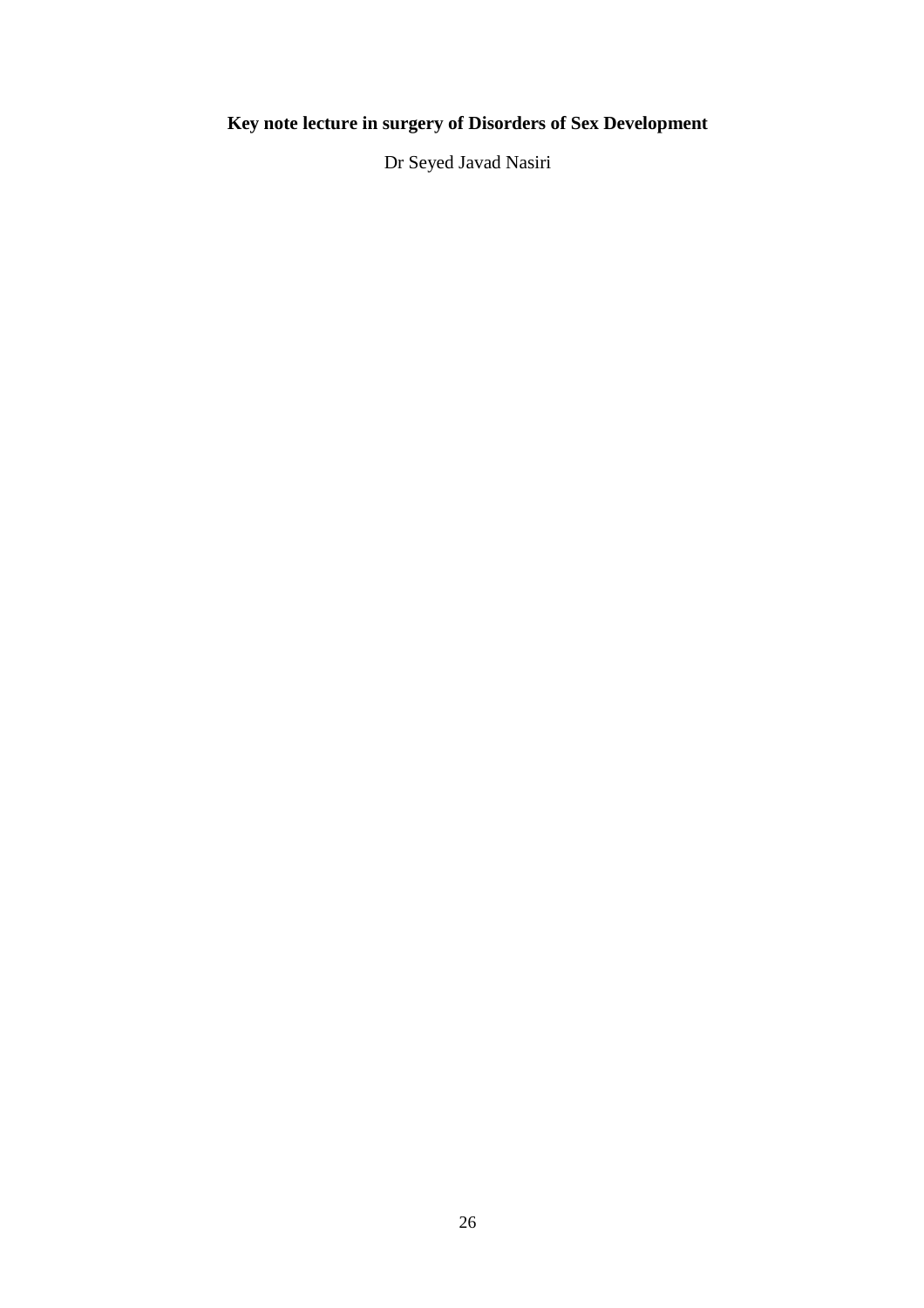# Key note lecture in surgery of Disorders of Sex Development

Dr Seyed Javad Nasiri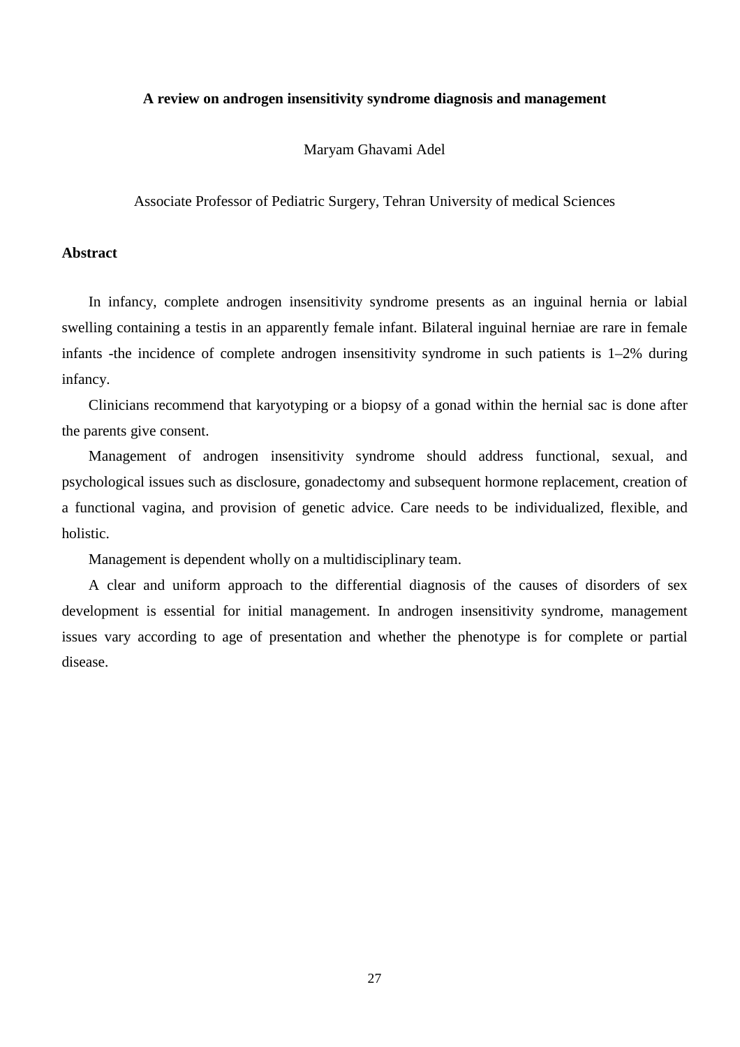**A review on androgen insensitivity syndrome diagnosis and management**

Maryam Ghavami Adel

Associate Professor of Pediatric Surgery, Tehran University of medical Sciences

**Abstract**

In infancy, complete androgen insensitivity syndrome presents as an inguinal hernia or labial swelling containing a testis in an apparently female infant. Bilateral inguinal herniae are rare in female infants -the incidence of complete androgen insensitivity syndrome in such patients is 1–2% during infancy.

Clinicians recommend that karyotyping or a biopsy of a gonad within the hernial sac is done after the parents give consent.

Management of androgen insensitivity syndrome should address functional, sexual, and psychological issues such as disclosure, gonadectomy and subsequent hormone replacement, creation of a functional vagina, and provision of genetic advice. Care needs to be individualized, flexible, and holistic.

Management is dependent wholly on a multidisciplinary team.

A clear and uniform approach to the differential diagnosis of the causes of disorders of sex development is essential for initial management. In androgen insensitivity syndrome, management issues vary according to age of presentation and whether the phenotype is for complete or partial disease.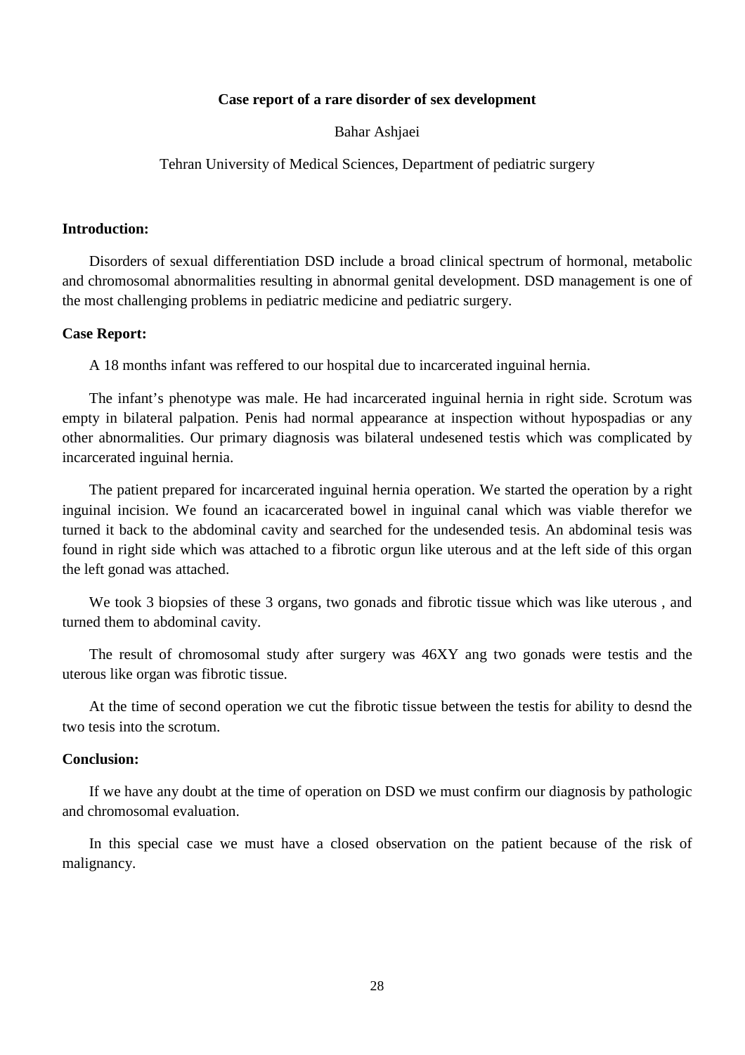# Case report of a rare disorder of sex development

Bahar Ashjaei

Tehran University of Medical Sciences, Department of pediatric surgery

## Introduction:

Disorders of sexual differentiation DSD include a broad clinical spectrum of hormonal, metabolic and chromosomal abnormalities resulting in abnormal genital development. DSD management is one of the most challenging problems in pediatric medicine and pediatric surgery.

## Case Report:

A 18 months infant was reffered to our hospital due to incarcerated inguinal hernia.

The infant's phenotype was male. He had incarcerated inguinal hernia in right side. Scrotum was empty in bilateral palpation. Penis had normal appearance at inspection without hypospadias or any other abnormalities. Our primary diagnosis was bilateral undesened testis which was complicated by incarcerated inguinal hernia.

The patient prepared for incarcerated inguinal hernia operation. We started the operation by a right inguinal incision. We found an icacarcerated bowel in inguinal canal which was viable therefor we turned it back to the abdominal cavity and searched for the undesended tesis. An abdominal tesis was found in right side which was attached to a fibrotic orgun like uterous and at the left side of this organ the left gonad was attached.

We took 3 biopsies of these 3 organs, two gonads and fibrotic tissue which was like uterous , and turned them to abdominal cavity.

The result of chromosomal study after surgery was 46XY ang two gonads were testis and the uterous like organ was fibrotic tissue.

At the time of second operation we cut the fibrotic tissue between the testis for ability to desnd the two tesis into the scrotum.

## Conclusion:

If we have any doubt at the time of operation on DSD we must confirm our diagnosis by pathologic and chromosomal evaluation.

In this special case we must have a closed observation on the patient because of the risk of malignancy.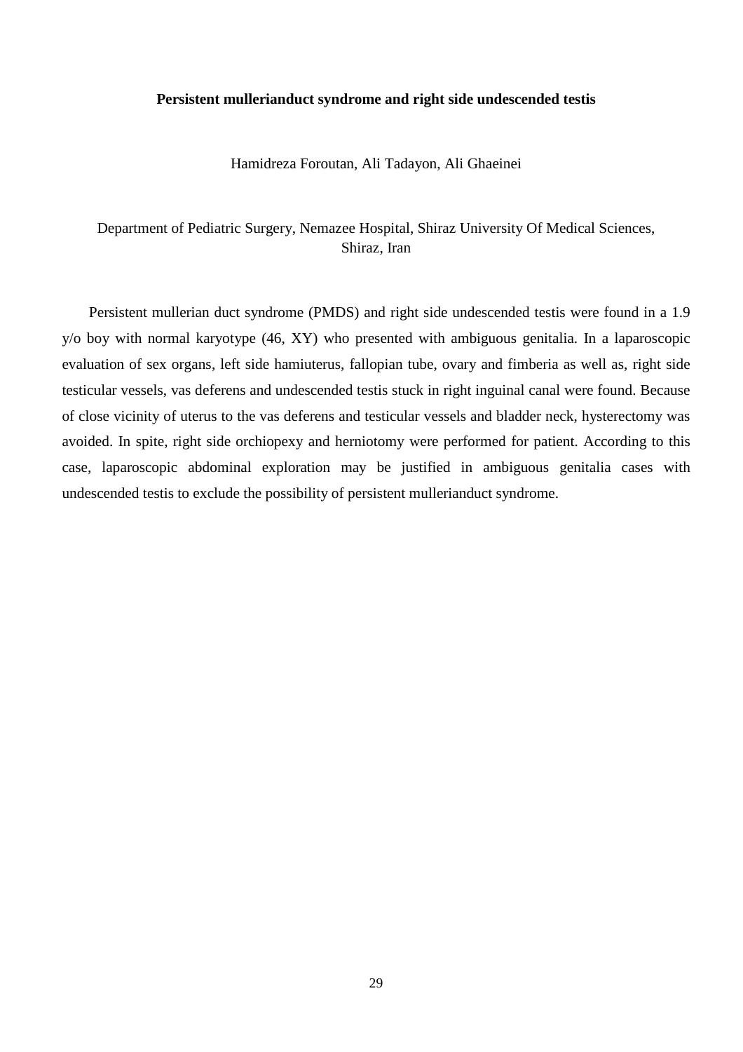**Persistent mullerianduct syndrome and right side undescended testis**

Hamidreza Foroutan, Ali Tadayon, Ali Ghaeinei

Department of Pediatric Surgery, Nemazee Hospital, Shiraz University Of Medical Sciences, Shiraz, Iran

Persistent mullerian duct syndrome (PMDS) and right side undescended testis were found in a 1.9 y/o boy with normal karyotype (46, XY) who presented with ambiguous genitalia. In a laparoscopic evaluation of sex organs, left side hamiuterus, fallopian tube, ovary and fimberia as well as, right side testicular vessels, vas deferens and undescended testis stuck in right inguinal canal were found. Because of close vicinity of uterus to the vas deferens and testicular vessels and bladder neck, hysterectomy was avoided. In spite, right side orchiopexy and herniotomy were performed for patient. According to this case, laparoscopic abdominal exploration may be justified in ambiguous genitalia cases with undescended testis to exclude the possibility of persistent mullerianduct syndrome.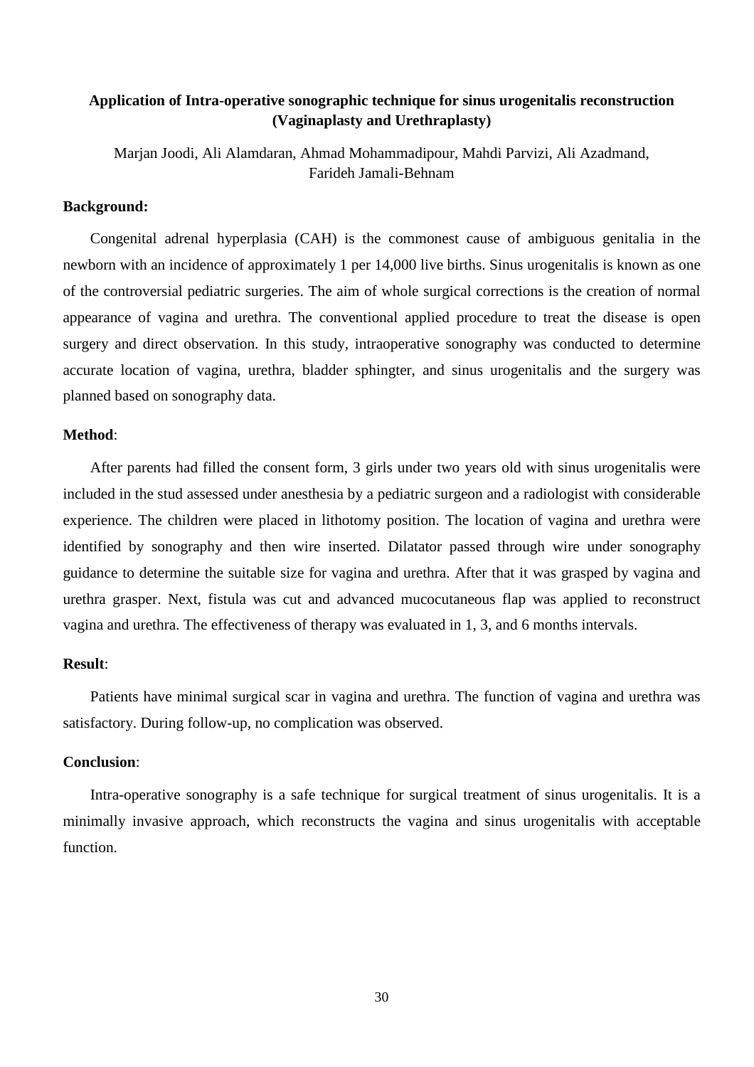## Application of Intra-operative sonographic technique for sinus urogenitalis reconstruction (Vaginaplasty and Urethraplasty)

Marjan Joodi, Ali Alamdaran, Ahmad Mohammadipour, Mahdi Parvizi, Ali Azadmand, Farideh Jamali-Behnam

**Background:**

Congenital adrenal hyperplasia (CAH) is the commonest cause of ambiguous genitalia in the newborn with an incidence of approximately 1 per 14,000 live births. Sinus urogenitalis is known as one of the controversial pediatric surgeries. The aim of whole surgical corrections is the creation of normal appearance of vagina and urethra. The conventional applied procedure to treat the disease is open surgery and direct observation. In this study, intraoperative sonography was conducted to determine accurate location of vagina, urethra, bladder sphingter, and sinus urogenitalis and the surgery was planned based on sonography data.

**Method**:

After parents had filled the consent form, 3 girls under two years old with sinus urogenitalis were included in the stud assessed under anesthesia by a pediatric surgeon and a radiologist with considerable experience. The children were placed in lithotomy position. The location of vagina and urethra were identified by sonography and then wire inserted. Dilatator passed through wire under sonography guidance to determine the suitable size for vagina and urethra. After that it was grasped by vagina and urethra grasper. Next, fistula was cut and advanced mucocutaneous flap was applied to reconstruct vagina and urethra. The effectiveness of therapy was evaluated in 1, 3, and 6 months intervals.

**Result**:

Patients have minimal surgical scar in vagina and urethra. The function of vagina and urethra was satisfactory. During follow-up, no complication was observed.

**Conclusion**:

Intra-operative sonography is a safe technique for surgical treatment of sinus urogenitalis. It is a minimally invasive approach, which reconstructs the vagina and sinus urogenitalis with acceptable function.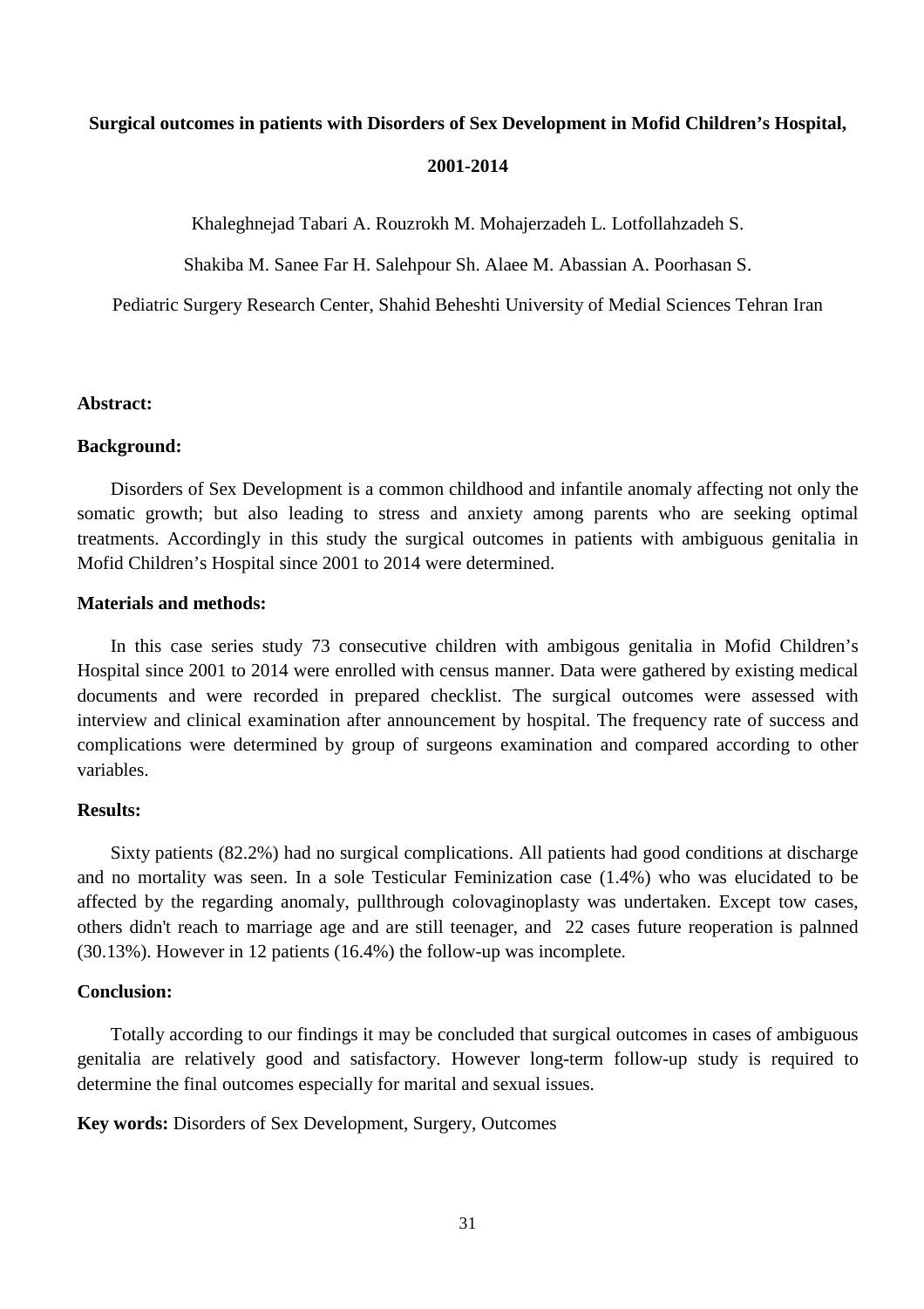# Surgical outcomes in patients with Disorders of Sex Development in Mofid Children's Hospital, 2001-2014

Khaleghnejad Tabari A. Rouzrokh M. Mohajerzadeh L. Lotfollahzadeh S.

Shakiba M. Sanee Far H. Salehpour Sh. Alaee M. Abassian A. Poorhasan S.

Pediatric Surgery Research Center, Shahid Beheshti University of Medial Sciences Tehran Iran

**Abstract:**

**Background:**

Disorders of Sex Development is a common childhood and infantile anomaly affecting not only the somatic growth; but also leading to stress and anxiety among parents who are seeking optimal treatments. Accordingly in this study the surgical outcomes in patients with ambiguous genitalia in Mofid Children's Hospital since 2001 to 2014 were determined.

**Materials and methods:**

In this case series study 73 consecutive children with ambigous genitalia in Mofid Children's Hospital since 2001 to 2014 were enrolled with census manner. Data were gathered by existing medical documents and were recorded in prepared checklist. The surgical outcomes were assessed with interview and clinical examination after announcement by hospital. The frequency rate of success and complications were determined by group of surgeons examination and compared according to other variables.

**Results:**

Sixty patients (82.2%) had no surgical complications. All patients had good conditions at discharge and no mortality was seen. In a sole Testicular Feminization case (1.4%) who was elucidated to be affected by the regarding anomaly, pullthrough colovaginoplasty was undertaken. Except tow cases, others didn't reach to marriage age and are still teenager, and 22 cases future reoperation is palnned (30.13%). However in 12 patients (16.4%) the follow-up was incomplete.

**Conclusion:**

Totally according to our findings it may be concluded that surgical outcomes in cases of ambiguous genitalia are relatively good and satisfactory. However long-term follow-up study is required to determine the final outcomes especially for marital and sexual issues.

**Key words:** Disorders of Sex Development, Surgery, Outcomes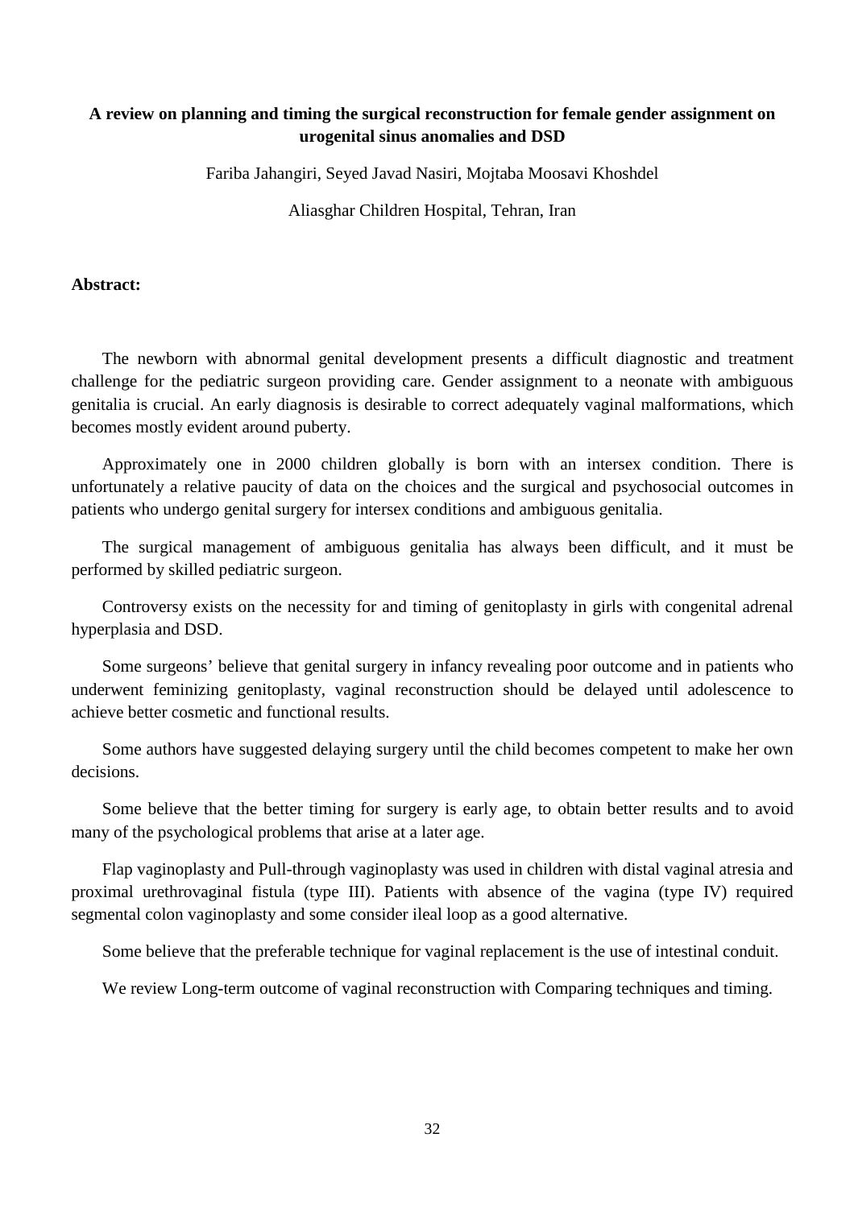**A review on planning and timing the surgical reconstruction for female gender assignment on urogenital sinus anomalies and DSD**

Fariba Jahangiri, Seyed Javad Nasiri, Mojtaba Moosavi Khoshdel

Aliasghar Children Hospital, Tehran, Iran

**Abstract:**

The newborn with abnormal genital development presents a difficult diagnostic and treatment challenge for the pediatric surgeon providing care. Gender assignment to a neonate with ambiguous genitalia is crucial. An early diagnosis is desirable to correct adequately vaginal malformations, which becomes mostly evident around puberty.

Approximately one in 2000 children globally is born with an intersex condition. There is unfortunately a relative paucity of data on the choices and the surgical and psychosocial outcomes in patients who undergo genital surgery for intersex conditions and ambiguous genitalia.

The surgical management of ambiguous genitalia has always been difficult, and it must be performed by skilled pediatric surgeon.

Controversy exists on the necessity for and timing of genitoplasty in girls with congenital adrenal hyperplasia and DSD.

Some surgeons' believe that genital surgery in infancy revealing poor outcome and in patients who underwent feminizing genitoplasty, vaginal reconstruction should be delayed until adolescence to achieve better cosmetic and functional results.

Some authors have suggested delaying surgery until the child becomes competent to make her own decisions.

Some believe that the better timing for surgery is early age, to obtain better results and to avoid many of the psychological problems that arise at a later age.

Flap vaginoplasty and Pull-through vaginoplasty was used in children with distal vaginal atresia and proximal urethrovaginal fistula (type III). Patients with absence of the vagina (type IV) required segmental colon vaginoplasty and some consider ileal loop as a good alternative.

Some believe that the preferable technique for vaginal replacement is the use of intestinal conduit.

We review Long-term outcome of vaginal reconstruction with Comparing techniques and timing.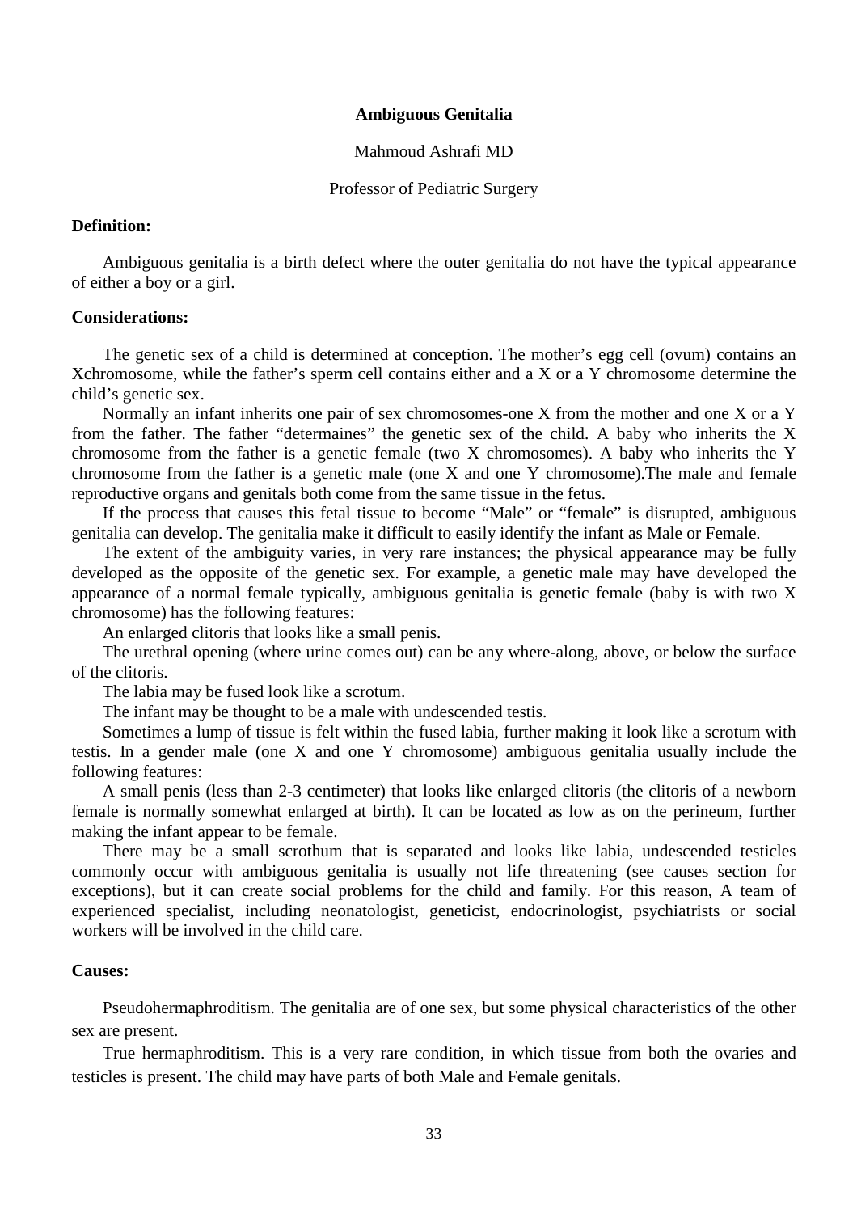**Ambiguous Genitalia**

Mahmoud Ashrafi MD

Professor of Pediatric Surgery

**Definition:**

Ambiguous genitalia is a birth defect where the outer genitalia do not have the typical appearance of either a boy or a girl.

**Considerations:**

The genetic sex of a child is determined at conception. The mother's egg cell (ovum) contains an Xchromosome, while the father's sperm cell contains either and a X or a Y chromosome determine the child's genetic sex.

Normally an infant inherits one pair of sex chromosomes-one X from the mother and one X or a Y from the father. The father "determaines" the genetic sex of the child. A baby who inherits the X chromosome from the father is a genetic female (two X chromosomes). A baby who inherits the Y chromosome from the father is a genetic male (one X and one Y chromosome).The male and female reproductive organs and genitals both come from the same tissue in the fetus.

If the process that causes this fetal tissue to become "Male" or "female" is disrupted, ambiguous genitalia can develop. The genitalia make it difficult to easily identify the infant as Male or Female.

The extent of the ambiguity varies, in very rare instances; the physical appearance may be fully developed as the opposite of the genetic sex. For example, a genetic male may have developed the appearance of a normal female typically, ambiguous genitalia is genetic female (baby is with two X chromosome) has the following features:

An enlarged clitoris that looks like a small penis.

The urethral opening (where urine comes out) can be any where-along, above, or below the surface of the clitoris.

The labia may be fused look like a scrotum.

The infant may be thought to be a male with undescended testis.

Sometimes a lump of tissue is felt within the fused labia, further making it look like a scrotum with testis. In a gender male (one X and one Y chromosome) ambiguous genitalia usually include the following features:

A small penis (less than 2-3 centimeter) that looks like enlarged clitoris (the clitoris of a newborn female is normally somewhat enlarged at birth). It can be located as low as on the perineum, further making the infant appear to be female.

There may be a small scrothum that is separated and looks like labia, undescended testicles commonly occur with ambiguous genitalia is usually not life threatening (see causes section for exceptions), but it can create social problems for the child and family. For this reason, A team of experienced specialist, including neonatologist, geneticist, endocrinologist, psychiatrists or social workers will be involved in the child care.

**Causes:**

Pseudohermaphroditism. The genitalia are of one sex, but some physical characteristics of the other sex are present.

True hermaphroditism. This is a very rare condition, in which tissue from both the ovaries and testicles is present. The child may have parts of both Male and Female genitals.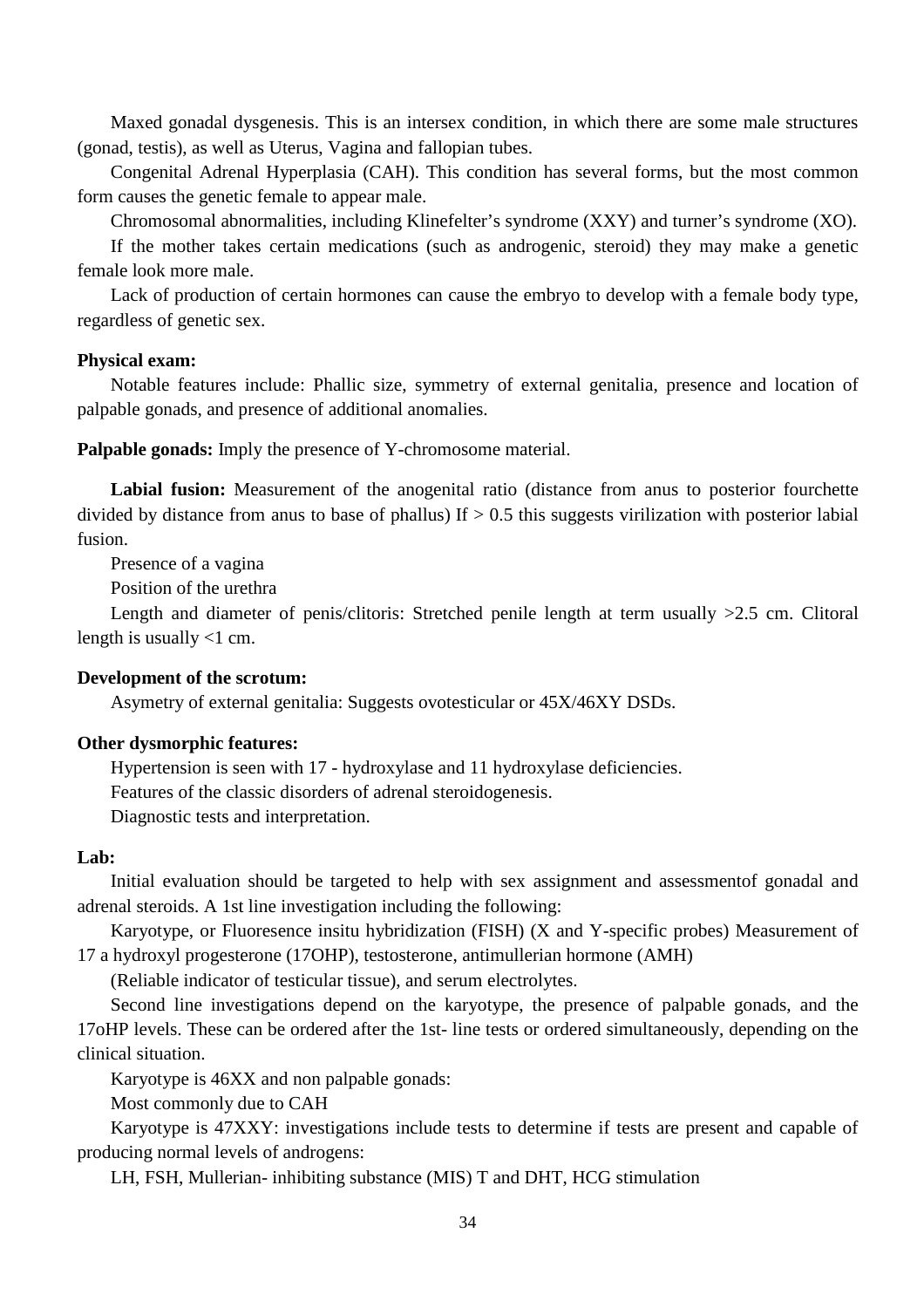Maxed gonadal dysgenesis. This is an intersex condition, in which there are some male structures (gonad, testis), as well as Uterus, Vagina and fallopian tubes.

Congenital Adrenal Hyperplasia (CAH). This condition has several forms, but the most common form causes the genetic female to appear male.

Chromosomal abnormalities, including Klinefelter's syndrome (XXY) and turner's syndrome (XO).

If the mother takes certain medications (such as androgenic, steroid) they may make a genetic female look more male.

Lack of production of certain hormones can cause the embryo to develop with a female body type, regardless of genetic sex.

**Physical exam:**

Notable features include: Phallic size, symmetry of external genitalia, presence and location of palpable gonads, and presence of additional anomalies.

**Palpable gonads:** Imply the presence of Y-chromosome material.

**Labial fusion:** Measurement of the anogenital ratio (distance from anus to posterior fourchette divided by distance from anus to base of phallus) If > 0.5 this suggests virilization with posterior labial fusion.

Presence of a vagina

Position of the urethra

Length and diameter of penis/clitoris: Stretched penile length at term usually >2.5 cm. Clitoral length is usually <1 cm.

**Development of the scrotum:**

Asymetry of external genitalia: Suggests ovotesticular or 45X/46XY DSDs.

**Other dysmorphic features:**

Hypertension is seen with 17 - hydroxylase and 11 hydroxylase deficiencies.

Features of the classic disorders of adrenal steroidogenesis.

Diagnostic tests and interpretation.

**Lab:**

Initial evaluation should be targeted to help with sex assignment and assessmentof gonadal and adrenal steroids. A 1st line investigation including the following:

Karyotype, or Fluoresence insitu hybridization (FISH) (X and Y-specific probes) Measurement of 17 a hydroxyl progesterone (17OHP), testosterone, antimullerian hormone (AMH)

(Reliable indicator of testicular tissue), and serum electrolytes.

Second line investigations depend on the karyotype, the presence of palpable gonads, and the 17oHP levels. These can be ordered after the 1st- line tests or ordered simultaneously, depending on the clinical situation.

Karyotype is 46XX and non palpable gonads:

Most commonly due to CAH

Karyotype is 47XXY: investigations include tests to determine if tests are present and capable of producing normal levels of androgens:

LH, FSH, Mullerian- inhibiting substance (MIS) T and DHT, HCG stimulation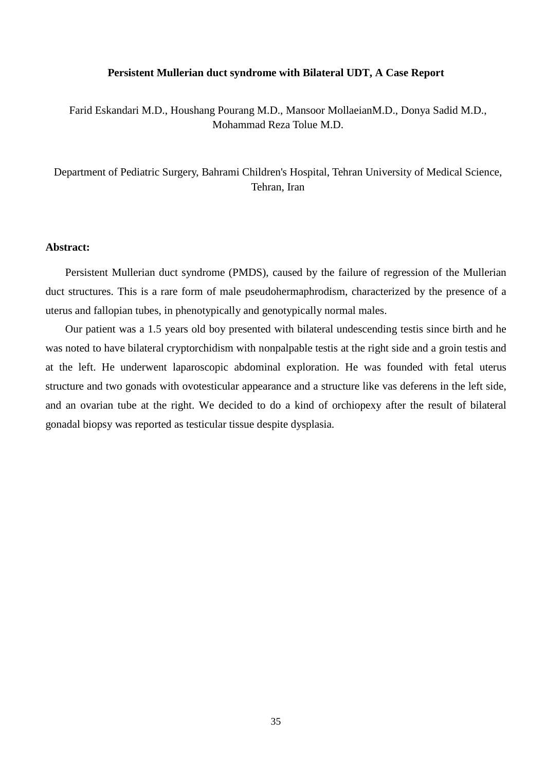**Persistent Mullerian duct syndrome with Bilateral UDT, A Case Report**

Farid Eskandari M.D., Houshang Pourang M.D., Mansoor MollaeianM.D., Donya Sadid M.D., Mohammad Reza Tolue M.D.

Department of Pediatric Surgery, Bahrami Children's Hospital, Tehran University of Medical Science, Tehran, Iran

**Abstract:**

Persistent Mullerian duct syndrome (PMDS), caused by the failure of regression of the Mullerian duct structures. This is a rare form of male pseudohermaphrodism, characterized by the presence of a uterus and fallopian tubes, in phenotypically and genotypically normal males.

Our patient was a 1.5 years old boy presented with bilateral undescending testis since birth and he was noted to have bilateral cryptorchidism with nonpalpable testis at the right side and a groin testis and at the left. He underwent laparoscopic abdominal exploration. He was founded with fetal uterus structure and two gonads with ovotesticular appearance and a structure like vas deferens in the left side, and an ovarian tube at the right. We decided to do a kind of orchiopexy after the result of bilateral gonadal biopsy was reported as testicular tissue despite dysplasia.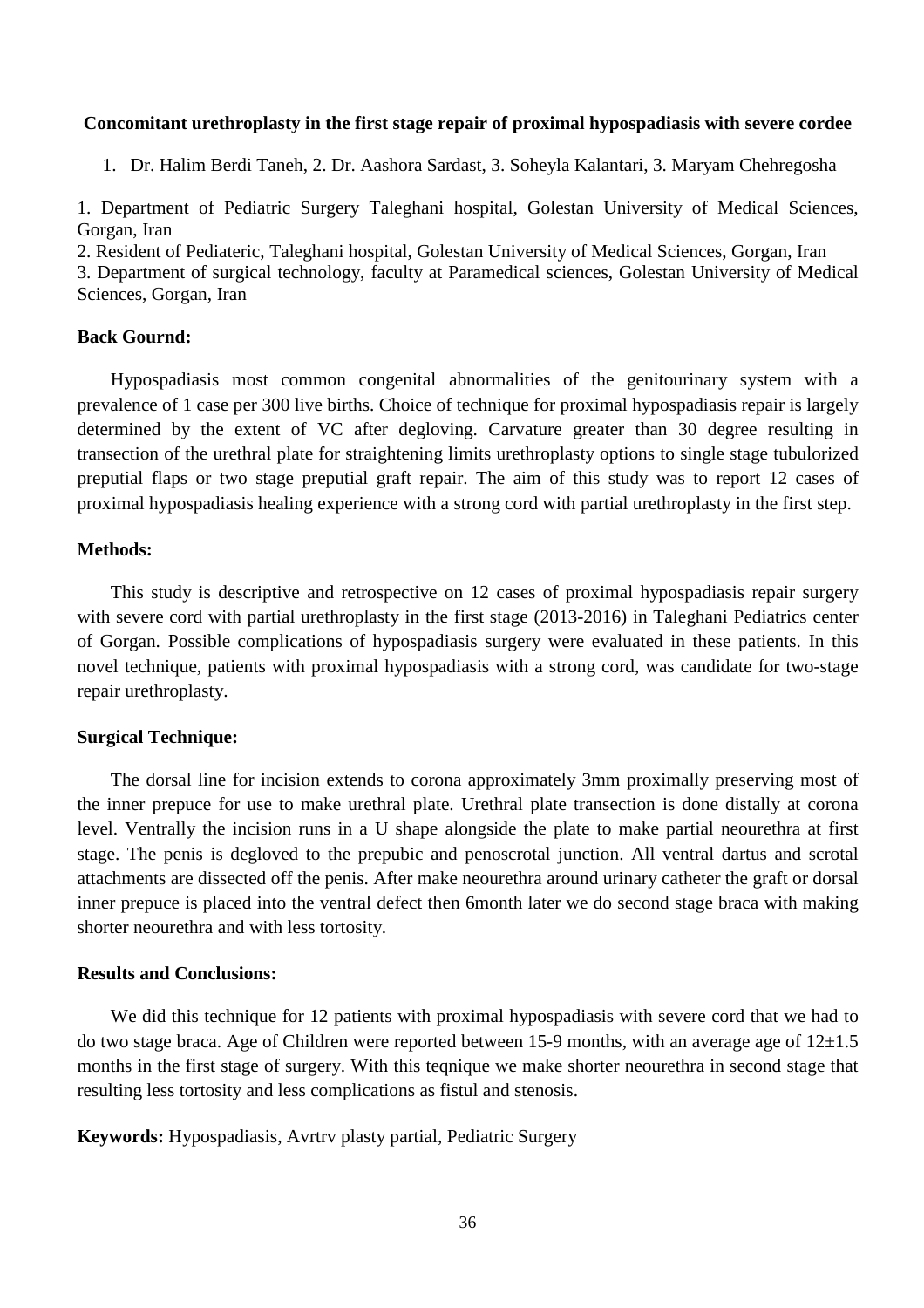**Concomitant urethroplasty in the first stage repair of proximal hypospadiasis with severe cordee**

1. Dr. Halim Berdi Taneh, 2. Dr. Aashora Sardast, 3. Soheyla Kalantari, 3. Maryam Chehregosha

1. Department of Pediatric Surgery Taleghani hospital, Golestan University of Medical Sciences, Gorgan, Iran
2. Resident of Pediateric, Taleghani hospital, Golestan University of Medical Sciences, Gorgan, Iran
3. Department of surgical technology, faculty at Paramedical sciences, Golestan University of Medical Sciences, Gorgan, Iran

**Back Gournd:**

Hypospadiasis most common congenital abnormalities of the genitourinary system with a prevalence of 1 case per 300 live births. Choice of technique for proximal hypospadiasis repair is largely determined by the extent of VC after degloving. Carvature greater than 30 degree resulting in transection of the urethral plate for straightening limits urethroplasty options to single stage tubulorized preputial flaps or two stage preputial graft repair. The aim of this study was to report 12 cases of proximal hypospadiasis healing experience with a strong cord with partial urethroplasty in the first step.

**Methods:**

This study is descriptive and retrospective on 12 cases of proximal hypospadiasis repair surgery with severe cord with partial urethroplasty in the first stage (2013-2016) in Taleghani Pediatrics center of Gorgan. Possible complications of hypospadiasis surgery were evaluated in these patients. In this novel technique, patients with proximal hypospadiasis with a strong cord, was candidate for two-stage repair urethroplasty.

**Surgical Technique:**

The dorsal line for incision extends to corona approximately 3mm proximally preserving most of the inner prepuce for use to make urethral plate. Urethral plate transection is done distally at corona level. Ventrally the incision runs in a U shape alongside the plate to make partial neourethra at first stage. The penis is degloved to the prepubic and penoscrotal junction. All ventral dartus and scrotal attachments are dissected off the penis. After make neourethra around urinary catheter the graft or dorsal inner prepuce is placed into the ventral defect then 6month later we do second stage braca with making shorter neourethra and with less tortosity.

**Results and Conclusions:**

We did this technique for 12 patients with proximal hypospadiasis with severe cord that we had to do two stage braca. Age of Children were reported between 15-9 months, with an average age of 12±1.5 months in the first stage of surgery. With this teqnique we make shorter neourethra in second stage that resulting less tortosity and less complications as fistul and stenosis.

**Keywords:** Hypospadiasis, Avrtrv plasty partial, Pediatric Surgery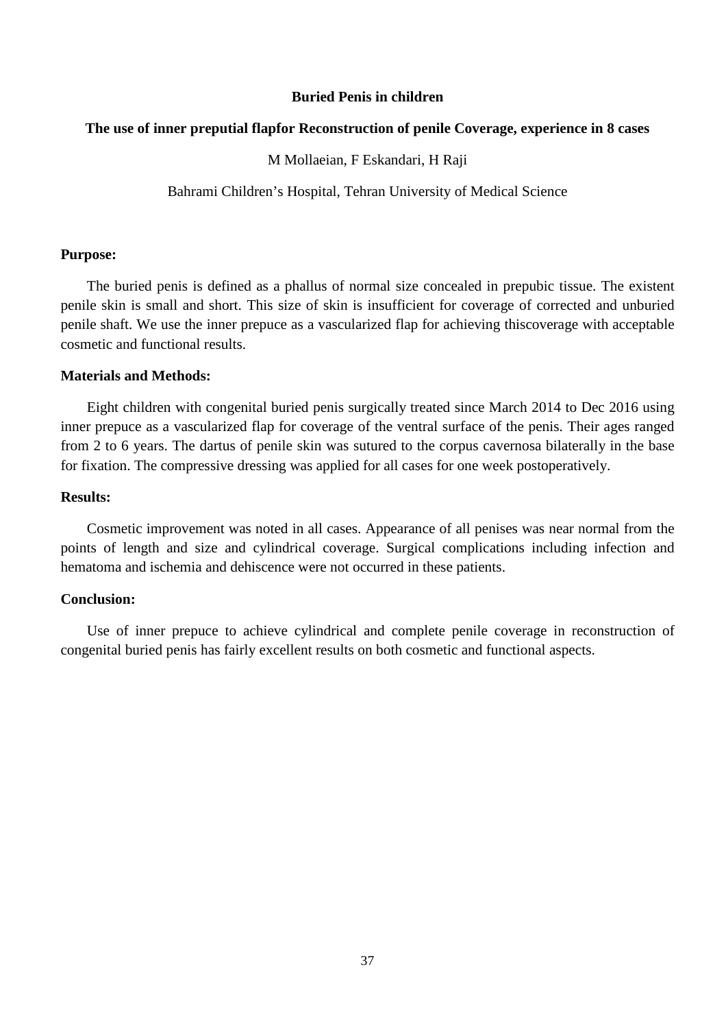**Buried Penis in children**

**The use of inner preputial flapfor Reconstruction of penile Coverage, experience in 8 cases**

M Mollaeian, F Eskandari, H Raji

Bahrami Children's Hospital, Tehran University of Medical Science

**Purpose:**

The buried penis is defined as a phallus of normal size concealed in prepubic tissue. The existent penile skin is small and short. This size of skin is insufficient for coverage of corrected and unburied penile shaft. We use the inner prepuce as a vascularized flap for achieving thiscoverage with acceptable cosmetic and functional results.

**Materials and Methods:**

Eight children with congenital buried penis surgically treated since March 2014 to Dec 2016 using inner prepuce as a vascularized flap for coverage of the ventral surface of the penis. Their ages ranged from 2 to 6 years. The dartus of penile skin was sutured to the corpus cavernosa bilaterally in the base for fixation. The compressive dressing was applied for all cases for one week postoperatively.

**Results:**

Cosmetic improvement was noted in all cases. Appearance of all penises was near normal from the points of length and size and cylindrical coverage. Surgical complications including infection and hematoma and ischemia and dehiscence were not occurred in these patients.

**Conclusion:**

Use of inner prepuce to achieve cylindrical and complete penile coverage in reconstruction of congenital buried penis has fairly excellent results on both cosmetic and functional aspects.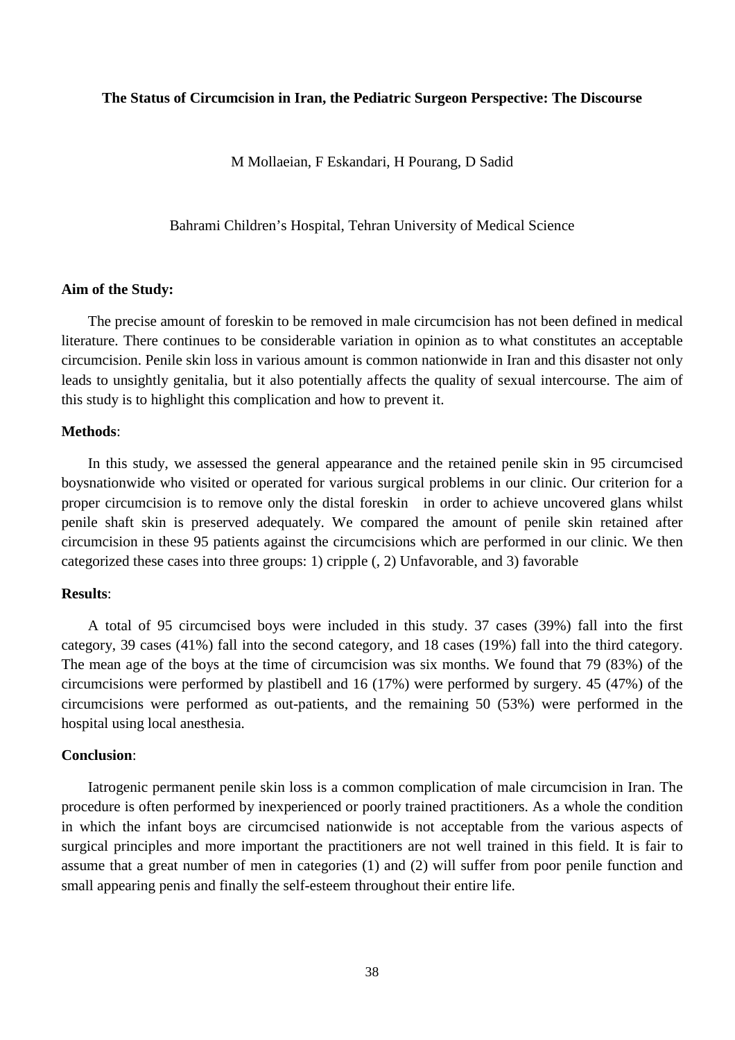**The Status of Circumcision in Iran, the Pediatric Surgeon Perspective: The Discourse**

M Mollaeian, F Eskandari, H Pourang, D Sadid

Bahrami Children's Hospital, Tehran University of Medical Science

**Aim of the Study:**

The precise amount of foreskin to be removed in male circumcision has not been defined in medical literature. There continues to be considerable variation in opinion as to what constitutes an acceptable circumcision. Penile skin loss in various amount is common nationwide in Iran and this disaster not only leads to unsightly genitalia, but it also potentially affects the quality of sexual intercourse. The aim of this study is to highlight this complication and how to prevent it.

**Methods**:

In this study, we assessed the general appearance and the retained penile skin in 95 circumcised boysnationwide who visited or operated for various surgical problems in our clinic. Our criterion for a proper circumcision is to remove only the distal foreskin in order to achieve uncovered glans whilst penile shaft skin is preserved adequately. We compared the amount of penile skin retained after circumcision in these 95 patients against the circumcisions which are performed in our clinic. We then categorized these cases into three groups: 1) cripple (, 2) Unfavorable, and 3) favorable

**Results**:

A total of 95 circumcised boys were included in this study. 37 cases (39%) fall into the first category, 39 cases (41%) fall into the second category, and 18 cases (19%) fall into the third category. The mean age of the boys at the time of circumcision was six months. We found that 79 (83%) of the circumcisions were performed by plastibell and 16 (17%) were performed by surgery. 45 (47%) of the circumcisions were performed as out-patients, and the remaining 50 (53%) were performed in the hospital using local anesthesia.

**Conclusion**:

Iatrogenic permanent penile skin loss is a common complication of male circumcision in Iran. The procedure is often performed by inexperienced or poorly trained practitioners. As a whole the condition in which the infant boys are circumcised nationwide is not acceptable from the various aspects of surgical principles and more important the practitioners are not well trained in this field. It is fair to assume that a great number of men in categories (1) and (2) will suffer from poor penile function and small appearing penis and finally the self-esteem throughout their entire life.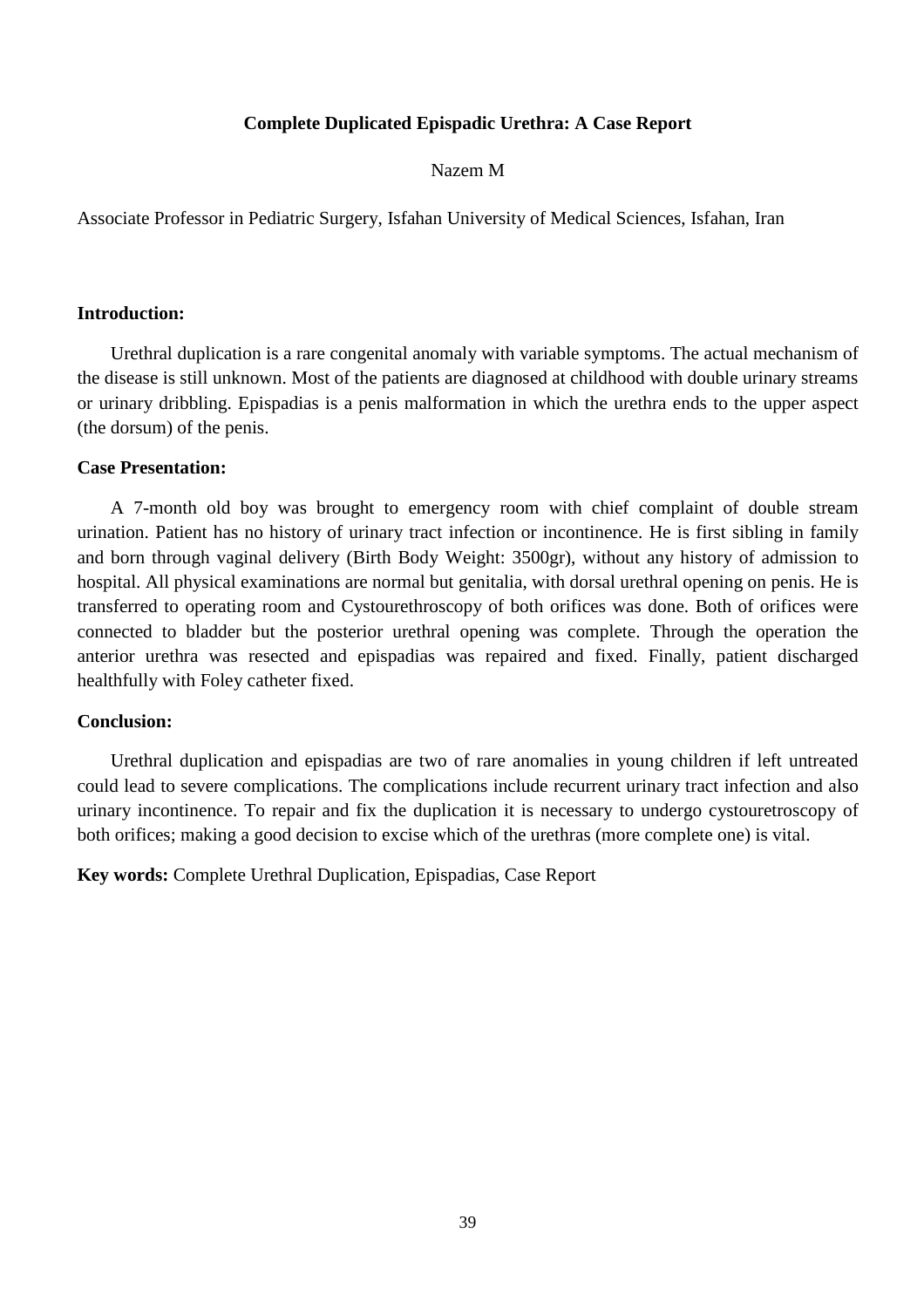# Complete Duplicated Epispadic Urethra: A Case Report

Nazem M

Associate Professor in Pediatric Surgery, Isfahan University of Medical Sciences, Isfahan, Iran

**Introduction:**

Urethral duplication is a rare congenital anomaly with variable symptoms. The actual mechanism of the disease is still unknown. Most of the patients are diagnosed at childhood with double urinary streams or urinary dribbling. Epispadias is a penis malformation in which the urethra ends to the upper aspect (the dorsum) of the penis.

**Case Presentation:**

A 7-month old boy was brought to emergency room with chief complaint of double stream urination. Patient has no history of urinary tract infection or incontinence. He is first sibling in family and born through vaginal delivery (Birth Body Weight: 3500gr), without any history of admission to hospital. All physical examinations are normal but genitalia, with dorsal urethral opening on penis. He is transferred to operating room and Cystourethroscopy of both orifices was done. Both of orifices were connected to bladder but the posterior urethral opening was complete. Through the operation the anterior urethra was resected and epispadias was repaired and fixed. Finally, patient discharged healthfully with Foley catheter fixed.

**Conclusion:**

Urethral duplication and epispadias are two of rare anomalies in young children if left untreated could lead to severe complications. The complications include recurrent urinary tract infection and also urinary incontinence. To repair and fix the duplication it is necessary to undergo cystouretroscopy of both orifices; making a good decision to excise which of the urethras (more complete one) is vital.

**Key words:** Complete Urethral Duplication, Epispadias, Case Report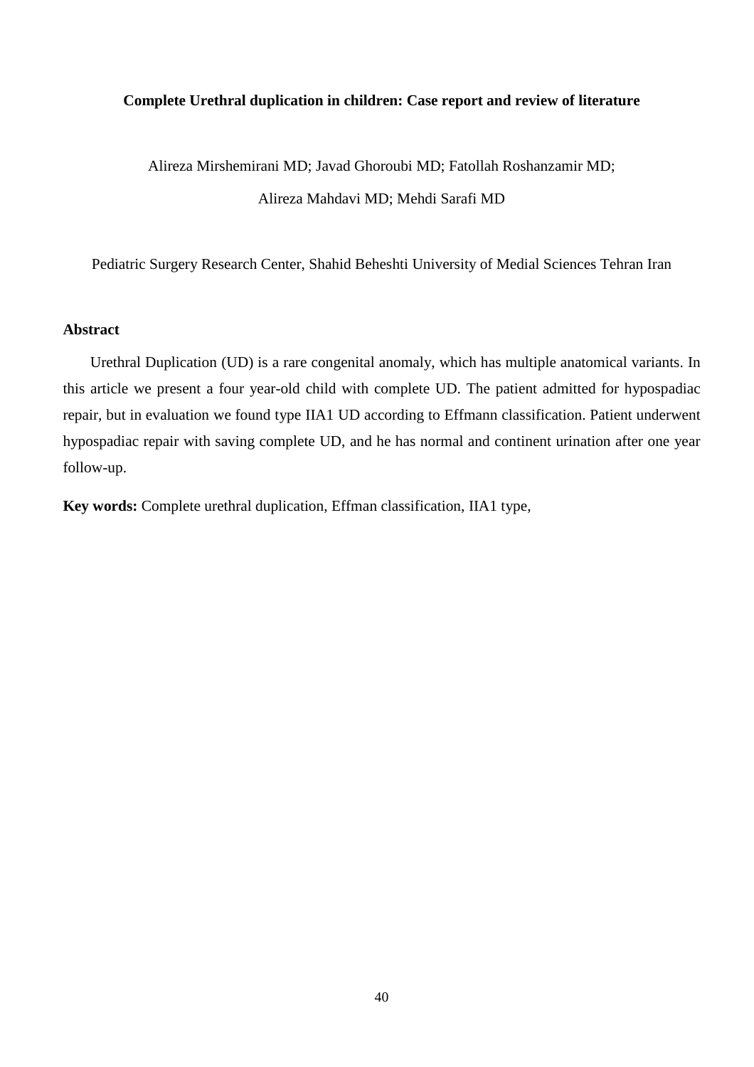**Complete Urethral duplication in children: Case report and review of literature**

Alireza Mirshemirani MD; Javad Ghoroubi MD; Fatollah Roshanzamir MD;

Alireza Mahdavi MD; Mehdi Sarafi MD

Pediatric Surgery Research Center, Shahid Beheshti University of Medial Sciences Tehran Iran

## Abstract

Urethral Duplication (UD) is a rare congenital anomaly, which has multiple anatomical variants. In this article we present a four year-old child with complete UD. The patient admitted for hypospadiac repair, but in evaluation we found type IIA1 UD according to Effmann classification. Patient underwent hypospadiac repair with saving complete UD, and he has normal and continent urination after one year follow-up.

**Key words:** Complete urethral duplication, Effman classification, IIA1 type,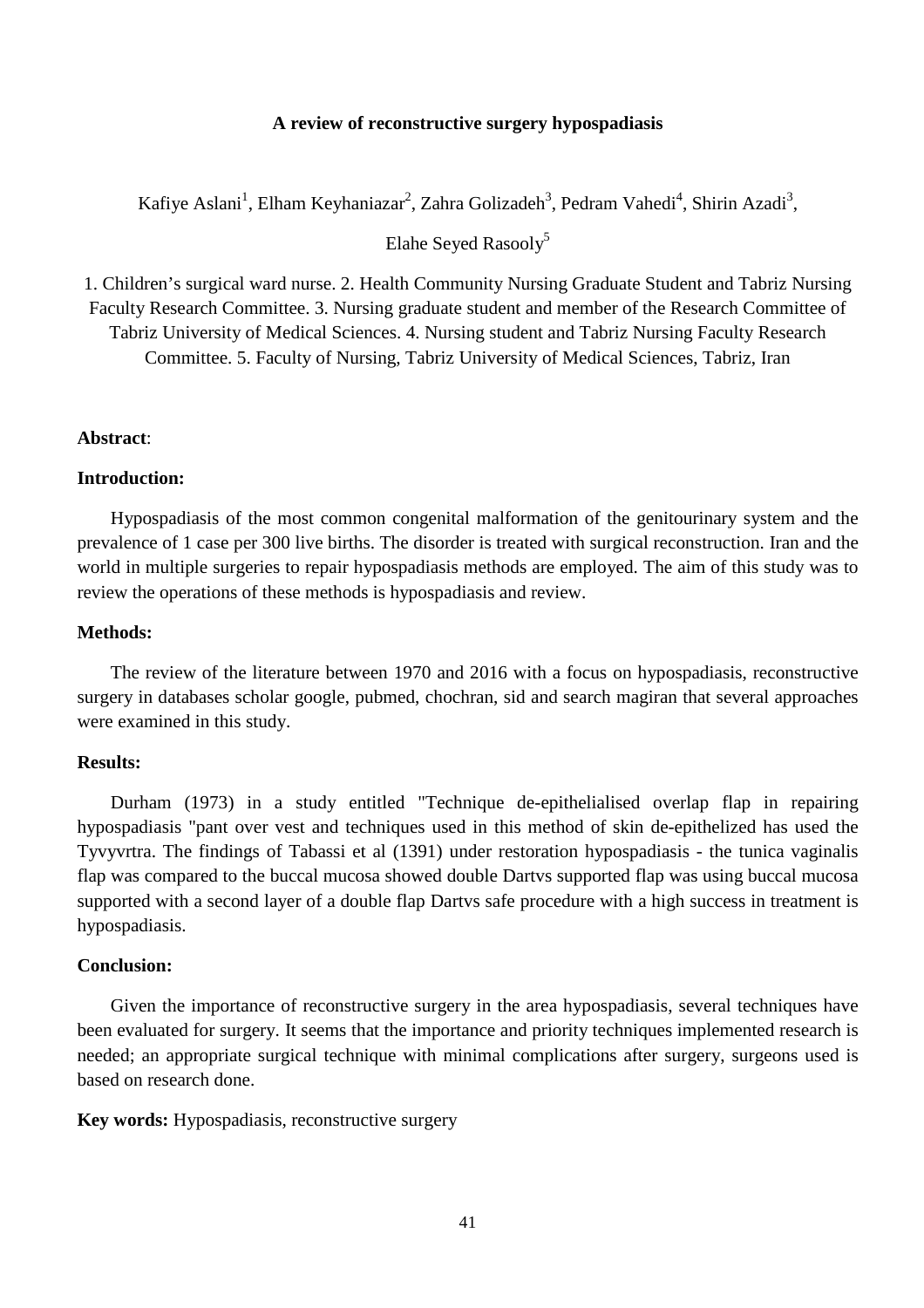# A review of reconstructive surgery hypospadiasis

Kafiye Aslani[1], Elham Keyhaniazar[2], Zahra Golizadeh[3], Pedram Vahedi[4], Shirin Azadi[3], Elahe Seyed Rasooly[5]

1. Children's surgical ward nurse. 2. Health Community Nursing Graduate Student and Tabriz Nursing Faculty Research Committee. 3. Nursing graduate student and member of the Research Committee of Tabriz University of Medical Sciences. 4. Nursing student and Tabriz Nursing Faculty Research Committee. 5. Faculty of Nursing, Tabriz University of Medical Sciences, Tabriz, Iran

**Abstract**:

**Introduction:**

Hypospadiasis of the most common congenital malformation of the genitourinary system and the prevalence of 1 case per 300 live births. The disorder is treated with surgical reconstruction. Iran and the world in multiple surgeries to repair hypospadiasis methods are employed. The aim of this study was to review the operations of these methods is hypospadiasis and review.

**Methods:**

The review of the literature between 1970 and 2016 with a focus on hypospadiasis, reconstructive surgery in databases scholar google, pubmed, chochran, sid and search magiran that several approaches were examined in this study.

**Results:**

Durham (1973) in a study entitled "Technique de-epithelialised overlap flap in repairing hypospadiasis "pant over vest and techniques used in this method of skin de-epithelized has used the Tyvyvrtra. The findings of Tabassi et al (1391) under restoration hypospadiasis - the tunica vaginalis flap was compared to the buccal mucosa showed double Dartvs supported flap was using buccal mucosa supported with a second layer of a double flap Dartvs safe procedure with a high success in treatment is hypospadiasis.

**Conclusion:**

Given the importance of reconstructive surgery in the area hypospadiasis, several techniques have been evaluated for surgery. It seems that the importance and priority techniques implemented research is needed; an appropriate surgical technique with minimal complications after surgery, surgeons used is based on research done.

**Key words:** Hypospadiasis, reconstructive surgery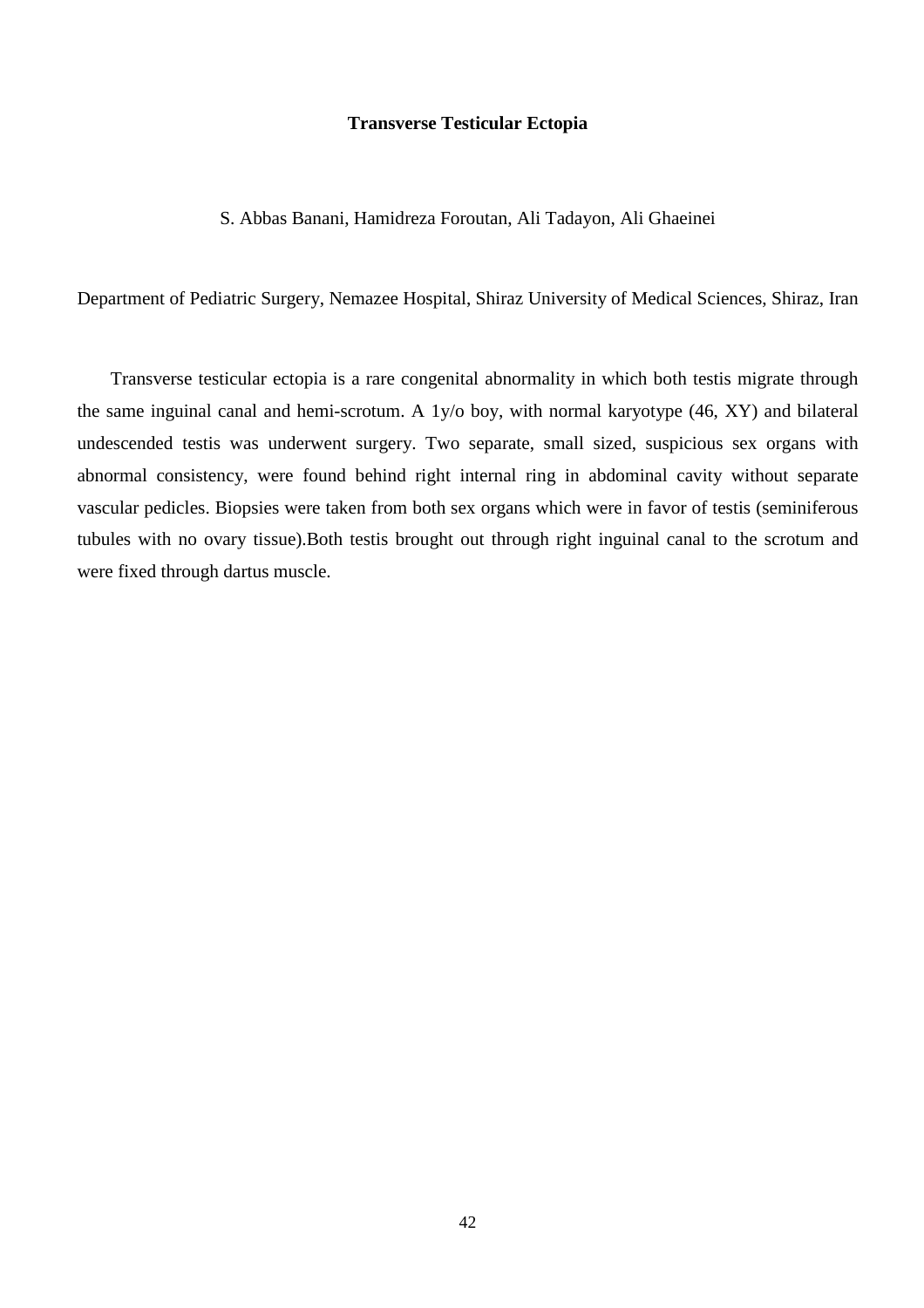# Transverse Testicular Ectopia

S. Abbas Banani, Hamidreza Foroutan, Ali Tadayon, Ali Ghaeinei

Department of Pediatric Surgery, Nemazee Hospital, Shiraz University of Medical Sciences, Shiraz, Iran

Transverse testicular ectopia is a rare congenital abnormality in which both testis migrate through the same inguinal canal and hemi-scrotum. A 1y/o boy, with normal karyotype (46, XY) and bilateral undescended testis was underwent surgery. Two separate, small sized, suspicious sex organs with abnormal consistency, were found behind right internal ring in abdominal cavity without separate vascular pedicles. Biopsies were taken from both sex organs which were in favor of testis (seminiferous tubules with no ovary tissue).Both testis brought out through right inguinal canal to the scrotum and were fixed through dartus muscle.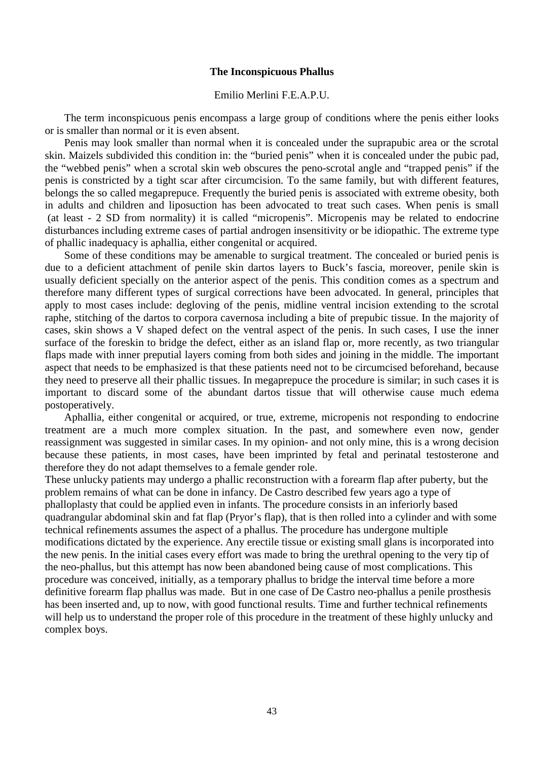# The Inconspicuous Phallus

Emilio Merlini F.E.A.P.U.

The term inconspicuous penis encompass a large group of conditions where the penis either looks or is smaller than normal or it is even absent.

Penis may look smaller than normal when it is concealed under the suprapubic area or the scrotal skin. Maizels subdivided this condition in: the "buried penis" when it is concealed under the pubic pad, the "webbed penis" when a scrotal skin web obscures the peno-scrotal angle and "trapped penis" if the penis is constricted by a tight scar after circumcision. To the same family, but with different features, belongs the so called megaprepuce. Frequently the buried penis is associated with extreme obesity, both in adults and children and liposuction has been advocated to treat such cases. When penis is small (at least - 2 SD from normality) it is called "micropenis". Micropenis may be related to endocrine disturbances including extreme cases of partial androgen insensitivity or be idiopathic. The extreme type of phallic inadequacy is aphallia, either congenital or acquired.

Some of these conditions may be amenable to surgical treatment. The concealed or buried penis is due to a deficient attachment of penile skin dartos layers to Buck's fascia, moreover, penile skin is usually deficient specially on the anterior aspect of the penis. This condition comes as a spectrum and therefore many different types of surgical corrections have been advocated. In general, principles that apply to most cases include: degloving of the penis, midline ventral incision extending to the scrotal raphe, stitching of the dartos to corpora cavernosa including a bite of prepubic tissue. In the majority of cases, skin shows a V shaped defect on the ventral aspect of the penis. In such cases, I use the inner surface of the foreskin to bridge the defect, either as an island flap or, more recently, as two triangular flaps made with inner preputial layers coming from both sides and joining in the middle. The important aspect that needs to be emphasized is that these patients need not to be circumcised beforehand, because they need to preserve all their phallic tissues. In megaprepuce the procedure is similar; in such cases it is important to discard some of the abundant dartos tissue that will otherwise cause much edema postoperatively.

Aphallia, either congenital or acquired, or true, extreme, micropenis not responding to endocrine treatment are a much more complex situation. In the past, and somewhere even now, gender reassignment was suggested in similar cases. In my opinion- and not only mine, this is a wrong decision because these patients, in most cases, have been imprinted by fetal and perinatal testosterone and therefore they do not adapt themselves to a female gender role.

These unlucky patients may undergo a phallic reconstruction with a forearm flap after puberty, but the problem remains of what can be done in infancy. De Castro described few years ago a type of phalloplasty that could be applied even in infants. The procedure consists in an inferiorly based quadrangular abdominal skin and fat flap (Pryor's flap), that is then rolled into a cylinder and with some technical refinements assumes the aspect of a phallus. The procedure has undergone multiple modifications dictated by the experience. Any erectile tissue or existing small glans is incorporated into the new penis. In the initial cases every effort was made to bring the urethral opening to the very tip of the neo-phallus, but this attempt has now been abandoned being cause of most complications. This procedure was conceived, initially, as a temporary phallus to bridge the interval time before a more definitive forearm flap phallus was made. But in one case of De Castro neo-phallus a penile prosthesis has been inserted and, up to now, with good functional results. Time and further technical refinements will help us to understand the proper role of this procedure in the treatment of these highly unlucky and complex boys.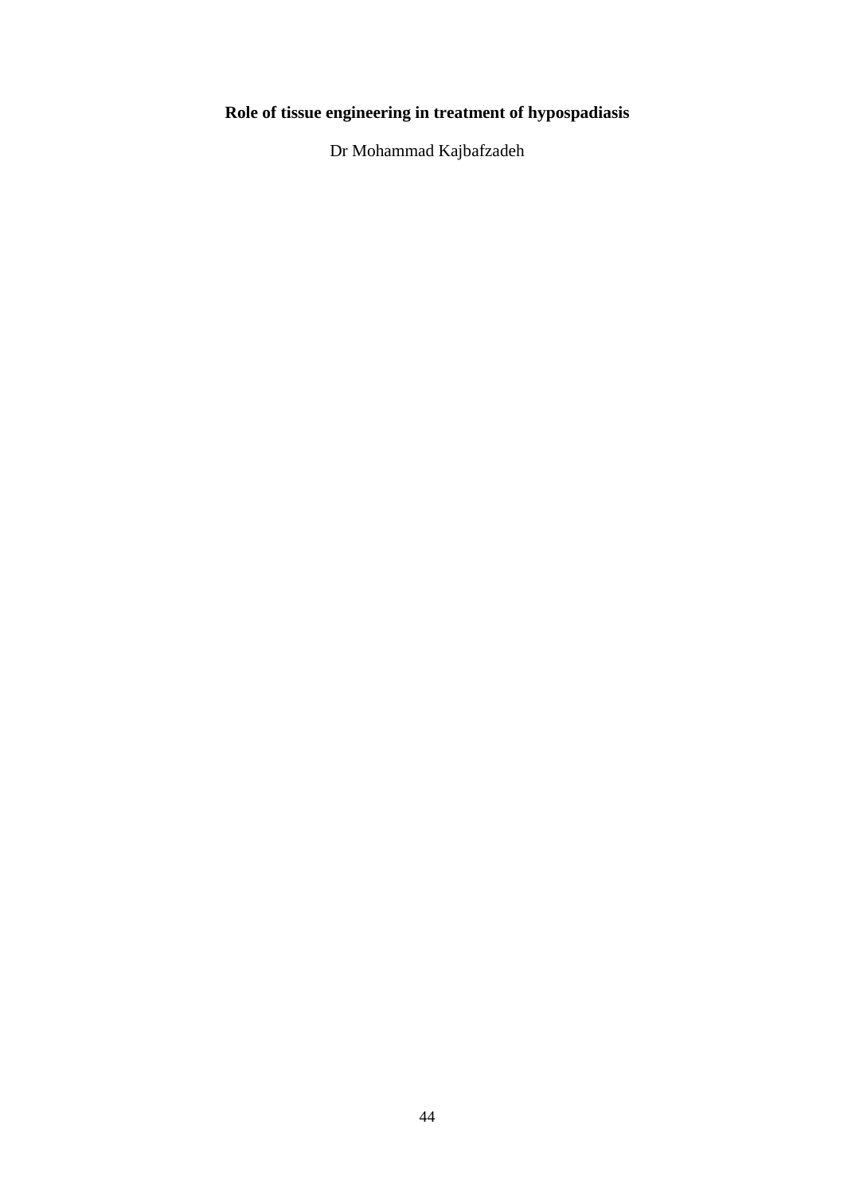**Role of tissue engineering in treatment of hypospadiasis**

Dr Mohammad Kajbafzadeh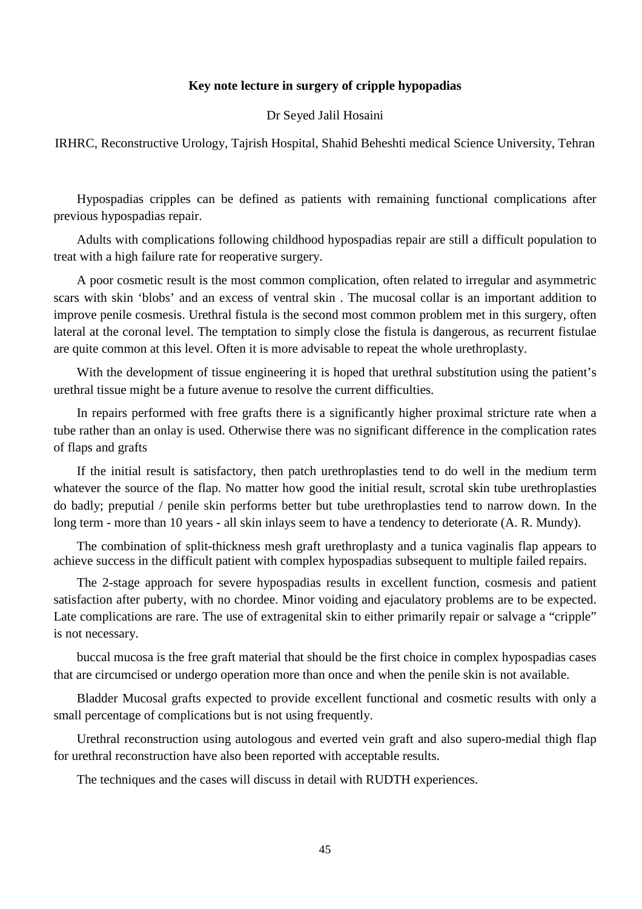**Key note lecture in surgery of cripple hypopadias**

Dr Seyed Jalil Hosaini

IRHRC, Reconstructive Urology, Tajrish Hospital, Shahid Beheshti medical Science University, Tehran

Hypospadias cripples can be defined as patients with remaining functional complications after previous hypospadias repair.

Adults with complications following childhood hypospadias repair are still a difficult population to treat with a high failure rate for reoperative surgery.

A poor cosmetic result is the most common complication, often related to irregular and asymmetric scars with skin 'blobs' and an excess of ventral skin . The mucosal collar is an important addition to improve penile cosmesis. Urethral fistula is the second most common problem met in this surgery, often lateral at the coronal level. The temptation to simply close the fistula is dangerous, as recurrent fistulae are quite common at this level. Often it is more advisable to repeat the whole urethroplasty.

With the development of tissue engineering it is hoped that urethral substitution using the patient's urethral tissue might be a future avenue to resolve the current difficulties.

In repairs performed with free grafts there is a significantly higher proximal stricture rate when a tube rather than an onlay is used. Otherwise there was no significant difference in the complication rates of flaps and grafts

If the initial result is satisfactory, then patch urethroplasties tend to do well in the medium term whatever the source of the flap. No matter how good the initial result, scrotal skin tube urethroplasties do badly; preputial / penile skin performs better but tube urethroplasties tend to narrow down. In the long term - more than 10 years - all skin inlays seem to have a tendency to deteriorate (A. R. Mundy).

The combination of split-thickness mesh graft urethroplasty and a tunica vaginalis flap appears to achieve success in the difficult patient with complex hypospadias subsequent to multiple failed repairs.

The 2-stage approach for severe hypospadias results in excellent function, cosmesis and patient satisfaction after puberty, with no chordee. Minor voiding and ejaculatory problems are to be expected. Late complications are rare. The use of extragenital skin to either primarily repair or salvage a "cripple" is not necessary.

buccal mucosa is the free graft material that should be the first choice in complex hypospadias cases that are circumcised or undergo operation more than once and when the penile skin is not available.

Bladder Mucosal grafts expected to provide excellent functional and cosmetic results with only a small percentage of complications but is not using frequently.

Urethral reconstruction using autologous and everted vein graft and also supero-medial thigh flap for urethral reconstruction have also been reported with acceptable results.

The techniques and the cases will discuss in detail with RUDTH experiences.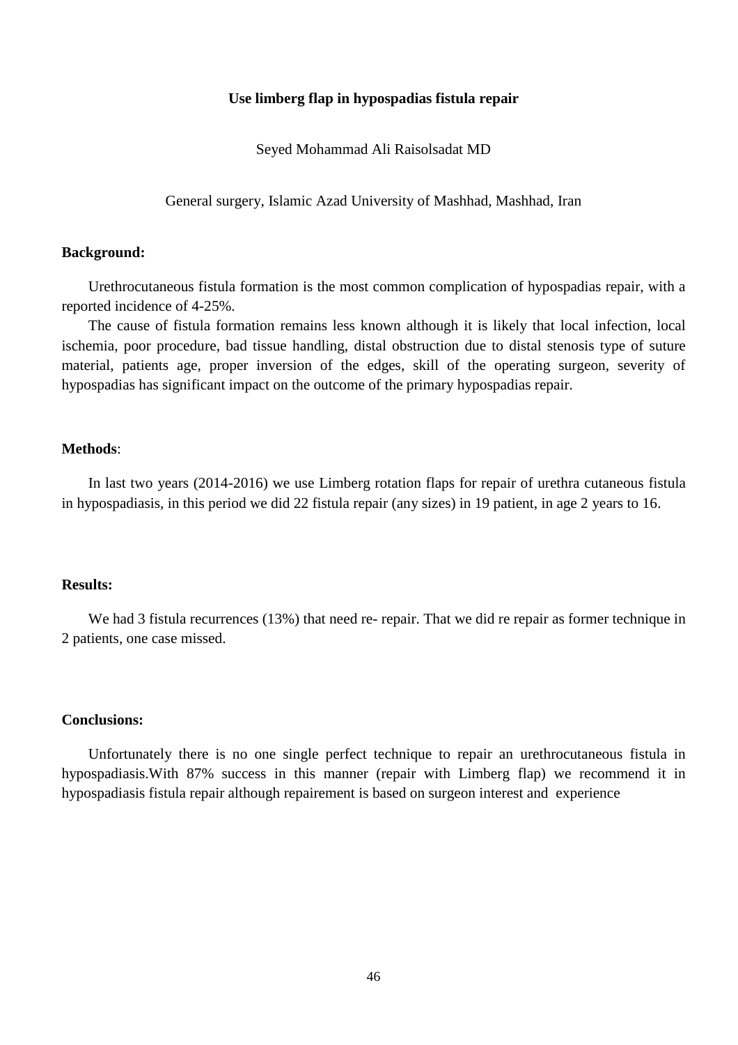**Use limberg flap in hypospadias fistula repair**

Seyed Mohammad Ali Raisolsadat MD

General surgery, Islamic Azad University of Mashhad, Mashhad, Iran

**Background:**

Urethrocutaneous fistula formation is the most common complication of hypospadias repair, with a reported incidence of 4-25%.

The cause of fistula formation remains less known although it is likely that local infection, local ischemia, poor procedure, bad tissue handling, distal obstruction due to distal stenosis type of suture material, patients age, proper inversion of the edges, skill of the operating surgeon, severity of hypospadias has significant impact on the outcome of the primary hypospadias repair.

**Methods**:

In last two years (2014-2016) we use Limberg rotation flaps for repair of urethra cutaneous fistula in hypospadiasis, in this period we did 22 fistula repair (any sizes) in 19 patient, in age 2 years to 16.

**Results:**

We had 3 fistula recurrences (13%) that need re- repair. That we did re repair as former technique in 2 patients, one case missed.

**Conclusions:**

Unfortunately there is no one single perfect technique to repair an urethrocutaneous fistula in hypospadiasis.With 87% success in this manner (repair with Limberg flap) we recommend it in hypospadiasis fistula repair although repairement is based on surgeon interest and experience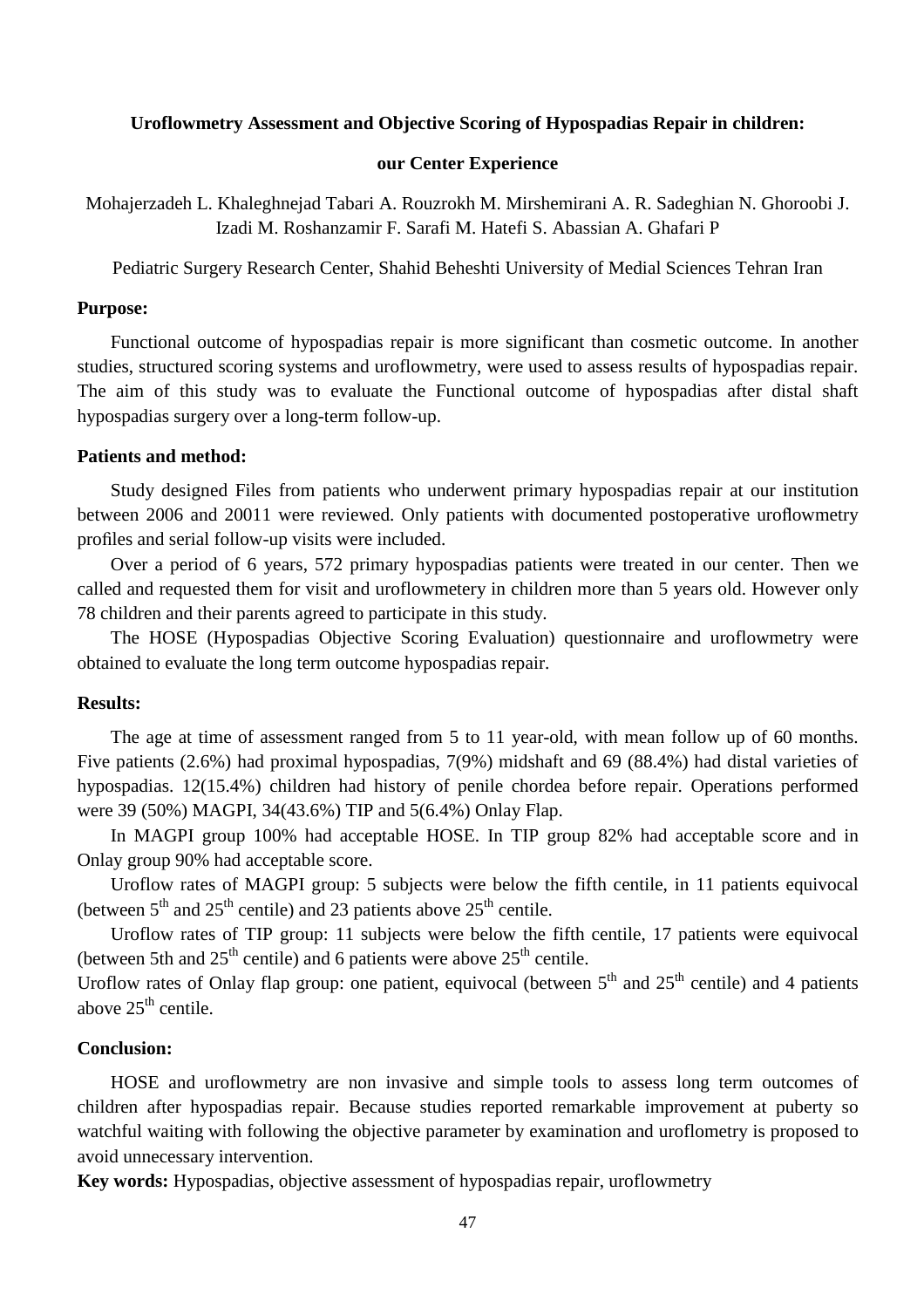**Uroflowmetry Assessment and Objective Scoring of Hypospadias Repair in children:**

**our Center Experience**

Mohajerzadeh L. Khaleghnejad Tabari A. Rouzrokh M. Mirshemirani A. R. Sadeghian N. Ghoroobi J. Izadi M. Roshanzamir F. Sarafi M. Hatefi S. Abassian A. Ghafari P

Pediatric Surgery Research Center, Shahid Beheshti University of Medial Sciences Tehran Iran

**Purpose:**

Functional outcome of hypospadias repair is more significant than cosmetic outcome. In another studies, structured scoring systems and uroflowmetry, were used to assess results of hypospadias repair. The aim of this study was to evaluate the Functional outcome of hypospadias after distal shaft hypospadias surgery over a long-term follow-up.

**Patients and method:**

Study designed Files from patients who underwent primary hypospadias repair at our institution between 2006 and 20011 were reviewed. Only patients with documented postoperative uroflowmetry profiles and serial follow-up visits were included.

Over a period of 6 years, 572 primary hypospadias patients were treated in our center. Then we called and requested them for visit and uroflowmetery in children more than 5 years old. However only 78 children and their parents agreed to participate in this study.

The HOSE (Hypospadias Objective Scoring Evaluation) questionnaire and uroflowmetry were obtained to evaluate the long term outcome hypospadias repair.

**Results:**

The age at time of assessment ranged from 5 to 11 year-old, with mean follow up of 60 months. Five patients (2.6%) had proximal hypospadias, 7(9%) midshaft and 69 (88.4%) had distal varieties of hypospadias. 12(15.4%) children had history of penile chordea before repair. Operations performed were 39 (50%) MAGPI, 34(43.6%) TIP and 5(6.4%) Onlay Flap.

In MAGPI group 100% had acceptable HOSE. In TIP group 82% had acceptable score and in Onlay group 90% had acceptable score.

Uroflow rates of MAGPI group: 5 subjects were below the fifth centile, in 11 patients equivocal (between $5^{th}$ and $25^{th}$ centile) and 23 patients above $25^{th}$ centile.

Uroflow rates of TIP group: 11 subjects were below the fifth centile, 17 patients were equivocal (between 5th and $25^{th}$ centile) and 6 patients were above $25^{th}$ centile.

Uroflow rates of Onlay flap group: one patient, equivocal (between $5^{th}$ and $25^{th}$ centile) and 4 patients above $25^{th}$ centile.

**Conclusion:**

HOSE and uroflowmetry are non invasive and simple tools to assess long term outcomes of children after hypospadias repair. Because studies reported remarkable improvement at puberty so watchful waiting with following the objective parameter by examination and uroflometry is proposed to avoid unnecessary intervention.

**Key words:** Hypospadias, objective assessment of hypospadias repair, uroflowmetry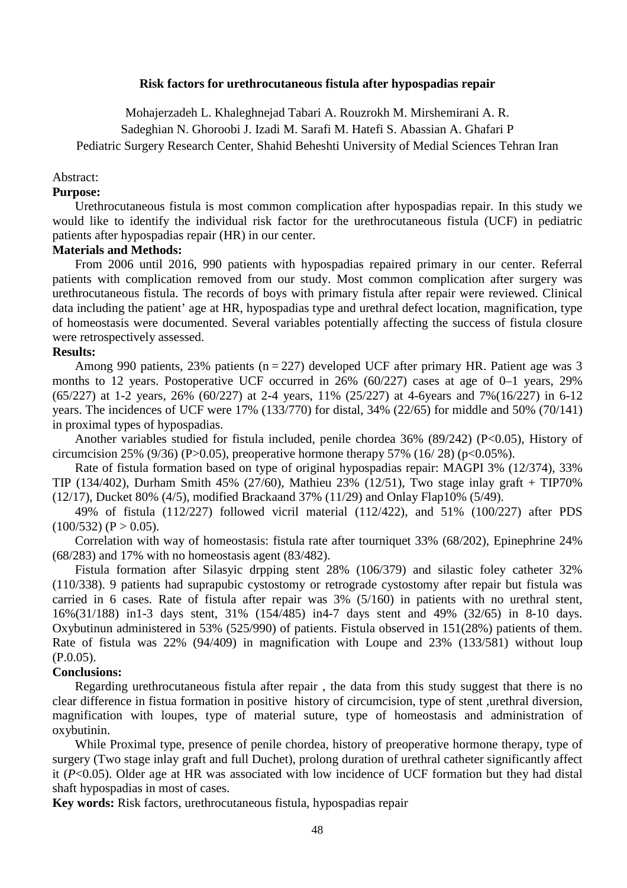## Risk factors for urethrocutaneous fistula after hypospadias repair

Mohajerzadeh L. Khaleghnejad Tabari A. Rouzrokh M. Mirshemirani A. R.
Sadeghian N. Ghoroobi J. Izadi M. Sarafi M. Hatefi S. Abassian A. Ghafari P
Pediatric Surgery Research Center, Shahid Beheshti University of Medial Sciences Tehran Iran

Abstract:

**Purpose:**

Urethrocutaneous fistula is most common complication after hypospadias repair. In this study we would like to identify the individual risk factor for the urethrocutaneous fistula (UCF) in pediatric patients after hypospadias repair (HR) in our center.

**Materials and Methods:**

From 2006 until 2016, 990 patients with hypospadias repaired primary in our center. Referral patients with complication removed from our study. Most common complication after surgery was urethrocutaneous fistula. The records of boys with primary fistula after repair were reviewed. Clinical data including the patient' age at HR, hypospadias type and urethral defect location, magnification, type of homeostasis were documented. Several variables potentially affecting the success of fistula closure were retrospectively assessed.

**Results:**

Among 990 patients, 23% patients (n = 227) developed UCF after primary HR. Patient age was 3 months to 12 years. Postoperative UCF occurred in 26% (60/227) cases at age of 0–1 years, 29% (65/227) at 1-2 years, 26% (60/227) at 2-4 years, 11% (25/227) at 4-6years and 7%(16/227) in 6-12 years. The incidences of UCF were 17% (133/770) for distal, 34% (22/65) for middle and 50% (70/141) in proximal types of hypospadias.

Another variables studied for fistula included, penile chordea 36% (89/242) ($P<0.05$), History of circumcision 25% (9/36) ($P>0.05$), preoperative hormone therapy 57% (16/ 28) ($p<0.05\%$).

Rate of fistula formation based on type of original hypospadias repair: MAGPI 3% (12/374), 33% TIP (134/402), Durham Smith 45% (27/60), Mathieu 23% (12/51), Two stage inlay graft + TIP70% (12/17), Ducket 80% (4/5), modified Brackaand 37% (11/29) and Onlay Flap10% (5/49).

49% of fistula (112/227) followed vicril material (112/422), and 51% (100/227) after PDS (100/532) ($P > 0.05$).

Correlation with way of homeostasis: fistula rate after tourniquet 33% (68/202), Epinephrine 24% (68/283) and 17% with no homeostasis agent (83/482).

Fistula formation after Silasyic drpping stent 28% (106/379) and silastic foley catheter 32% (110/338). 9 patients had suprapubic cystostomy or retrograde cystostomy after repair but fistula was carried in 6 cases. Rate of fistula after repair was 3% (5/160) in patients with no urethral stent, 16%(31/188) in1-3 days stent, 31% (154/485) in4-7 days stent and 49% (32/65) in 8-10 days. Oxybutinun administered in 53% (525/990) of patients. Fistula observed in 151(28%) patients of them. Rate of fistula was 22% (94/409) in magnification with Loupe and 23% (133/581) without loup (P.0.05).

**Conclusions:**

Regarding urethrocutaneous fistula after repair , the data from this study suggest that there is no clear difference in fistua formation in positive history of circumcision, type of stent ,urethral diversion, magnification with loupes, type of material suture, type of homeostasis and administration of oxybutinin.

While Proximal type, presence of penile chordea, history of preoperative hormone therapy, type of surgery (Two stage inlay graft and full Duchet), prolong duration of urethral catheter significantly affect it ($P<0.05$). Older age at HR was associated with low incidence of UCF formation but they had distal shaft hypospadias in most of cases.

**Key words:** Risk factors, urethrocutaneous fistula, hypospadias repair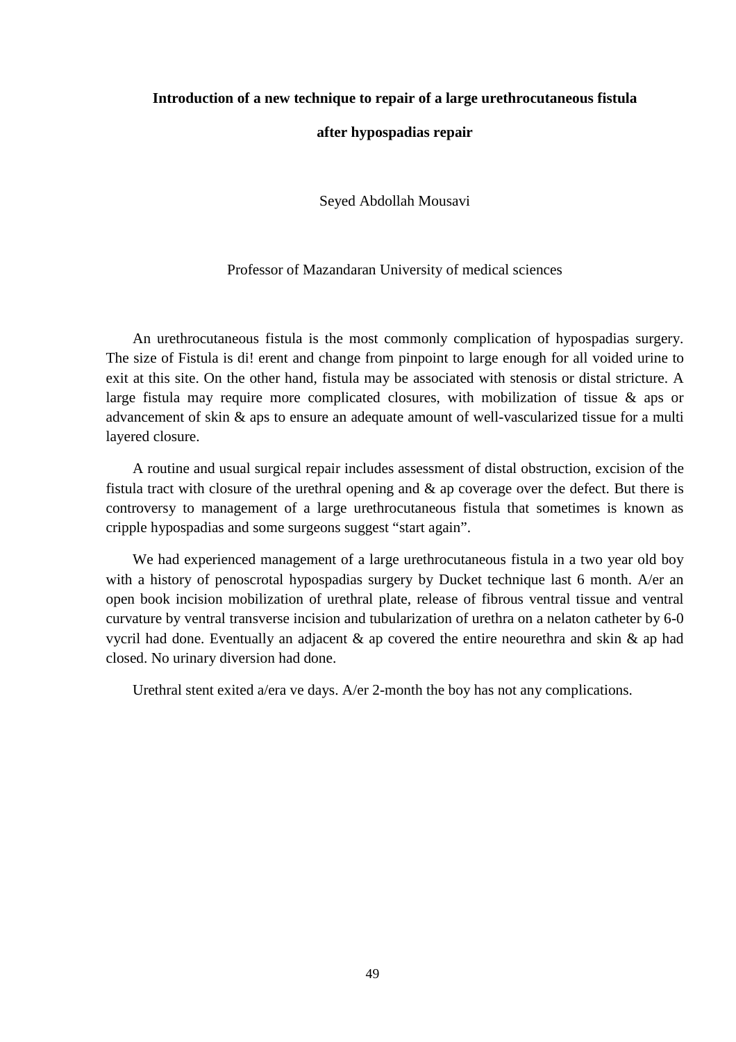**Introduction of a new technique to repair of a large urethrocutaneous fistula**

**after hypospadias repair**

Seyed Abdollah Mousavi

Professor of Mazandaran University of medical sciences

An urethrocutaneous fistula is the most commonly complication of hypospadias surgery. The size of Fistula is di! erent and change from pinpoint to large enough for all voided urine to exit at this site. On the other hand, fistula may be associated with stenosis or distal stricture. A large fistula may require more complicated closures, with mobilization of tissue & aps or advancement of skin & aps to ensure an adequate amount of well-vascularized tissue for a multi layered closure.

A routine and usual surgical repair includes assessment of distal obstruction, excision of the fistula tract with closure of the urethral opening and & ap coverage over the defect. But there is controversy to management of a large urethrocutaneous fistula that sometimes is known as cripple hypospadias and some surgeons suggest "start again".

We had experienced management of a large urethrocutaneous fistula in a two year old boy with a history of penoscrotal hypospadias surgery by Ducket technique last 6 month. A/er an open book incision mobilization of urethral plate, release of fibrous ventral tissue and ventral curvature by ventral transverse incision and tubularization of urethra on a nelaton catheter by 6-0 vycril had done. Eventually an adjacent & ap covered the entire neourethra and skin & ap had closed. No urinary diversion had done.

Urethral stent exited a/era ve days. A/er 2-month the boy has not any complications.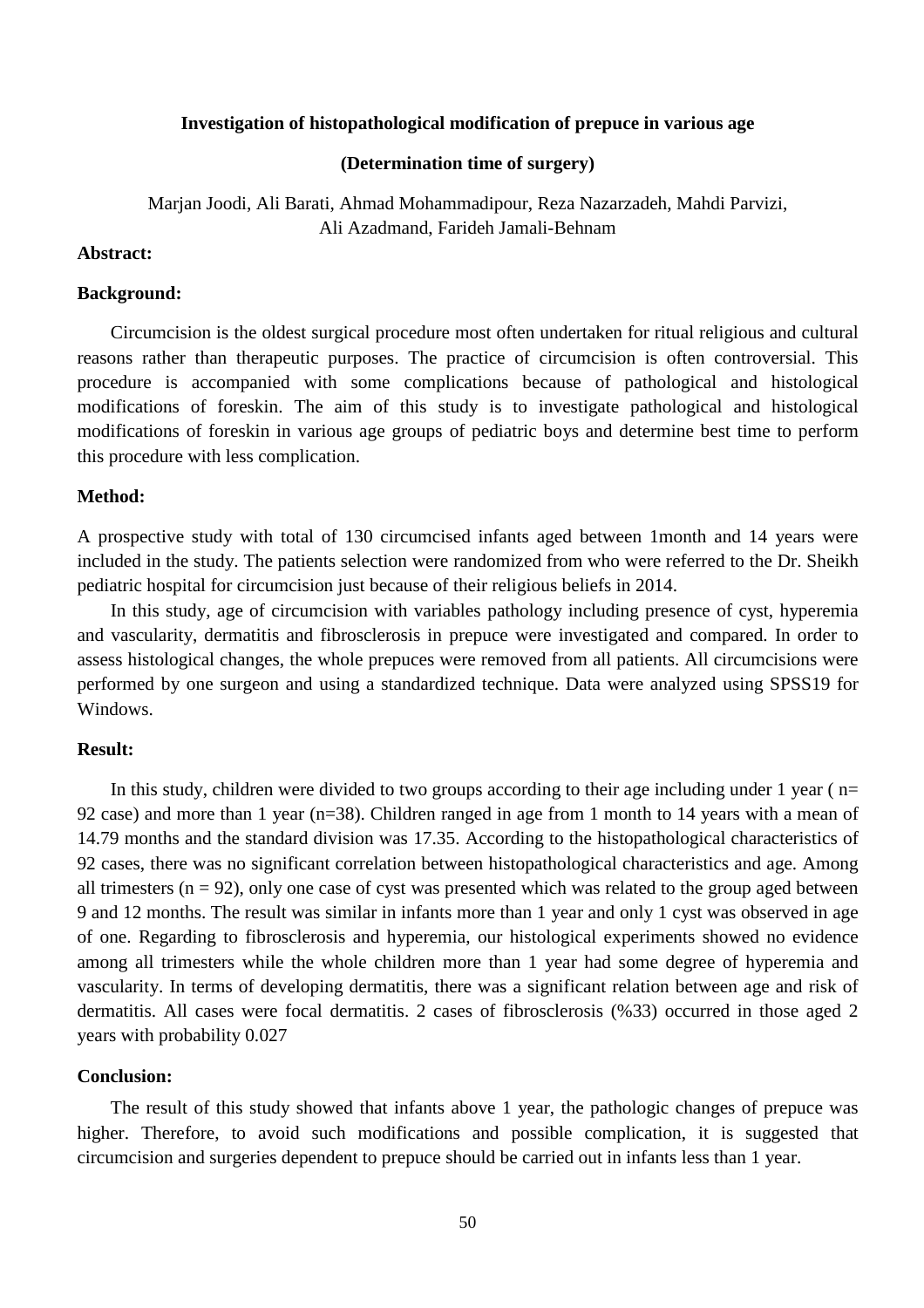**Investigation of histopathological modification of prepuce in various age**

**(Determination time of surgery)**

Marjan Joodi, Ali Barati, Ahmad Mohammadipour, Reza Nazarzadeh, Mahdi Parvizi, Ali Azadmand, Farideh Jamali-Behnam

**Abstract:**

**Background:**

Circumcision is the oldest surgical procedure most often undertaken for ritual religious and cultural reasons rather than therapeutic purposes. The practice of circumcision is often controversial. This procedure is accompanied with some complications because of pathological and histological modifications of foreskin. The aim of this study is to investigate pathological and histological modifications of foreskin in various age groups of pediatric boys and determine best time to perform this procedure with less complication.

**Method:**

A prospective study with total of 130 circumcised infants aged between 1month and 14 years were included in the study. The patients selection were randomized from who were referred to the Dr. Sheikh pediatric hospital for circumcision just because of their religious beliefs in 2014.

In this study, age of circumcision with variables pathology including presence of cyst, hyperemia and vascularity, dermatitis and fibrosclerosis in prepuce were investigated and compared. In order to assess histological changes, the whole prepuces were removed from all patients. All circumcisions were performed by one surgeon and using a standardized technique. Data were analyzed using SPSS19 for Windows.

**Result:**

In this study, children were divided to two groups according to their age including under 1 year ( n= 92 case) and more than 1 year (n=38). Children ranged in age from 1 month to 14 years with a mean of 14.79 months and the standard division was 17.35. According to the histopathological characteristics of 92 cases, there was no significant correlation between histopathological characteristics and age. Among all trimesters (n = 92), only one case of cyst was presented which was related to the group aged between 9 and 12 months. The result was similar in infants more than 1 year and only 1 cyst was observed in age of one. Regarding to fibrosclerosis and hyperemia, our histological experiments showed no evidence among all trimesters while the whole children more than 1 year had some degree of hyperemia and vascularity. In terms of developing dermatitis, there was a significant relation between age and risk of dermatitis. All cases were focal dermatitis. 2 cases of fibrosclerosis (%33) occurred in those aged 2 years with probability 0.027

**Conclusion:**

The result of this study showed that infants above 1 year, the pathologic changes of prepuce was higher. Therefore, to avoid such modifications and possible complication, it is suggested that circumcision and surgeries dependent to prepuce should be carried out in infants less than 1 year.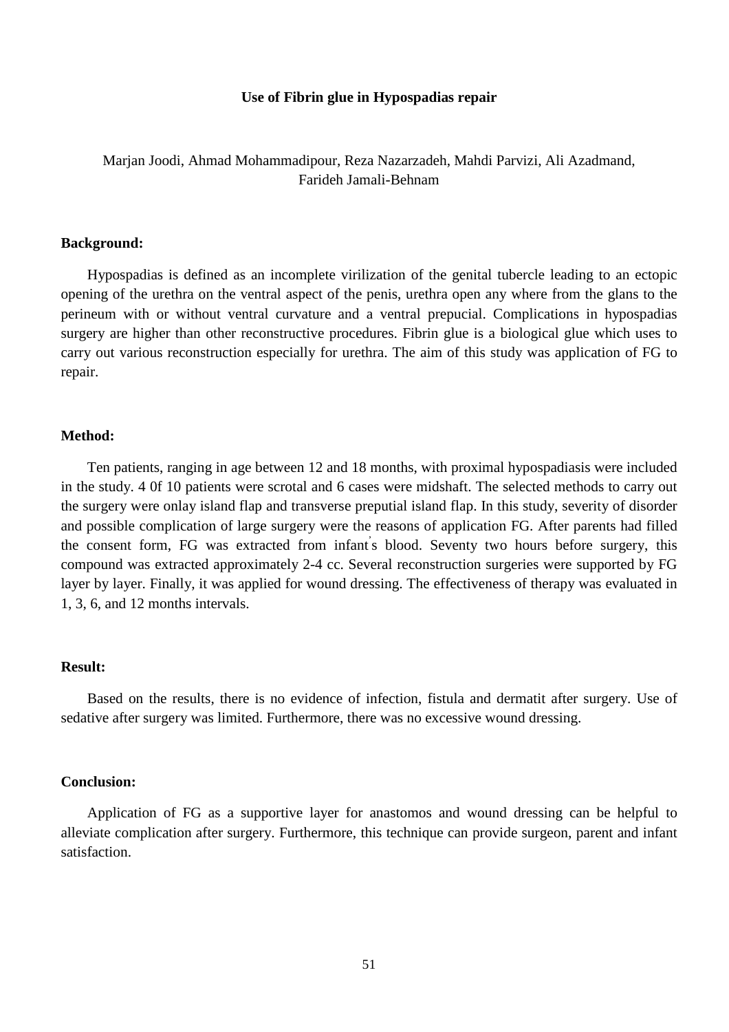# Use of Fibrin glue in Hypospadias repair

Marjan Joodi, Ahmad Mohammadipour, Reza Nazarzadeh, Mahdi Parvizi, Ali Azadmand, Farideh Jamali-Behnam

### Background:

Hypospadias is defined as an incomplete virilization of the genital tubercle leading to an ectopic opening of the urethra on the ventral aspect of the penis, urethra open any where from the glans to the perineum with or without ventral curvature and a ventral prepucial. Complications in hypospadias surgery are higher than other reconstructive procedures. Fibrin glue is a biological glue which uses to carry out various reconstruction especially for urethra. The aim of this study was application of FG to repair.

### Method:

Ten patients, ranging in age between 12 and 18 months, with proximal hypospadiasis were included in the study. 4 0f 10 patients were scrotal and 6 cases were midshaft. The selected methods to carry out the surgery were onlay island flap and transverse preputial island flap. In this study, severity of disorder and possible complication of large surgery were the reasons of application FG. After parents had filled the consent form, FG was extracted from infant's blood. Seventy two hours before surgery, this compound was extracted approximately 2-4 cc. Several reconstruction surgeries were supported by FG layer by layer. Finally, it was applied for wound dressing. The effectiveness of therapy was evaluated in 1, 3, 6, and 12 months intervals.

### Result:

Based on the results, there is no evidence of infection, fistula and dermatit after surgery. Use of sedative after surgery was limited. Furthermore, there was no excessive wound dressing.

### Conclusion:

Application of FG as a supportive layer for anastomos and wound dressing can be helpful to alleviate complication after surgery. Furthermore, this technique can provide surgeon, parent and infant satisfaction.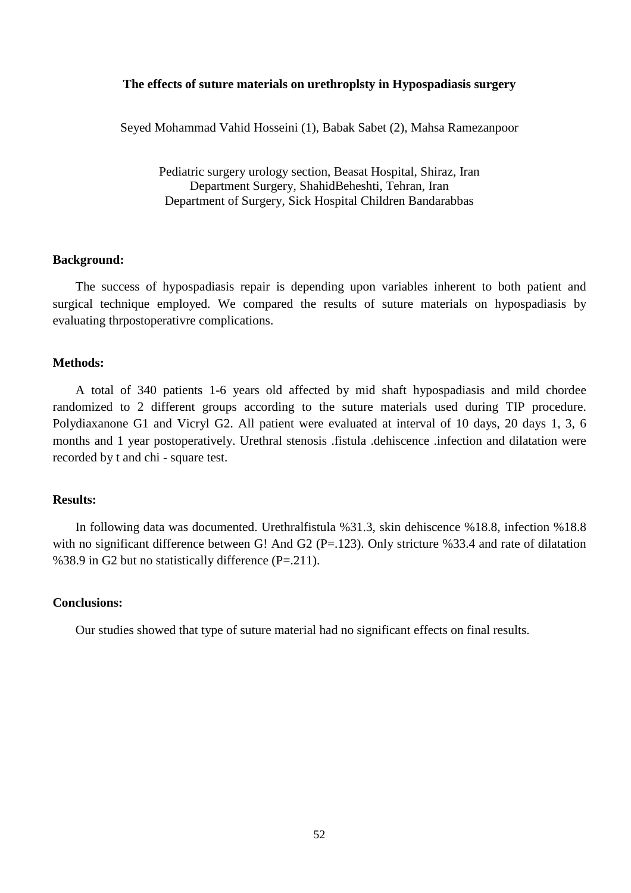## The effects of suture materials on urethroplsty in Hypospadiasis surgery

Seyed Mohammad Vahid Hosseini (1), Babak Sabet (2), Mahsa Ramezanpoor

Pediatric surgery urology section, Beasat Hospital, Shiraz, Iran
Department Surgery, ShahidBeheshti, Tehran, Iran
Department of Surgery, Sick Hospital Children Bandarabbas

### Background:

The success of hypospadiasis repair is depending upon variables inherent to both patient and surgical technique employed. We compared the results of suture materials on hypospadiasis by evaluating thrpostoperativre complications.

### Methods:

A total of 340 patients 1-6 years old affected by mid shaft hypospadiasis and mild chordee randomized to 2 different groups according to the suture materials used during TIP procedure. Polydiaxanone G1 and Vicryl G2. All patient were evaluated at interval of 10 days, 20 days 1, 3, 6 months and 1 year postoperatively. Urethral stenosis .fistula .dehiscence .infection and dilatation were recorded by t and chi - square test.

### Results:

In following data was documented. Urethralfistula %31.3, skin dehiscence %18.8, infection %18.8 with no significant difference between G! And G2 (P=.123). Only stricture %33.4 and rate of dilatation %38.9 in G2 but no statistically difference (P=.211).

### Conclusions:

Our studies showed that type of suture material had no significant effects on final results.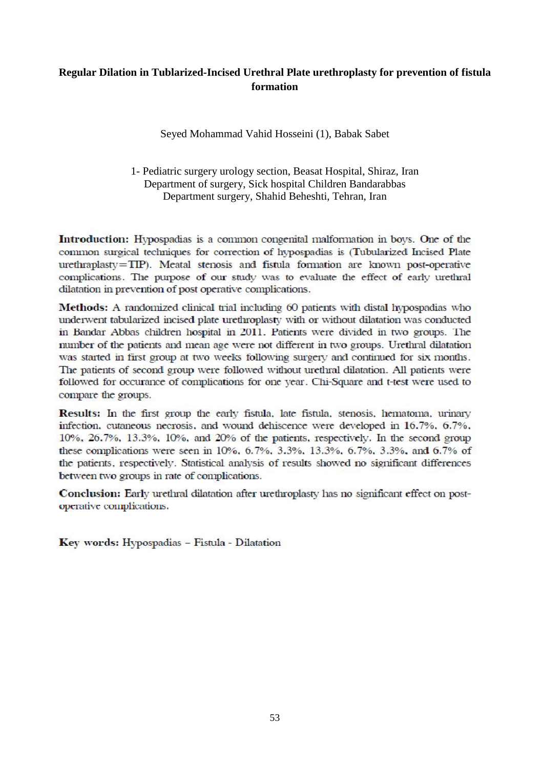## Regular Dilation in Tublarized-Incised Urethral Plate urethroplasty for prevention of fistula formation

Seyed Mohammad Vahid Hosseini (1), Babak Sabet

1- Pediatric surgery urology section, Beasat Hospital, Shiraz, Iran
Department of surgery, Sick hospital Children Bandarabbas
Department surgery, Shahid Beheshti, Tehran, Iran

**Introduction:** Hypospadias is a common congenital malformation in boys. One of the common surgical techniques for correction of hypospadias is (Tubularized Incised Plate urethraplasty=TIP). Meatal stenosis and fistula formation are known post-operative complications. The purpose of our study was to evaluate the effect of early urethral dilatation in prevention of post operative complications.

**Methods:** A randomized clinical trial including 60 patients with distal hypospadias who underwent tabularized incised plate urethroplasty with or without dilatation was conducted in Bandar Abbas children hospital in 2011. Patients were divided in two groups. The number of the patients and mean age were not different in two groups. Urethral dilatation was started in first group at two weeks following surgery and continued for six months. The patients of second group were followed without urethral dilatation. All patients were followed for occurance of complications for one year. Chi-Square and t-test were used to compare the groups.

**Results:** In the first group the early fistula, late fistula, stenosis, hematoma, urinary infection, cutaneous necrosis, and wound dehiscence were developed in 16.7%, 6.7%, 10%, 26.7%, 13.3%, 10%, and 20% of the patients, respectively. In the second group these complications were seen in 10%, 6.7%, 3.3%, 13.3%, 6.7%, 3.3%, and 6.7% of the patients, respectively. Statistical analysis of results showed no significant differences between two groups in rate of complications.

**Conclusion:** Early urethral dilatation after urethroplasty has no significant effect on post-operative complications.

**Key words:** Hypospadias – Fistula - Dilatation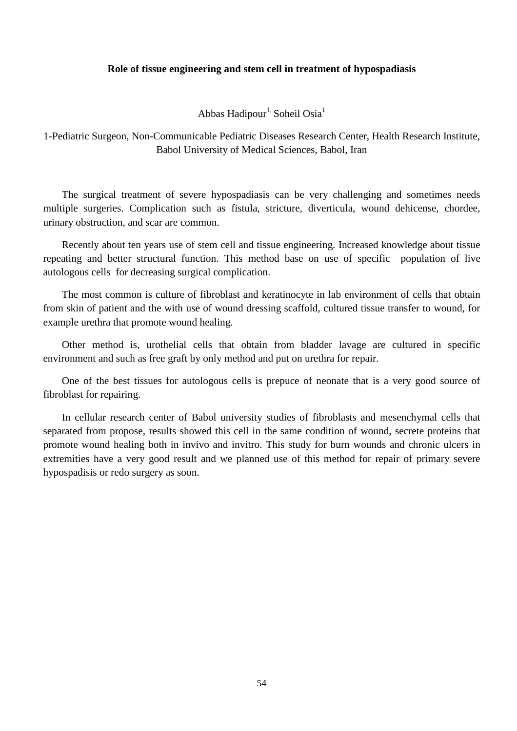**Role of tissue engineering and stem cell in treatment of hypospadiasis**

Abbas Hadipour[1,] Soheil Osia[1]

1-Pediatric Surgeon, Non-Communicable Pediatric Diseases Research Center, Health Research Institute, Babol University of Medical Sciences, Babol, Iran

The surgical treatment of severe hypospadiasis can be very challenging and sometimes needs multiple surgeries. Complication such as fistula, stricture, diverticula, wound dehicense, chordee, urinary obstruction, and scar are common.

Recently about ten years use of stem cell and tissue engineering. Increased knowledge about tissue repeating and better structural function. This method base on use of specific population of live autologous cells for decreasing surgical complication.

The most common is culture of fibroblast and keratinocyte in lab environment of cells that obtain from skin of patient and the with use of wound dressing scaffold, cultured tissue transfer to wound, for example urethra that promote wound healing.

Other method is, urothelial cells that obtain from bladder lavage are cultured in specific environment and such as free graft by only method and put on urethra for repair.

One of the best tissues for autologous cells is prepuce of neonate that is a very good source of fibroblast for repairing.

In cellular research center of Babol university studies of fibroblasts and mesenchymal cells that separated from propose, results showed this cell in the same condition of wound, secrete proteins that promote wound healing both in invivo and invitro. This study for burn wounds and chronic ulcers in extremities have a very good result and we planned use of this method for repair of primary severe hypospadisis or redo surgery as soon.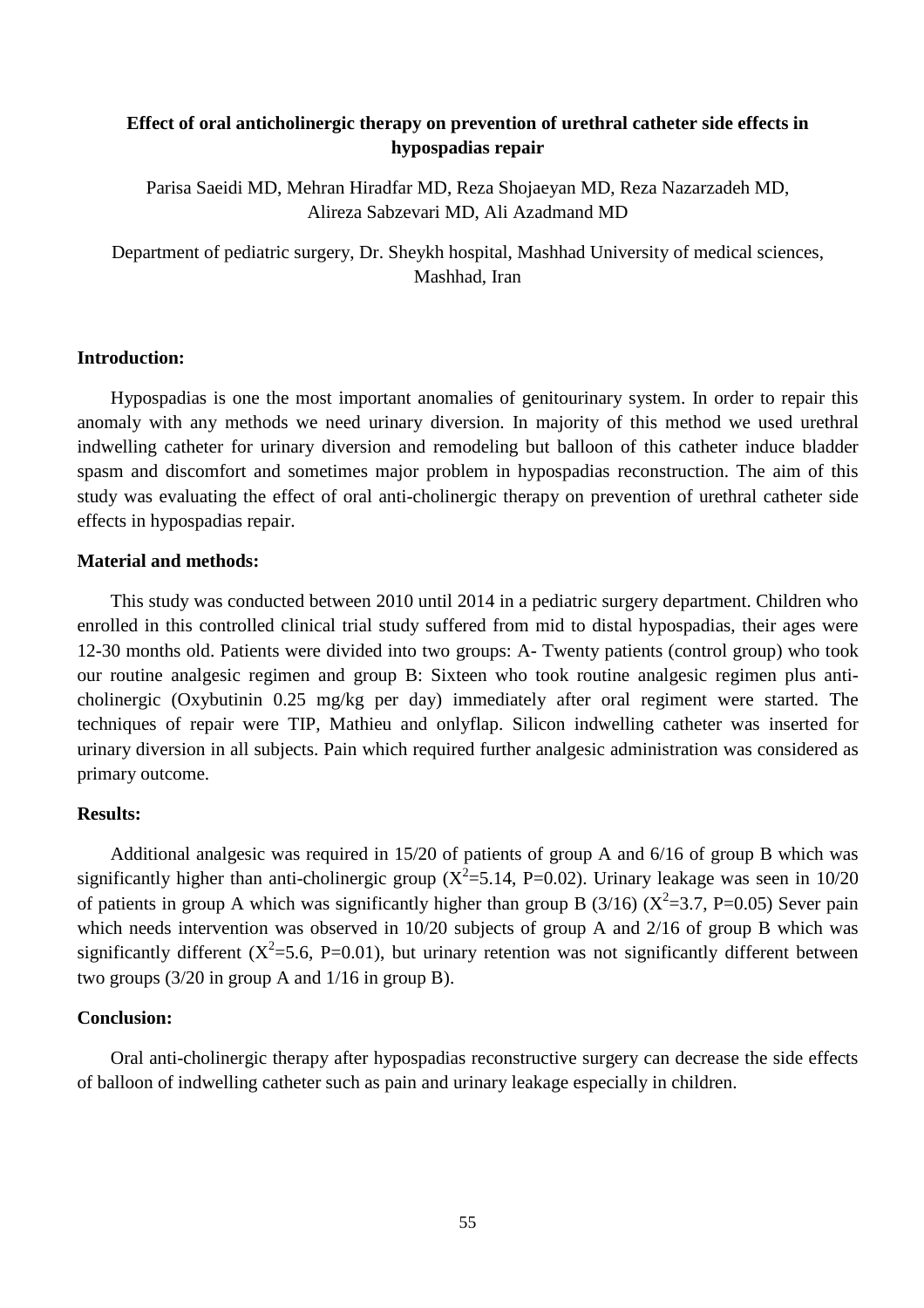# Effect of oral anticholinergic therapy on prevention of urethral catheter side effects in hypospadias repair

Parisa Saeidi MD, Mehran Hiradfar MD, Reza Shojaeyan MD, Reza Nazarzadeh MD, Alireza Sabzevari MD, Ali Azadmand MD

Department of pediatric surgery, Dr. Sheykh hospital, Mashhad University of medical sciences, Mashhad, Iran

## Introduction:

Hypospadias is one the most important anomalies of genitourinary system. In order to repair this anomaly with any methods we need urinary diversion. In majority of this method we used urethral indwelling catheter for urinary diversion and remodeling but balloon of this catheter induce bladder spasm and discomfort and sometimes major problem in hypospadias reconstruction. The aim of this study was evaluating the effect of oral anti-cholinergic therapy on prevention of urethral catheter side effects in hypospadias repair.

## Material and methods:

This study was conducted between 2010 until 2014 in a pediatric surgery department. Children who enrolled in this controlled clinical trial study suffered from mid to distal hypospadias, their ages were 12-30 months old. Patients were divided into two groups: A- Twenty patients (control group) who took our routine analgesic regimen and group B: Sixteen who took routine analgesic regimen plus anti-cholinergic (Oxybutinin 0.25 mg/kg per day) immediately after oral regiment were started. The techniques of repair were TIP, Mathieu and onlyflap. Silicon indwelling catheter was inserted for urinary diversion in all subjects. Pain which required further analgesic administration was considered as primary outcome.

## Results:

Additional analgesic was required in 15/20 of patients of group A and 6/16 of group B which was significantly higher than anti-cholinergic group ($X^2$=5.14, P=0.02). Urinary leakage was seen in 10/20 of patients in group A which was significantly higher than group B (3/16) ($X^2$=3.7, P=0.05) Sever pain which needs intervention was observed in 10/20 subjects of group A and 2/16 of group B which was significantly different ($X^2$=5.6, P=0.01), but urinary retention was not significantly different between two groups (3/20 in group A and 1/16 in group B).

## Conclusion:

Oral anti-cholinergic therapy after hypospadias reconstructive surgery can decrease the side effects of balloon of indwelling catheter such as pain and urinary leakage especially in children.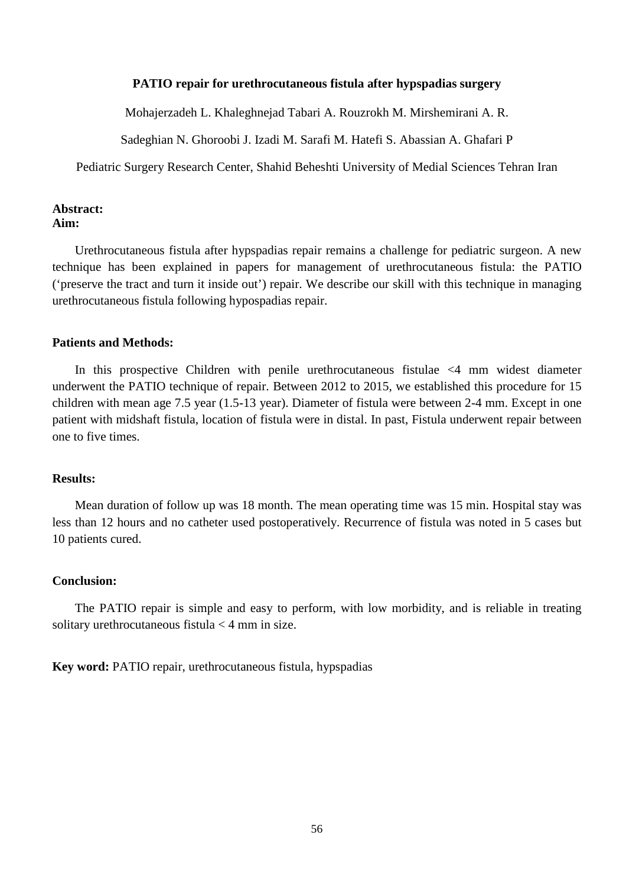## PATIO repair for urethrocutaneous fistula after hypspadias surgery

Mohajerzadeh L. Khaleghnejad Tabari A. Rouzrokh M. Mirshemirani A. R.

Sadeghian N. Ghoroobi J. Izadi M. Sarafi M. Hatefi S. Abassian A. Ghafari P

Pediatric Surgery Research Center, Shahid Beheshti University of Medial Sciences Tehran Iran

**Abstract:**
**Aim:**

Urethrocutaneous fistula after hypspadias repair remains a challenge for pediatric surgeon. A new technique has been explained in papers for management of urethrocutaneous fistula: the PATIO ('preserve the tract and turn it inside out') repair. We describe our skill with this technique in managing urethrocutaneous fistula following hypospadias repair.

**Patients and Methods:**

In this prospective Children with penile urethrocutaneous fistulae <4 mm widest diameter underwent the PATIO technique of repair. Between 2012 to 2015, we established this procedure for 15 children with mean age 7.5 year (1.5-13 year). Diameter of fistula were between 2-4 mm. Except in one patient with midshaft fistula, location of fistula were in distal. In past, Fistula underwent repair between one to five times.

**Results:**

Mean duration of follow up was 18 month. The mean operating time was 15 min. Hospital stay was less than 12 hours and no catheter used postoperatively. Recurrence of fistula was noted in 5 cases but 10 patients cured.

**Conclusion:**

The PATIO repair is simple and easy to perform, with low morbidity, and is reliable in treating solitary urethrocutaneous fistula < 4 mm in size.

**Key word:** PATIO repair, urethrocutaneous fistula, hypspadias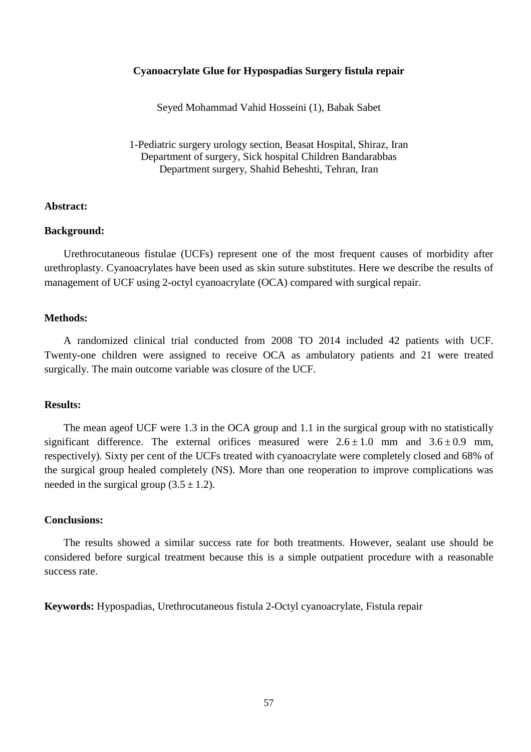# Cyanoacrylate Glue for Hypospadias Surgery fistula repair

Seyed Mohammad Vahid Hosseini (1), Babak Sabet

1-Pediatric surgery urology section, Beasat Hospital, Shiraz, Iran
Department of surgery, Sick hospital Children Bandarabbas
Department surgery, Shahid Beheshti, Tehran, Iran

## Abstract:

### Background:

Urethrocutaneous fistulae (UCFs) represent one of the most frequent causes of morbidity after urethroplasty. Cyanoacrylates have been used as skin suture substitutes. Here we describe the results of management of UCF using 2-octyl cyanoacrylate (OCA) compared with surgical repair.

### Methods:

A randomized clinical trial conducted from 2008 TO 2014 included 42 patients with UCF. Twenty-one children were assigned to receive OCA as ambulatory patients and 21 were treated surgically. The main outcome variable was closure of the UCF.

### Results:

The mean ageof UCF were 1.3 in the OCA group and 1.1 in the surgical group with no statistically significant difference. The external orifices measured were $2.6 \pm 1.0$ mm and $3.6 \pm 0.9$ mm, respectively). Sixty per cent of the UCFs treated with cyanoacrylate were completely closed and 68% of the surgical group healed completely (NS). More than one reoperation to improve complications was needed in the surgical group ($3.5 \pm 1.2$).

### Conclusions:

The results showed a similar success rate for both treatments. However, sealant use should be considered before surgical treatment because this is a simple outpatient procedure with a reasonable success rate.

**Keywords:** Hypospadias, Urethrocutaneous fistula 2-Octyl cyanoacrylate, Fistula repair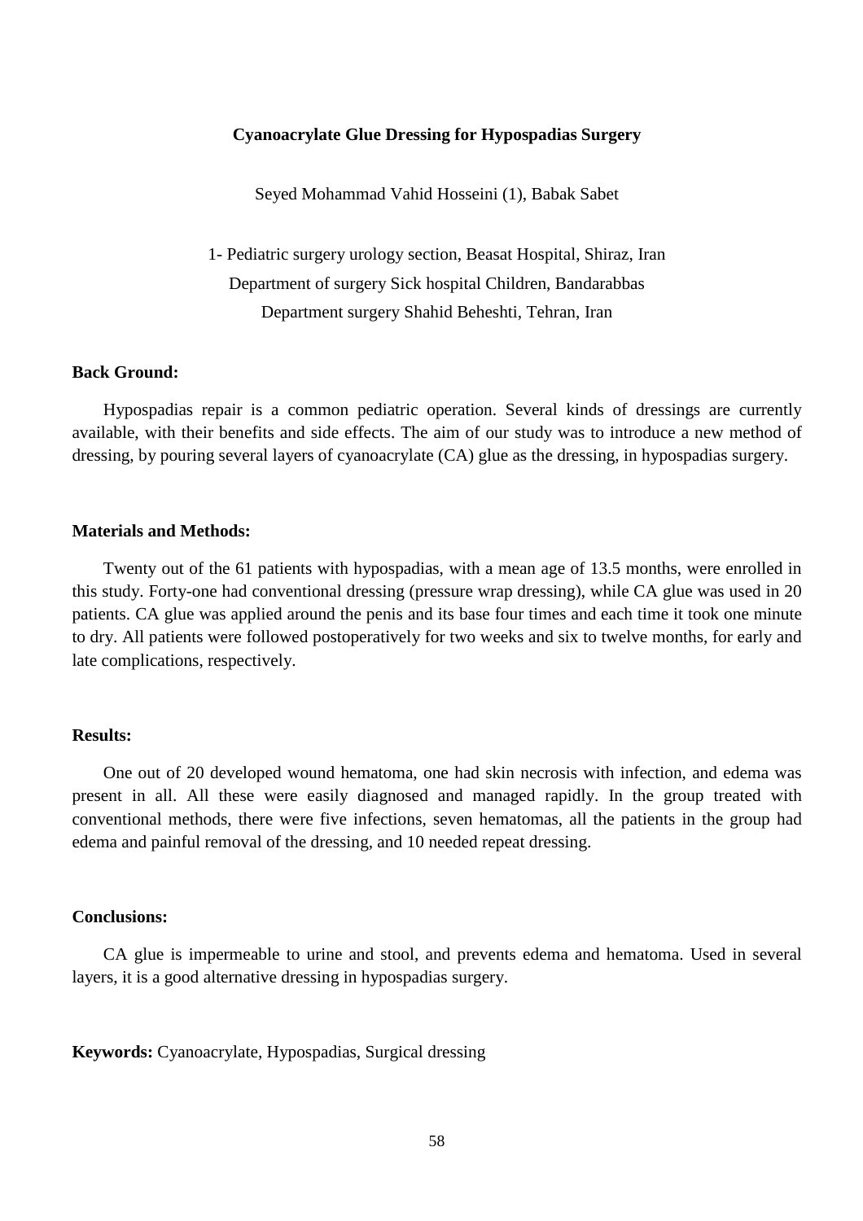## Cyanoacrylate Glue Dressing for Hypospadias Surgery

Seyed Mohammad Vahid Hosseini (1), Babak Sabet

1- Pediatric surgery urology section, Beasat Hospital, Shiraz, Iran
Department of surgery Sick hospital Children, Bandarabbas
Department surgery Shahid Beheshti, Tehran, Iran

**Back Ground:**

Hypospadias repair is a common pediatric operation. Several kinds of dressings are currently available, with their benefits and side effects. The aim of our study was to introduce a new method of dressing, by pouring several layers of cyanoacrylate (CA) glue as the dressing, in hypospadias surgery.

**Materials and Methods:**

Twenty out of the 61 patients with hypospadias, with a mean age of 13.5 months, were enrolled in this study. Forty-one had conventional dressing (pressure wrap dressing), while CA glue was used in 20 patients. CA glue was applied around the penis and its base four times and each time it took one minute to dry. All patients were followed postoperatively for two weeks and six to twelve months, for early and late complications, respectively.

**Results:**

One out of 20 developed wound hematoma, one had skin necrosis with infection, and edema was present in all. All these were easily diagnosed and managed rapidly. In the group treated with conventional methods, there were five infections, seven hematomas, all the patients in the group had edema and painful removal of the dressing, and 10 needed repeat dressing.

**Conclusions:**

CA glue is impermeable to urine and stool, and prevents edema and hematoma. Used in several layers, it is a good alternative dressing in hypospadias surgery.

**Keywords:** Cyanoacrylate, Hypospadias, Surgical dressing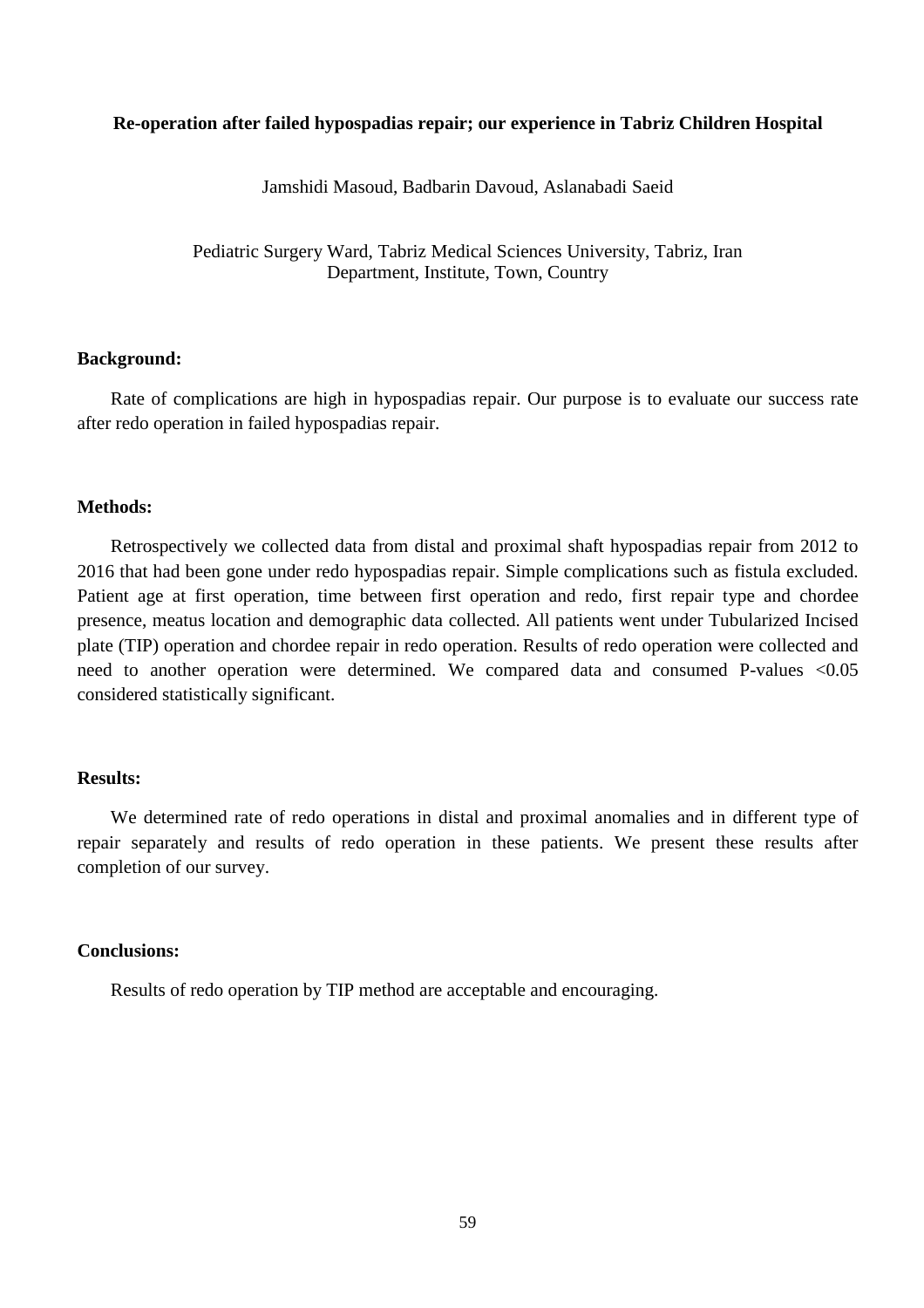**Re-operation after failed hypospadias repair; our experience in Tabriz Children Hospital**

Jamshidi Masoud, Badbarin Davoud, Aslanabadi Saeid

Pediatric Surgery Ward, Tabriz Medical Sciences University, Tabriz, Iran
Department, Institute, Town, Country

**Background:**

Rate of complications are high in hypospadias repair. Our purpose is to evaluate our success rate after redo operation in failed hypospadias repair.

**Methods:**

Retrospectively we collected data from distal and proximal shaft hypospadias repair from 2012 to 2016 that had been gone under redo hypospadias repair. Simple complications such as fistula excluded. Patient age at first operation, time between first operation and redo, first repair type and chordee presence, meatus location and demographic data collected. All patients went under Tubularized Incised plate (TIP) operation and chordee repair in redo operation. Results of redo operation were collected and need to another operation were determined. We compared data and consumed P-values $<0.05$ considered statistically significant.

**Results:**

We determined rate of redo operations in distal and proximal anomalies and in different type of repair separately and results of redo operation in these patients. We present these results after completion of our survey.

**Conclusions:**

Results of redo operation by TIP method are acceptable and encouraging.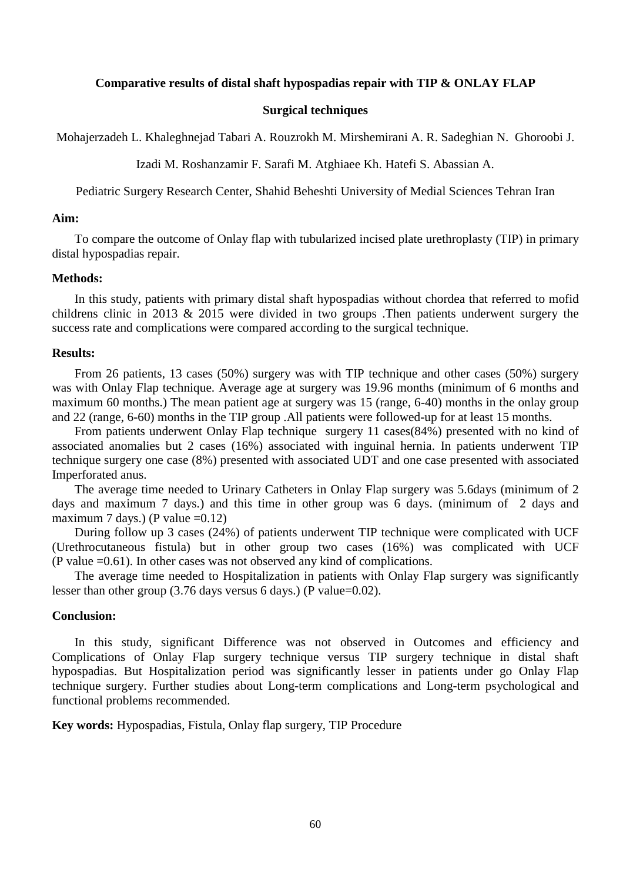**Comparative results of distal shaft hypospadias repair with TIP & ONLAY FLAP**

**Surgical techniques**

Mohajerzadeh L. Khaleghnejad Tabari A. Rouzrokh M. Mirshemirani A. R. Sadeghian N. Ghoroobi J.

Izadi M. Roshanzamir F. Sarafi M. Atghiaee Kh. Hatefi S. Abassian A.

Pediatric Surgery Research Center, Shahid Beheshti University of Medial Sciences Tehran Iran

**Aim:**

To compare the outcome of Onlay flap with tubularized incised plate urethroplasty (TIP) in primary distal hypospadias repair.

**Methods:**

In this study, patients with primary distal shaft hypospadias without chordea that referred to mofid childrens clinic in 2013 & 2015 were divided in two groups .Then patients underwent surgery the success rate and complications were compared according to the surgical technique.

**Results:**

From 26 patients, 13 cases (50%) surgery was with TIP technique and other cases (50%) surgery was with Onlay Flap technique. Average age at surgery was 19.96 months (minimum of 6 months and maximum 60 months.) The mean patient age at surgery was 15 (range, 6-40) months in the onlay group and 22 (range, 6-60) months in the TIP group .All patients were followed-up for at least 15 months.

From patients underwent Onlay Flap technique surgery 11 cases(84%) presented with no kind of associated anomalies but 2 cases (16%) associated with inguinal hernia. In patients underwent TIP technique surgery one case (8%) presented with associated UDT and one case presented with associated Imperforated anus.

The average time needed to Urinary Catheters in Onlay Flap surgery was 5.6days (minimum of 2 days and maximum 7 days.) and this time in other group was 6 days. (minimum of 2 days and maximum 7 days.) (P value =0.12)

During follow up 3 cases (24%) of patients underwent TIP technique were complicated with UCF (Urethrocutaneous fistula) but in other group two cases (16%) was complicated with UCF (P value =0.61). In other cases was not observed any kind of complications.

The average time needed to Hospitalization in patients with Onlay Flap surgery was significantly lesser than other group (3.76 days versus 6 days.) (P value=0.02).

**Conclusion:**

In this study, significant Difference was not observed in Outcomes and efficiency and Complications of Onlay Flap surgery technique versus TIP surgery technique in distal shaft hypospadias. But Hospitalization period was significantly lesser in patients under go Onlay Flap technique surgery. Further studies about Long-term complications and Long-term psychological and functional problems recommended.

**Key words:** Hypospadias, Fistula, Onlay flap surgery, TIP Procedure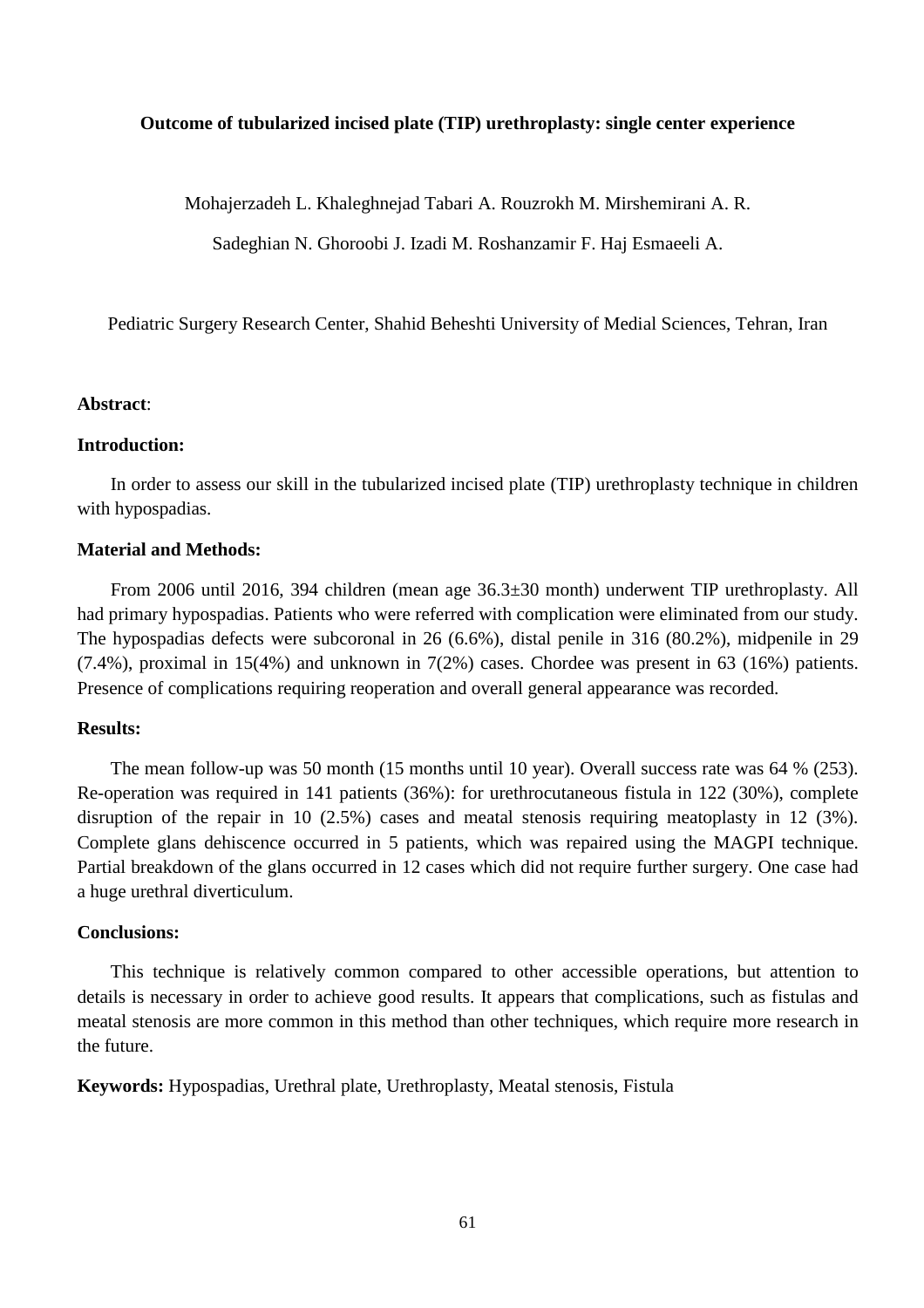**Outcome of tubularized incised plate (TIP) urethroplasty: single center experience**

Mohajerzadeh L. Khaleghnejad Tabari A. Rouzrokh M. Mirshemirani A. R.

Sadeghian N. Ghoroobi J. Izadi M. Roshanzamir F. Haj Esmaeeli A.

Pediatric Surgery Research Center, Shahid Beheshti University of Medial Sciences, Tehran, Iran

**Abstract**:

**Introduction:**

In order to assess our skill in the tubularized incised plate (TIP) urethroplasty technique in children with hypospadias.

**Material and Methods:**

From 2006 until 2016, 394 children (mean age 36.3±30 month) underwent TIP urethroplasty. All had primary hypospadias. Patients who were referred with complication were eliminated from our study. The hypospadias defects were subcoronal in 26 (6.6%), distal penile in 316 (80.2%), midpenile in 29 (7.4%), proximal in 15(4%) and unknown in 7(2%) cases. Chordee was present in 63 (16%) patients. Presence of complications requiring reoperation and overall general appearance was recorded.

**Results:**

The mean follow-up was 50 month (15 months until 10 year). Overall success rate was 64 % (253). Re-operation was required in 141 patients (36%): for urethrocutaneous fistula in 122 (30%), complete disruption of the repair in 10 (2.5%) cases and meatal stenosis requiring meatoplasty in 12 (3%). Complete glans dehiscence occurred in 5 patients, which was repaired using the MAGPI technique. Partial breakdown of the glans occurred in 12 cases which did not require further surgery. One case had a huge urethral diverticulum.

**Conclusions:**

This technique is relatively common compared to other accessible operations, but attention to details is necessary in order to achieve good results. It appears that complications, such as fistulas and meatal stenosis are more common in this method than other techniques, which require more research in the future.

**Keywords:** Hypospadias, Urethral plate, Urethroplasty, Meatal stenosis, Fistula